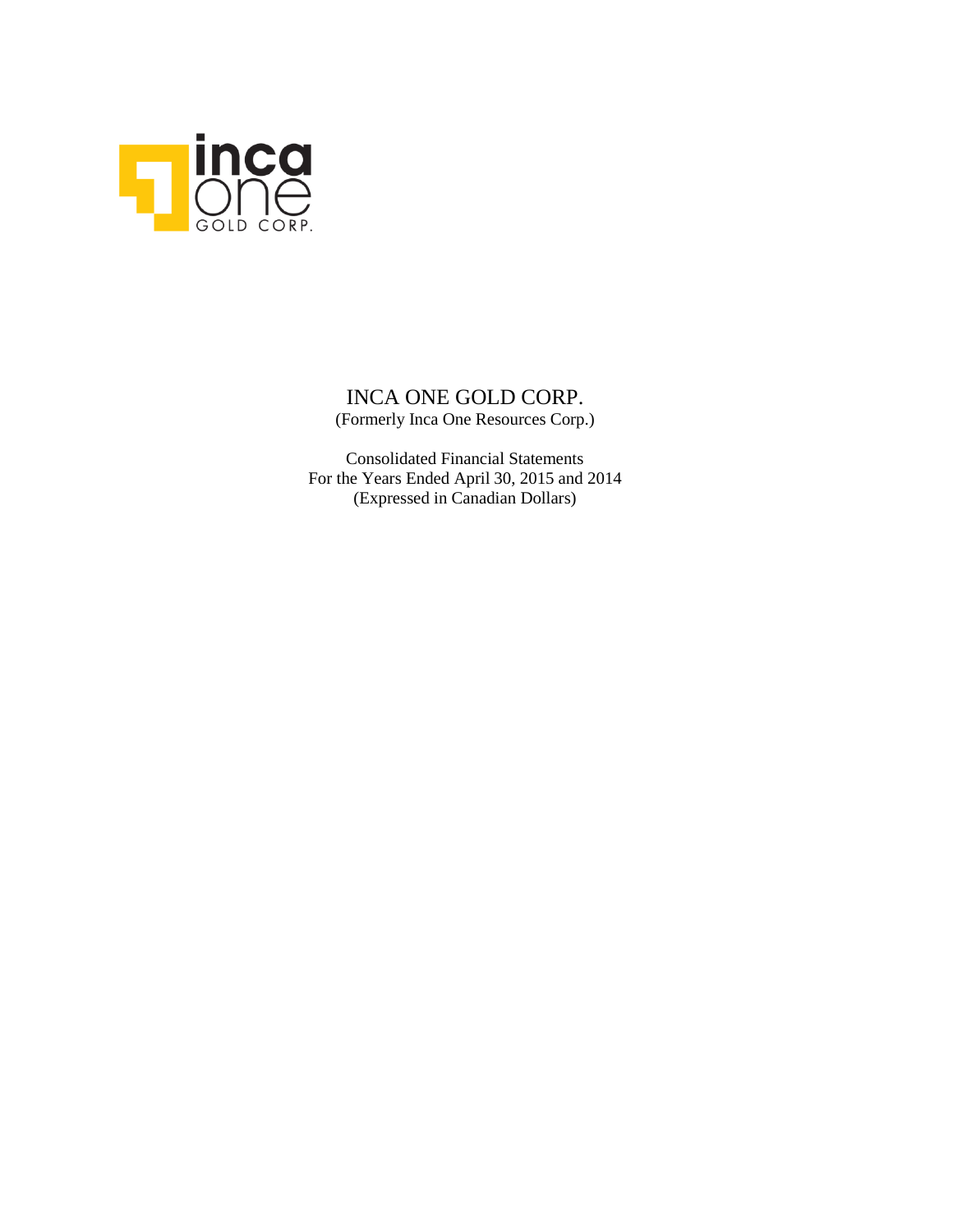# INCA ONE GOLD CORP.

(Formerly Inca One Resources Corp.)

Consolidated Financial Statements
For the Years Ended April 30, 2015 and 2014
(Expressed in Canadian Dollars)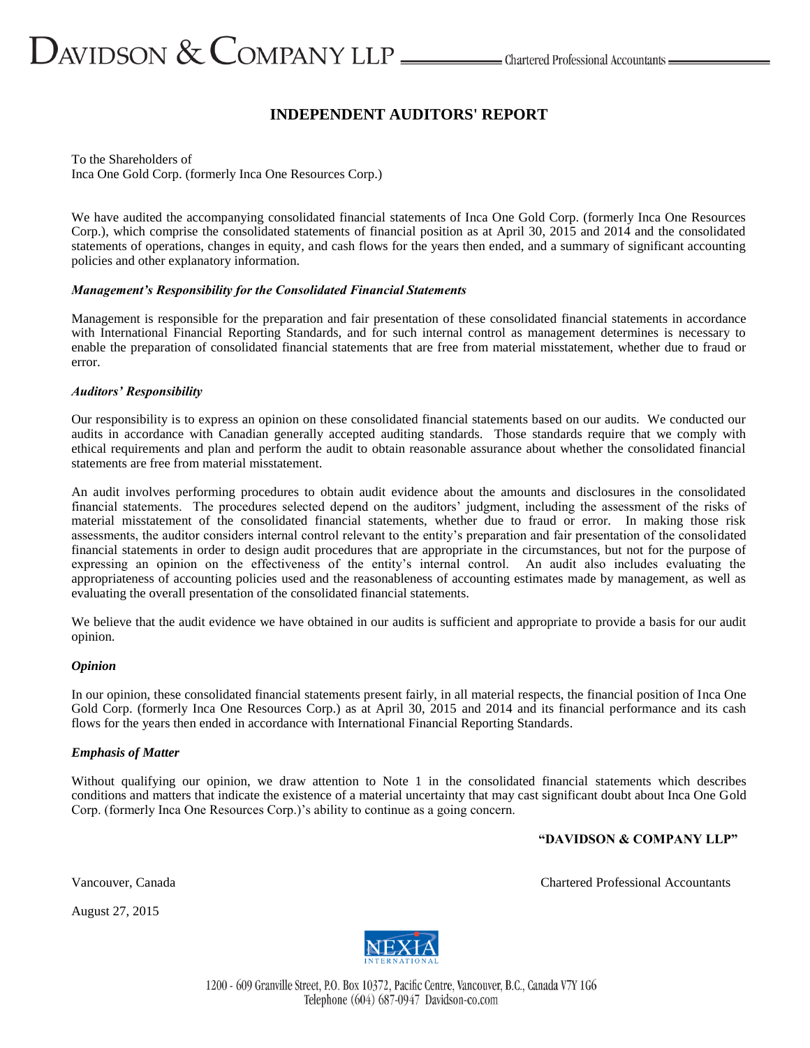# INDEPENDENT AUDITORS' REPORT

To the Shareholders of
Inca One Gold Corp. (formerly Inca One Resources Corp.)

We have audited the accompanying consolidated financial statements of Inca One Gold Corp. (formerly Inca One Resources Corp.), which comprise the consolidated statements of financial position as at April 30, 2015 and 2014 and the consolidated statements of operations, changes in equity, and cash flows for the years then ended, and a summary of significant accounting policies and other explanatory information.

***Management's Responsibility for the Consolidated Financial Statements***

Management is responsible for the preparation and fair presentation of these consolidated financial statements in accordance with International Financial Reporting Standards, and for such internal control as management determines is necessary to enable the preparation of consolidated financial statements that are free from material misstatement, whether due to fraud or error.

***Auditors' Responsibility***

Our responsibility is to express an opinion on these consolidated financial statements based on our audits. We conducted our audits in accordance with Canadian generally accepted auditing standards. Those standards require that we comply with ethical requirements and plan and perform the audit to obtain reasonable assurance about whether the consolidated financial statements are free from material misstatement.

An audit involves performing procedures to obtain audit evidence about the amounts and disclosures in the consolidated financial statements. The procedures selected depend on the auditors' judgment, including the assessment of the risks of material misstatement of the consolidated financial statements, whether due to fraud or error. In making those risk assessments, the auditor considers internal control relevant to the entity's preparation and fair presentation of the consolidated financial statements in order to design audit procedures that are appropriate in the circumstances, but not for the purpose of expressing an opinion on the effectiveness of the entity's internal control. An audit also includes evaluating the appropriateness of accounting policies used and the reasonableness of accounting estimates made by management, as well as evaluating the overall presentation of the consolidated financial statements.

We believe that the audit evidence we have obtained in our audits is sufficient and appropriate to provide a basis for our audit opinion.

***Opinion***

In our opinion, these consolidated financial statements present fairly, in all material respects, the financial position of Inca One Gold Corp. (formerly Inca One Resources Corp.) as at April 30, 2015 and 2014 and its financial performance and its cash flows for the years then ended in accordance with International Financial Reporting Standards.

***Emphasis of Matter***

Without qualifying our opinion, we draw attention to Note 1 in the consolidated financial statements which describes conditions and matters that indicate the existence of a material uncertainty that may cast significant doubt about Inca One Gold Corp. (formerly Inca One Resources Corp.)'s ability to continue as a going concern.

**"DAVIDSON & COMPANY LLP"**

Vancouver, Canada

Chartered Professional Accountants

August 27, 2015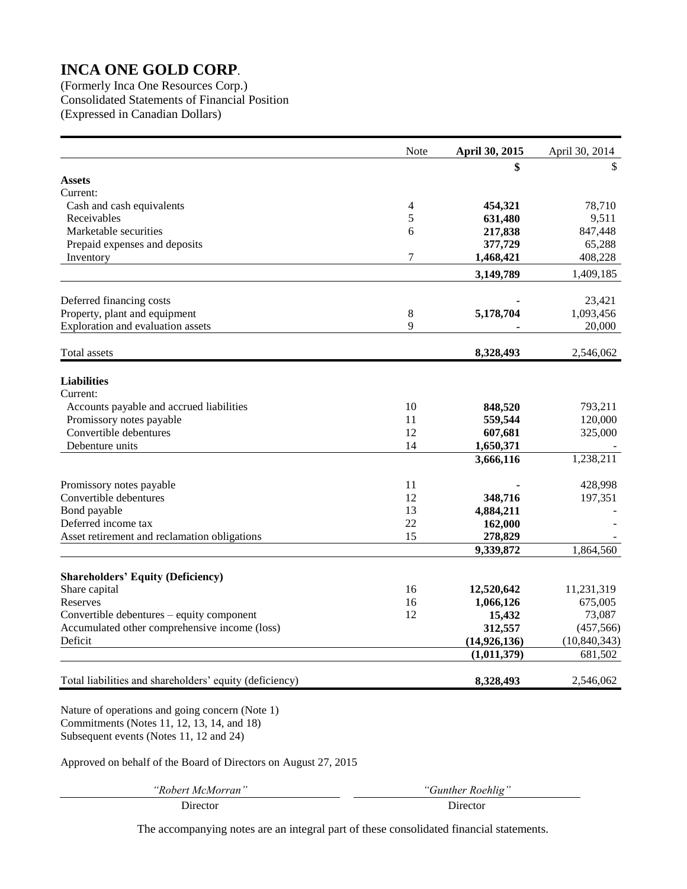# INCA ONE GOLD CORP.

(Formerly Inca One Resources Corp.)
Consolidated Statements of Financial Position
(Expressed in Canadian Dollars)

| | Note | April 30, 2015 | April 30, 2014 |
|---|---|---|---|
| | | **$** | $ |
| **Assets** | | | |
| Current: | | | |
| Cash and cash equivalents | 4 | **454,321** | 78,710 |
| Receivables | 5 | **631,480** | 9,511 |
| Marketable securities | 6 | **217,838** | 847,448 |
| Prepaid expenses and deposits | | **377,729** | 65,288 |
| Inventory | 7 | **1,468,421** | 408,228 |
| | | **3,149,789** | 1,409,185 |
| Deferred financing costs | | **-** | 23,421 |
| Property, plant and equipment | 8 | **5,178,704** | 1,093,456 |
| Exploration and evaluation assets | 9 | **-** | 20,000 |
| Total assets | | **8,328,493** | 2,546,062 |
| **Liabilities** | | | |
| Current: | | | |
| Accounts payable and accrued liabilities | 10 | **848,520** | 793,211 |
| Promissory notes payable | 11 | **559,544** | 120,000 |
| Convertible debentures | 12 | **607,681** | 325,000 |
| Debenture units | 14 | **1,650,371** | - |
| | | **3,666,116** | 1,238,211 |
| Promissory notes payable | 11 | **-** | 428,998 |
| Convertible debentures | 12 | **348,716** | 197,351 |
| Bond payable | 13 | **4,884,211** | - |
| Deferred income tax | 22 | **162,000** | - |
| Asset retirement and reclamation obligations | 15 | **278,829** | - |
| | | **9,339,872** | 1,864,560 |
| **Shareholders' Equity (Deficiency)** | | | |
| Share capital | 16 | **12,520,642** | 11,231,319 |
| Reserves | 16 | **1,066,126** | 675,005 |
| Convertible debentures – equity component | 12 | **15,432** | 73,087 |
| Accumulated other comprehensive income (loss) | | **312,557** | (457,566) |
| Deficit | | **(14,926,136)** | (10,840,343) |
| | | **(1,011,379)** | 681,502 |
| Total liabilities and shareholders' equity (deficiency) | | **8,328,493** | 2,546,062 |

Nature of operations and going concern (Note 1)
Commitments (Notes 11, 12, 13, 14, and 18)
Subsequent events (Notes 11, 12 and 24)

Approved on behalf of the Board of Directors on August 27, 2015

| *"Robert McMorran"* | *"Gunther Roehlig"* |
|---|---|
| Director | Director |

The accompanying notes are an integral part of these consolidated financial statements.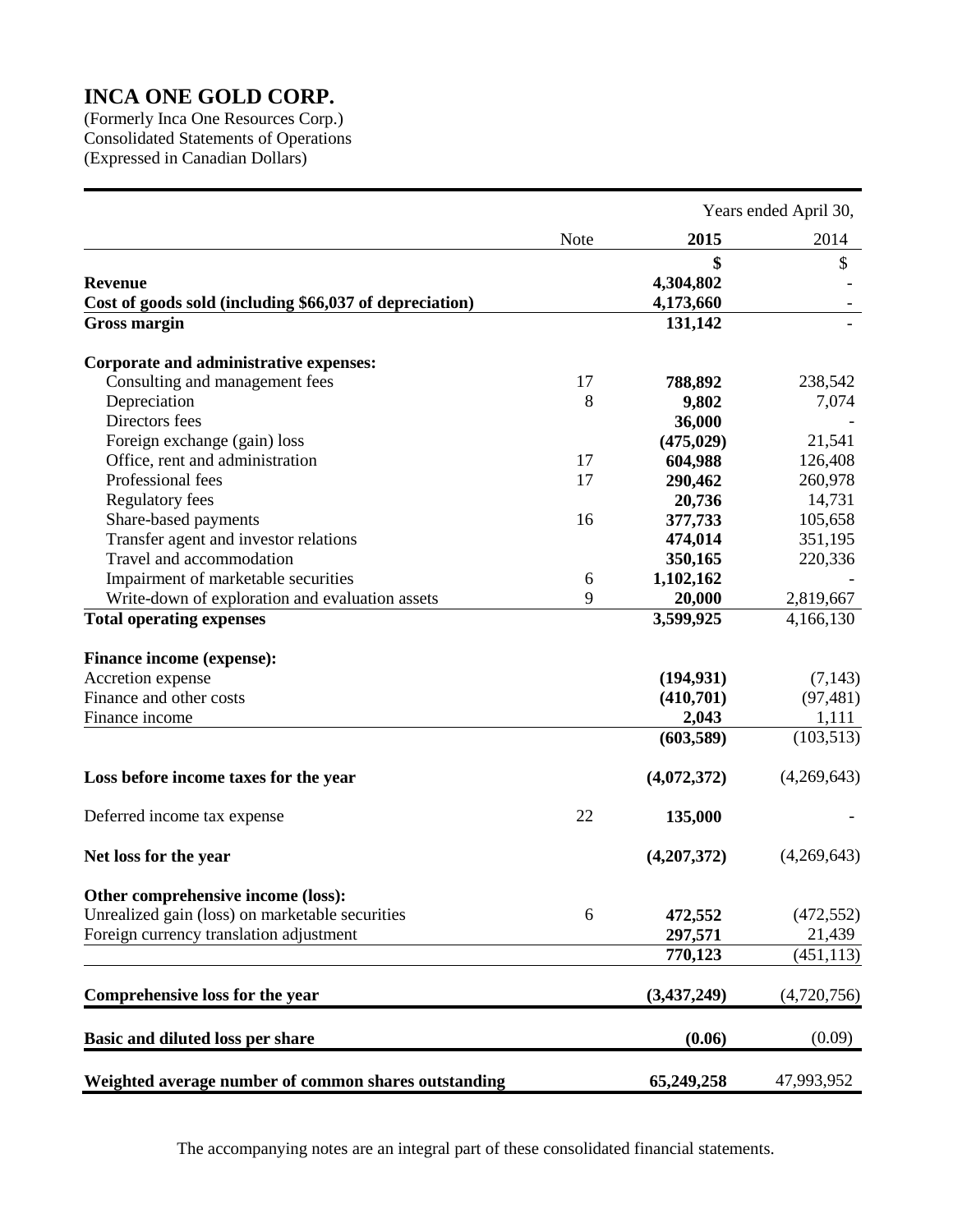# INCA ONE GOLD CORP.

(Formerly Inca One Resources Corp.)
Consolidated Statements of Operations
(Expressed in Canadian Dollars)

| | | Years ended April 30, | |
|---|---|---|---|
| | Note | **2015** | 2014 |
| | | **$** | $ |
| **Revenue** | | **4,304,802** | - |
| **Cost of goods sold (including $66,037 of depreciation)** | | **4,173,660** | - |
| **Gross margin** | | **131,142** | - |
| **Corporate and administrative expenses:** | | | |
| Consulting and management fees | 17 | **788,892** | 238,542 |
| Depreciation | 8 | **9,802** | 7,074 |
| Directors fees | | **36,000** | - |
| Foreign exchange (gain) loss | | **(475,029)** | 21,541 |
| Office, rent and administration | 17 | **604,988** | 126,408 |
| Professional fees | 17 | **290,462** | 260,978 |
| Regulatory fees | | **20,736** | 14,731 |
| Share-based payments | 16 | **377,733** | 105,658 |
| Transfer agent and investor relations | | **474,014** | 351,195 |
| Travel and accommodation | | **350,165** | 220,336 |
| Impairment of marketable securities | 6 | **1,102,162** | - |
| Write-down of exploration and evaluation assets | 9 | **20,000** | 2,819,667 |
| **Total operating expenses** | | **3,599,925** | 4,166,130 |
| **Finance income (expense):** | | | |
| Accretion expense | | **(194,931)** | (7,143) |
| Finance and other costs | | **(410,701)** | (97,481) |
| Finance income | | **2,043** | 1,111 |
| | | **(603,589)** | (103,513) |
| **Loss before income taxes for the year** | | **(4,072,372)** | (4,269,643) |
| Deferred income tax expense | 22 | **135,000** | - |
| **Net loss for the year** | | **(4,207,372)** | (4,269,643) |
| **Other comprehensive income (loss):** | | | |
| Unrealized gain (loss) on marketable securities | 6 | **472,552** | (472,552) |
| Foreign currency translation adjustment | | **297,571** | 21,439 |
| | | **770,123** | (451,113) |
| **Comprehensive loss for the year** | | **(3,437,249)** | (4,720,756) |
| **Basic and diluted loss per share** | | **(0.06)** | (0.09) |
| **Weighted average number of common shares outstanding** | | **65,249,258** | 47,993,952 |

The accompanying notes are an integral part of these consolidated financial statements.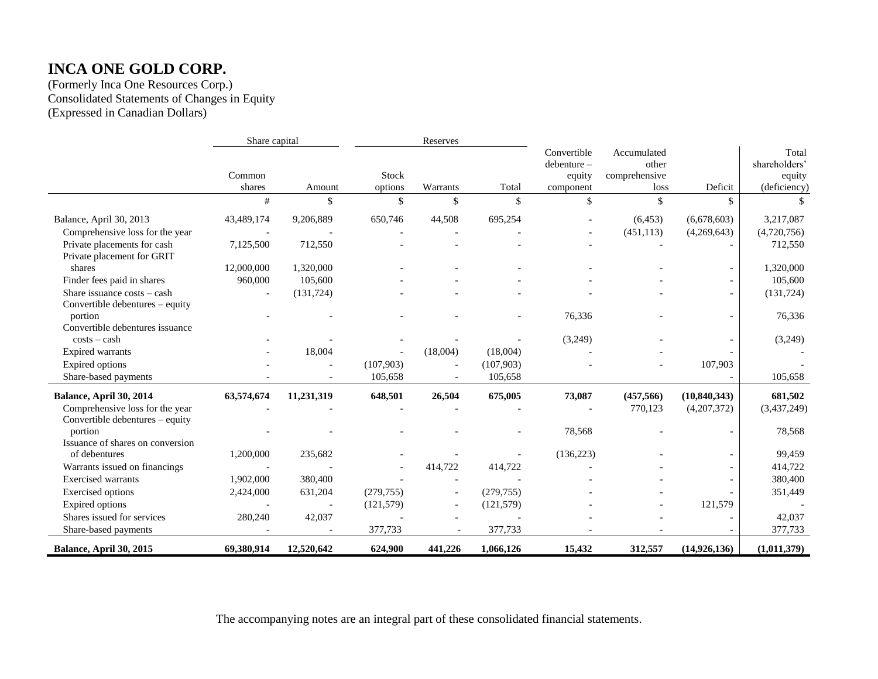# INCA ONE GOLD CORP.

(Formerly Inca One Resources Corp.)
Consolidated Statements of Changes in Equity
(Expressed in Canadian Dollars)

| | Share capital | | Reserves | | | | | | |
|---|---|---|---|---|---|---|---|---|---|
| | Common shares | Amount | Stock options | Warrants | Total | Convertible debenture – equity component | Accumulated other comprehensive loss | Deficit | Total shareholders' equity (deficiency) |
| | # | $ | $ | $ | $ | $ | $ | $ | $ |
| Balance, April 30, 2013 | 43,489,174 | 9,206,889 | 650,746 | 44,508 | 695,254 | - | (6,453) | (6,678,603) | 3,217,087 |
| Comprehensive loss for the year | - | - | - | - | - | - | (451,113) | (4,269,643) | (4,720,756) |
| Private placements for cash | 7,125,500 | 712,550 | - | - | - | - | - | - | 712,550 |
| Private placement for GRIT shares | 12,000,000 | 1,320,000 | - | - | - | - | - | - | 1,320,000 |
| Finder fees paid in shares | 960,000 | 105,600 | - | - | - | - | - | - | 105,600 |
| Share issuance costs – cash | - | (131,724) | - | - | - | - | - | - | (131,724) |
| Convertible debentures – equity portion | - | - | - | - | - | 76,336 | - | - | 76,336 |
| Convertible debentures issuance costs – cash | - | - | - | - | - | (3,249) | - | - | (3,249) |
| Expired warrants | - | 18,004 | - | (18,004) | (18,004) | - | - | - | - |
| Expired options | - | - | (107,903) | - | (107,903) | - | - | 107,903 | - |
| Share-based payments | - | - | 105,658 | - | 105,658 | | | - | 105,658 |
| **Balance, April 30, 2014** | **63,574,674** | **11,231,319** | **648,501** | **26,504** | **675,005** | **73,087** | **(457,566)** | **(10,840,343)** | **681,502** |
| Comprehensive loss for the year | - | - | - | - | - | - | 770,123 | (4,207,372) | (3,437,249) |
| Convertible debentures – equity portion | - | - | - | - | - | 78,568 | - | - | 78,568 |
| Issuance of shares on conversion of debentures | 1,200,000 | 235,682 | - | - | - | (136,223) | - | - | 99,459 |
| Warrants issued on financings | - | - | - | 414,722 | 414,722 | - | - | - | 414,722 |
| Exercised warrants | 1,902,000 | 380,400 | - | - | - | - | - | - | 380,400 |
| Exercised options | 2,424,000 | 631,204 | (279,755) | - | (279,755) | - | - | - | 351,449 |
| Expired options | - | - | (121,579) | - | (121,579) | - | - | 121,579 | - |
| Shares issued for services | 280,240 | 42,037 | - | - | - | - | - | - | 42,037 |
| Share-based payments | - | - | 377,733 | - | 377,733 | - | - | - | 377,733 |
| **Balance, April 30, 2015** | **69,380,914** | **12,520,642** | **624,900** | **441,226** | **1,066,126** | **15,432** | **312,557** | **(14,926,136)** | **(1,011,379)** |

The accompanying notes are an integral part of these consolidated financial statements.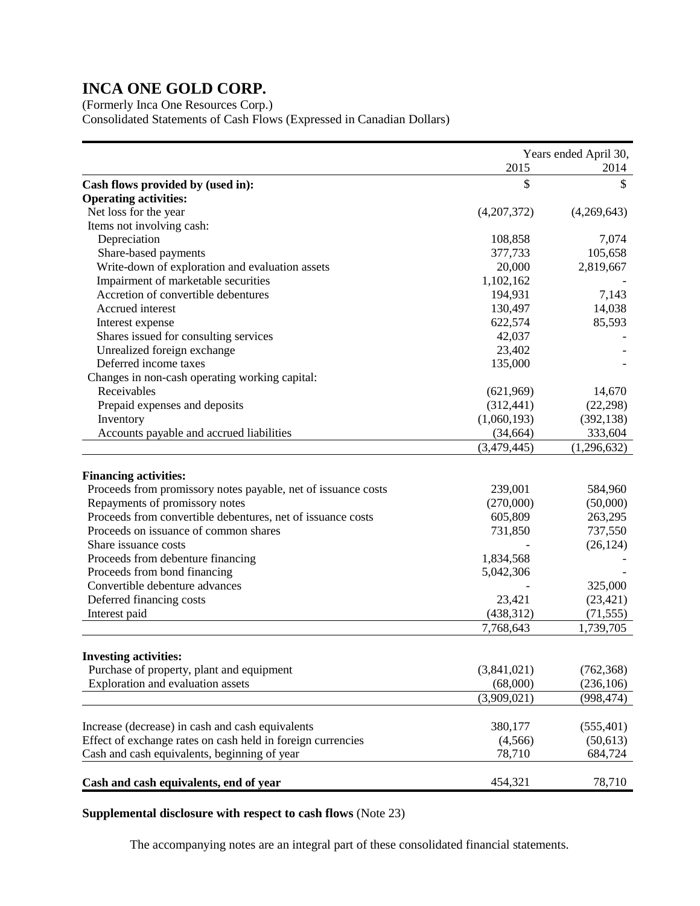# INCA ONE GOLD CORP.

(Formerly Inca One Resources Corp.)
Consolidated Statements of Cash Flows (Expressed in Canadian Dollars)

| | Years ended April 30, 2015 | 2014 |
|---|---|---|
| **Cash flows provided by (used in):** | $ | $ |
| **Operating activities:** | | |
| Net loss for the year | (4,207,372) | (4,269,643) |
| Items not involving cash: | | |
| Depreciation | 108,858 | 7,074 |
| Share-based payments | 377,733 | 105,658 |
| Write-down of exploration and evaluation assets | 20,000 | 2,819,667 |
| Impairment of marketable securities | 1,102,162 | - |
| Accretion of convertible debentures | 194,931 | 7,143 |
| Accrued interest | 130,497 | 14,038 |
| Interest expense | 622,574 | 85,593 |
| Shares issued for consulting services | 42,037 | - |
| Unrealized foreign exchange | 23,402 | - |
| Deferred income taxes | 135,000 | - |
| Changes in non-cash operating working capital: | | |
| Receivables | (621,969) | 14,670 |
| Prepaid expenses and deposits | (312,441) | (22,298) |
| Inventory | (1,060,193) | (392,138) |
| Accounts payable and accrued liabilities | (34,664) | 333,604 |
| | (3,479,445) | (1,296,632) |
| **Financing activities:** | | |
| Proceeds from promissory notes payable, net of issuance costs | 239,001 | 584,960 |
| Repayments of promissory notes | (270,000) | (50,000) |
| Proceeds from convertible debentures, net of issuance costs | 605,809 | 263,295 |
| Proceeds on issuance of common shares | 731,850 | 737,550 |
| Share issuance costs | - | (26,124) |
| Proceeds from debenture financing | 1,834,568 | - |
| Proceeds from bond financing | 5,042,306 | - |
| Convertible debenture advances | - | 325,000 |
| Deferred financing costs | 23,421 | (23,421) |
| Interest paid | (438,312) | (71,555) |
| | 7,768,643 | 1,739,705 |
| **Investing activities:** | | |
| Purchase of property, plant and equipment | (3,841,021) | (762,368) |
| Exploration and evaluation assets | (68,000) | (236,106) |
| | (3,909,021) | (998,474) |
| Increase (decrease) in cash and cash equivalents | 380,177 | (555,401) |
| Effect of exchange rates on cash held in foreign currencies | (4,566) | (50,613) |
| Cash and cash equivalents, beginning of year | 78,710 | 684,724 |
| **Cash and cash equivalents, end of year** | 454,321 | 78,710 |

**Supplemental disclosure with respect to cash flows** (Note 23)

The accompanying notes are an integral part of these consolidated financial statements.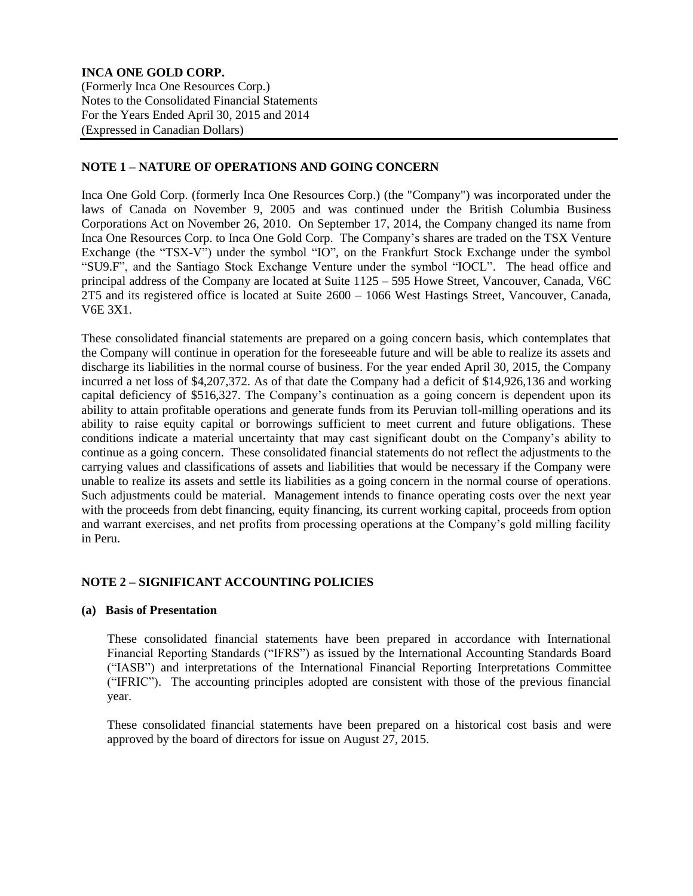**INCA ONE GOLD CORP.**
(Formerly Inca One Resources Corp.)
Notes to the Consolidated Financial Statements
For the Years Ended April 30, 2015 and 2014
(Expressed in Canadian Dollars)

## NOTE 1 – NATURE OF OPERATIONS AND GOING CONCERN

Inca One Gold Corp. (formerly Inca One Resources Corp.) (the "Company") was incorporated under the laws of Canada on November 9, 2005 and was continued under the British Columbia Business Corporations Act on November 26, 2010. On September 17, 2014, the Company changed its name from Inca One Resources Corp. to Inca One Gold Corp. The Company's shares are traded on the TSX Venture Exchange (the "TSX-V") under the symbol "IO", on the Frankfurt Stock Exchange under the symbol "SU9.F", and the Santiago Stock Exchange Venture under the symbol "IOCL". The head office and principal address of the Company are located at Suite 1125 – 595 Howe Street, Vancouver, Canada, V6C 2T5 and its registered office is located at Suite 2600 – 1066 West Hastings Street, Vancouver, Canada, V6E 3X1.

These consolidated financial statements are prepared on a going concern basis, which contemplates that the Company will continue in operation for the foreseeable future and will be able to realize its assets and discharge its liabilities in the normal course of business. For the year ended April 30, 2015, the Company incurred a net loss of $4,207,372. As of that date the Company had a deficit of $14,926,136 and working capital deficiency of $516,327. The Company's continuation as a going concern is dependent upon its ability to attain profitable operations and generate funds from its Peruvian toll-milling operations and its ability to raise equity capital or borrowings sufficient to meet current and future obligations. These conditions indicate a material uncertainty that may cast significant doubt on the Company's ability to continue as a going concern. These consolidated financial statements do not reflect the adjustments to the carrying values and classifications of assets and liabilities that would be necessary if the Company were unable to realize its assets and settle its liabilities as a going concern in the normal course of operations. Such adjustments could be material. Management intends to finance operating costs over the next year with the proceeds from debt financing, equity financing, its current working capital, proceeds from option and warrant exercises, and net profits from processing operations at the Company's gold milling facility in Peru.

## NOTE 2 – SIGNIFICANT ACCOUNTING POLICIES

### (a) Basis of Presentation

These consolidated financial statements have been prepared in accordance with International Financial Reporting Standards ("IFRS") as issued by the International Accounting Standards Board ("IASB") and interpretations of the International Financial Reporting Interpretations Committee ("IFRIC"). The accounting principles adopted are consistent with those of the previous financial year.

These consolidated financial statements have been prepared on a historical cost basis and were approved by the board of directors for issue on August 27, 2015.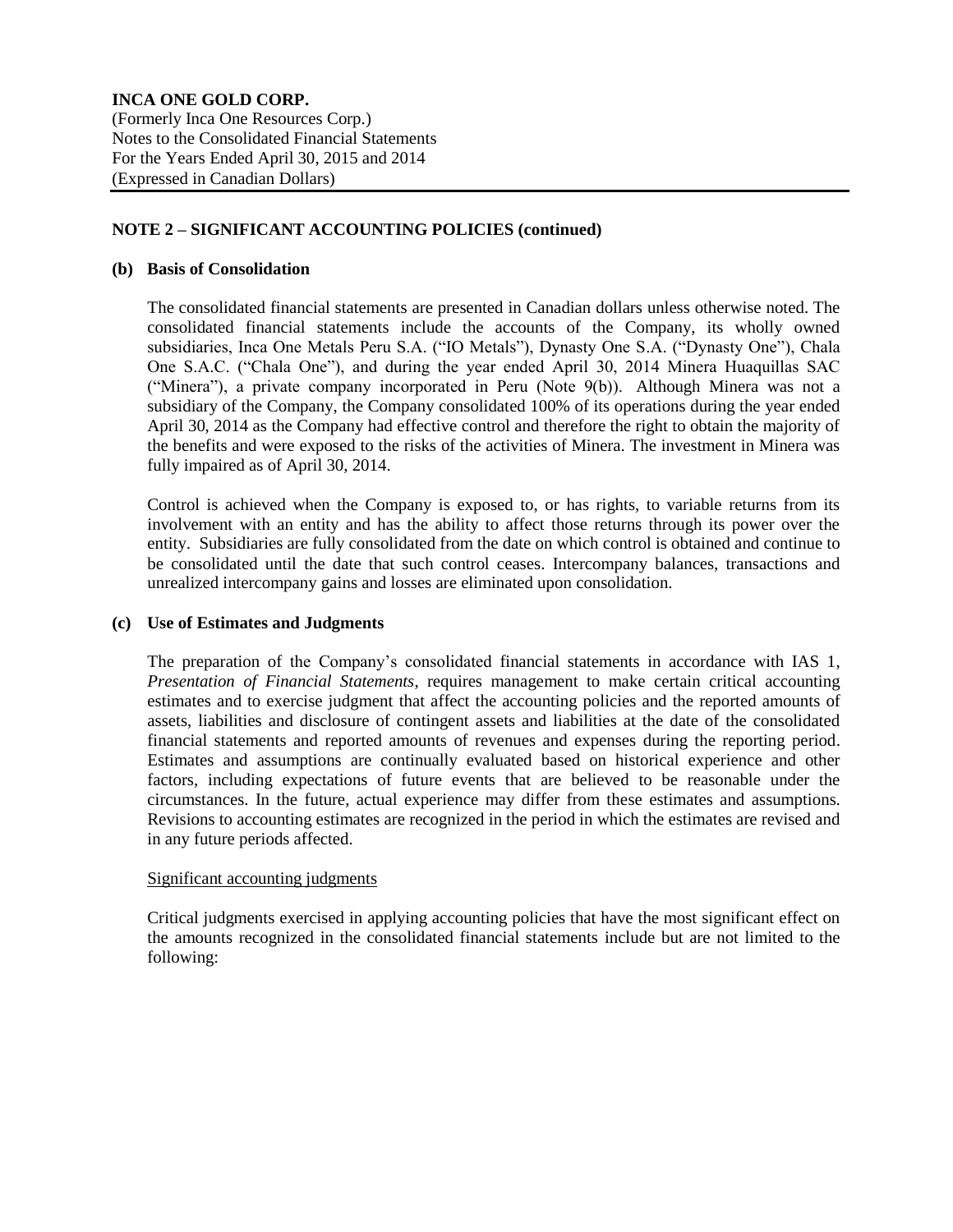## NOTE 2 – SIGNIFICANT ACCOUNTING POLICIES (continued)

### (b) Basis of Consolidation

The consolidated financial statements are presented in Canadian dollars unless otherwise noted. The consolidated financial statements include the accounts of the Company, its wholly owned subsidiaries, Inca One Metals Peru S.A. ("IO Metals"), Dynasty One S.A. ("Dynasty One"), Chala One S.A.C. ("Chala One"), and during the year ended April 30, 2014 Minera Huaquillas SAC ("Minera"), a private company incorporated in Peru (Note 9(b)). Although Minera was not a subsidiary of the Company, the Company consolidated 100% of its operations during the year ended April 30, 2014 as the Company had effective control and therefore the right to obtain the majority of the benefits and were exposed to the risks of the activities of Minera. The investment in Minera was fully impaired as of April 30, 2014.

Control is achieved when the Company is exposed to, or has rights, to variable returns from its involvement with an entity and has the ability to affect those returns through its power over the entity. Subsidiaries are fully consolidated from the date on which control is obtained and continue to be consolidated until the date that such control ceases. Intercompany balances, transactions and unrealized intercompany gains and losses are eliminated upon consolidation.

### (c) Use of Estimates and Judgments

The preparation of the Company's consolidated financial statements in accordance with IAS 1, *Presentation of Financial Statements*, requires management to make certain critical accounting estimates and to exercise judgment that affect the accounting policies and the reported amounts of assets, liabilities and disclosure of contingent assets and liabilities at the date of the consolidated financial statements and reported amounts of revenues and expenses during the reporting period. Estimates and assumptions are continually evaluated based on historical experience and other factors, including expectations of future events that are believed to be reasonable under the circumstances. In the future, actual experience may differ from these estimates and assumptions. Revisions to accounting estimates are recognized in the period in which the estimates are revised and in any future periods affected.

Significant accounting judgments

Critical judgments exercised in applying accounting policies that have the most significant effect on the amounts recognized in the consolidated financial statements include but are not limited to the following: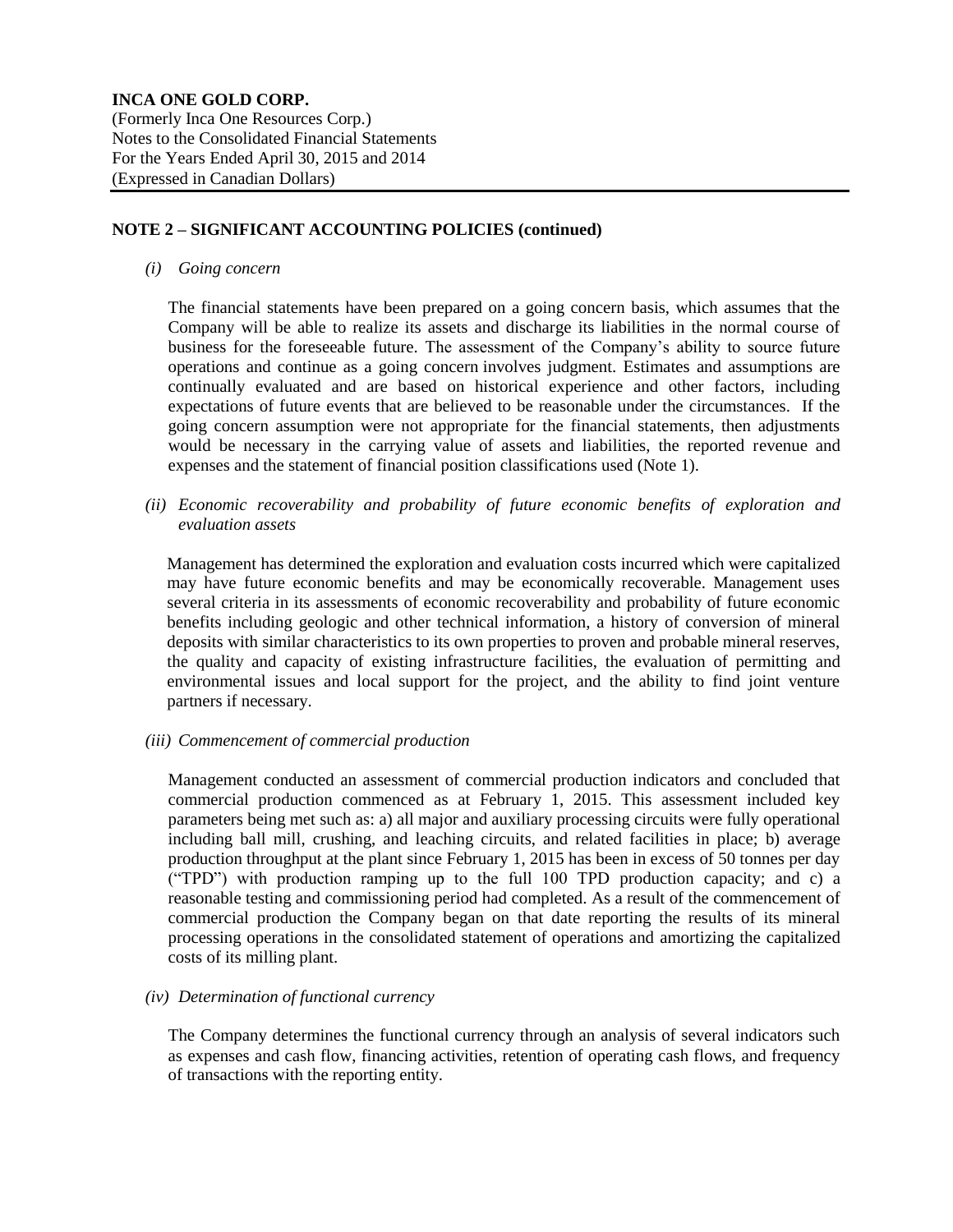## NOTE 2 – SIGNIFICANT ACCOUNTING POLICIES (continued)

*(i) Going concern*

The financial statements have been prepared on a going concern basis, which assumes that the Company will be able to realize its assets and discharge its liabilities in the normal course of business for the foreseeable future. The assessment of the Company's ability to source future operations and continue as a going concern involves judgment. Estimates and assumptions are continually evaluated and are based on historical experience and other factors, including expectations of future events that are believed to be reasonable under the circumstances. If the going concern assumption were not appropriate for the financial statements, then adjustments would be necessary in the carrying value of assets and liabilities, the reported revenue and expenses and the statement of financial position classifications used (Note 1).

*(ii) Economic recoverability and probability of future economic benefits of exploration and evaluation assets*

Management has determined the exploration and evaluation costs incurred which were capitalized may have future economic benefits and may be economically recoverable. Management uses several criteria in its assessments of economic recoverability and probability of future economic benefits including geologic and other technical information, a history of conversion of mineral deposits with similar characteristics to its own properties to proven and probable mineral reserves, the quality and capacity of existing infrastructure facilities, the evaluation of permitting and environmental issues and local support for the project, and the ability to find joint venture partners if necessary.

*(iii) Commencement of commercial production*

Management conducted an assessment of commercial production indicators and concluded that commercial production commenced as at February 1, 2015. This assessment included key parameters being met such as: a) all major and auxiliary processing circuits were fully operational including ball mill, crushing, and leaching circuits, and related facilities in place; b) average production throughput at the plant since February 1, 2015 has been in excess of 50 tonnes per day ("TPD") with production ramping up to the full 100 TPD production capacity; and c) a reasonable testing and commissioning period had completed. As a result of the commencement of commercial production the Company began on that date reporting the results of its mineral processing operations in the consolidated statement of operations and amortizing the capitalized costs of its milling plant.

*(iv) Determination of functional currency*

The Company determines the functional currency through an analysis of several indicators such as expenses and cash flow, financing activities, retention of operating cash flows, and frequency of transactions with the reporting entity.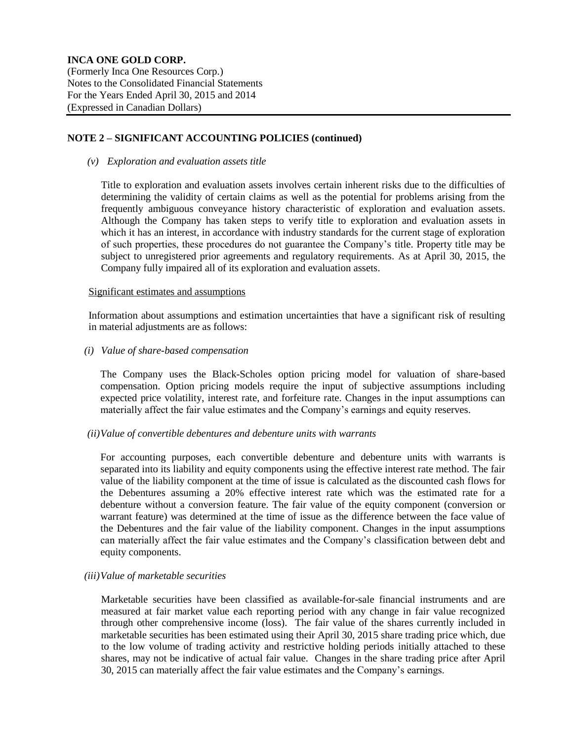## NOTE 2 – SIGNIFICANT ACCOUNTING POLICIES (continued)

*(v) Exploration and evaluation assets title*

Title to exploration and evaluation assets involves certain inherent risks due to the difficulties of determining the validity of certain claims as well as the potential for problems arising from the frequently ambiguous conveyance history characteristic of exploration and evaluation assets. Although the Company has taken steps to verify title to exploration and evaluation assets in which it has an interest, in accordance with industry standards for the current stage of exploration of such properties, these procedures do not guarantee the Company's title. Property title may be subject to unregistered prior agreements and regulatory requirements. As at April 30, 2015, the Company fully impaired all of its exploration and evaluation assets.

Significant estimates and assumptions

Information about assumptions and estimation uncertainties that have a significant risk of resulting in material adjustments are as follows:

*(i) Value of share-based compensation*

The Company uses the Black-Scholes option pricing model for valuation of share-based compensation. Option pricing models require the input of subjective assumptions including expected price volatility, interest rate, and forfeiture rate. Changes in the input assumptions can materially affect the fair value estimates and the Company's earnings and equity reserves.

*(ii) Value of convertible debentures and debenture units with warrants*

For accounting purposes, each convertible debenture and debenture units with warrants is separated into its liability and equity components using the effective interest rate method. The fair value of the liability component at the time of issue is calculated as the discounted cash flows for the Debentures assuming a 20% effective interest rate which was the estimated rate for a debenture without a conversion feature. The fair value of the equity component (conversion or warrant feature) was determined at the time of issue as the difference between the face value of the Debentures and the fair value of the liability component. Changes in the input assumptions can materially affect the fair value estimates and the Company's classification between debt and equity components.

*(iii) Value of marketable securities*

Marketable securities have been classified as available-for-sale financial instruments and are measured at fair market value each reporting period with any change in fair value recognized through other comprehensive income (loss). The fair value of the shares currently included in marketable securities has been estimated using their April 30, 2015 share trading price which, due to the low volume of trading activity and restrictive holding periods initially attached to these shares, may not be indicative of actual fair value. Changes in the share trading price after April 30, 2015 can materially affect the fair value estimates and the Company's earnings.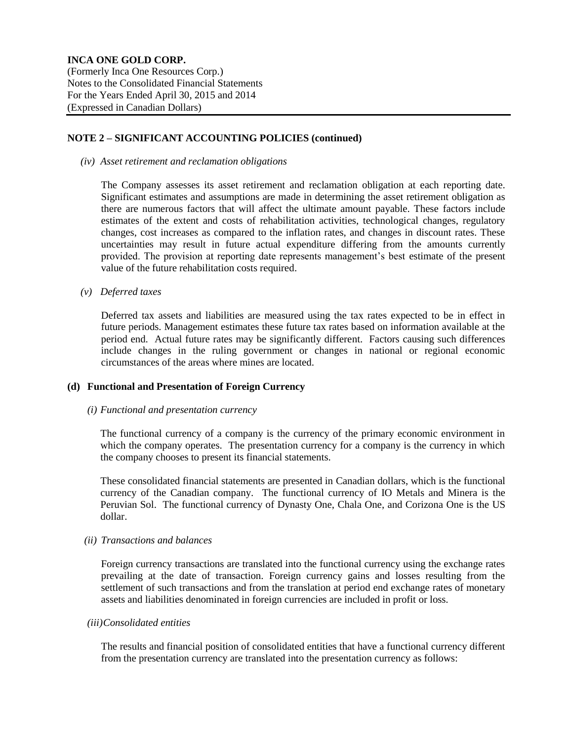## NOTE 2 – SIGNIFICANT ACCOUNTING POLICIES (continued)

*(iv) Asset retirement and reclamation obligations*

The Company assesses its asset retirement and reclamation obligation at each reporting date. Significant estimates and assumptions are made in determining the asset retirement obligation as there are numerous factors that will affect the ultimate amount payable. These factors include estimates of the extent and costs of rehabilitation activities, technological changes, regulatory changes, cost increases as compared to the inflation rates, and changes in discount rates. These uncertainties may result in future actual expenditure differing from the amounts currently provided. The provision at reporting date represents management's best estimate of the present value of the future rehabilitation costs required.

*(v) Deferred taxes*

Deferred tax assets and liabilities are measured using the tax rates expected to be in effect in future periods. Management estimates these future tax rates based on information available at the period end. Actual future rates may be significantly different. Factors causing such differences include changes in the ruling government or changes in national or regional economic circumstances of the areas where mines are located.

### (d) Functional and Presentation of Foreign Currency

*(i) Functional and presentation currency*

The functional currency of a company is the currency of the primary economic environment in which the company operates. The presentation currency for a company is the currency in which the company chooses to present its financial statements.

These consolidated financial statements are presented in Canadian dollars, which is the functional currency of the Canadian company. The functional currency of IO Metals and Minera is the Peruvian Sol. The functional currency of Dynasty One, Chala One, and Corizona One is the US dollar.

*(ii) Transactions and balances*

Foreign currency transactions are translated into the functional currency using the exchange rates prevailing at the date of transaction. Foreign currency gains and losses resulting from the settlement of such transactions and from the translation at period end exchange rates of monetary assets and liabilities denominated in foreign currencies are included in profit or loss.

*(iii) Consolidated entities*

The results and financial position of consolidated entities that have a functional currency different from the presentation currency are translated into the presentation currency as follows: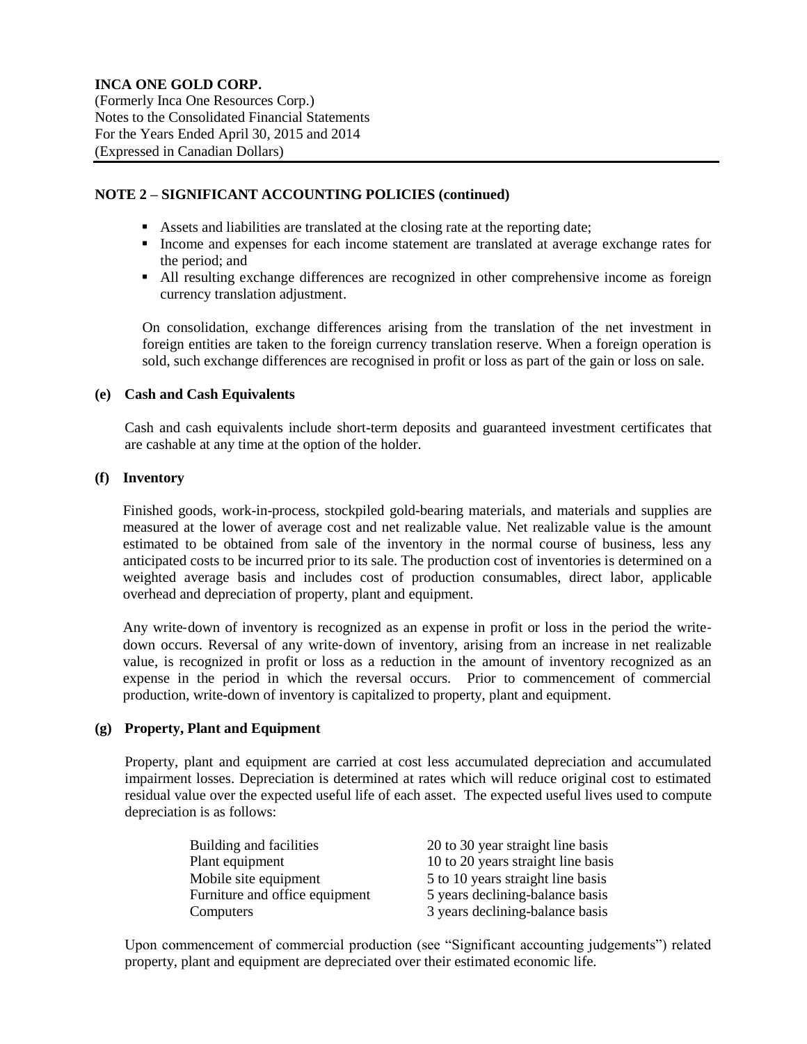**INCA ONE GOLD CORP.**
(Formerly Inca One Resources Corp.)
Notes to the Consolidated Financial Statements
For the Years Ended April 30, 2015 and 2014
(Expressed in Canadian Dollars)

**NOTE 2 – SIGNIFICANT ACCOUNTING POLICIES (continued)**

- Assets and liabilities are translated at the closing rate at the reporting date;
- Income and expenses for each income statement are translated at average exchange rates for the period; and
- All resulting exchange differences are recognized in other comprehensive income as foreign currency translation adjustment.

On consolidation, exchange differences arising from the translation of the net investment in foreign entities are taken to the foreign currency translation reserve. When a foreign operation is sold, such exchange differences are recognised in profit or loss as part of the gain or loss on sale.

**(e) Cash and Cash Equivalents**

Cash and cash equivalents include short-term deposits and guaranteed investment certificates that are cashable at any time at the option of the holder.

**(f) Inventory**

Finished goods, work-in-process, stockpiled gold-bearing materials, and materials and supplies are measured at the lower of average cost and net realizable value. Net realizable value is the amount estimated to be obtained from sale of the inventory in the normal course of business, less any anticipated costs to be incurred prior to its sale. The production cost of inventories is determined on a weighted average basis and includes cost of production consumables, direct labor, applicable overhead and depreciation of property, plant and equipment.

Any write-down of inventory is recognized as an expense in profit or loss in the period the write-down occurs. Reversal of any write-down of inventory, arising from an increase in net realizable value, is recognized in profit or loss as a reduction in the amount of inventory recognized as an expense in the period in which the reversal occurs. Prior to commencement of commercial production, write-down of inventory is capitalized to property, plant and equipment.

**(g) Property, Plant and Equipment**

Property, plant and equipment are carried at cost less accumulated depreciation and accumulated impairment losses. Depreciation is determined at rates which will reduce original cost to estimated residual value over the expected useful life of each asset. The expected useful lives used to compute depreciation is as follows:

| | |
|---|---|
| Building and facilities | 20 to 30 year straight line basis |
| Plant equipment | 10 to 20 years straight line basis |
| Mobile site equipment | 5 to 10 years straight line basis |
| Furniture and office equipment | 5 years declining-balance basis |
| Computers | 3 years declining-balance basis |

Upon commencement of commercial production (see "Significant accounting judgements") related property, plant and equipment are depreciated over their estimated economic life.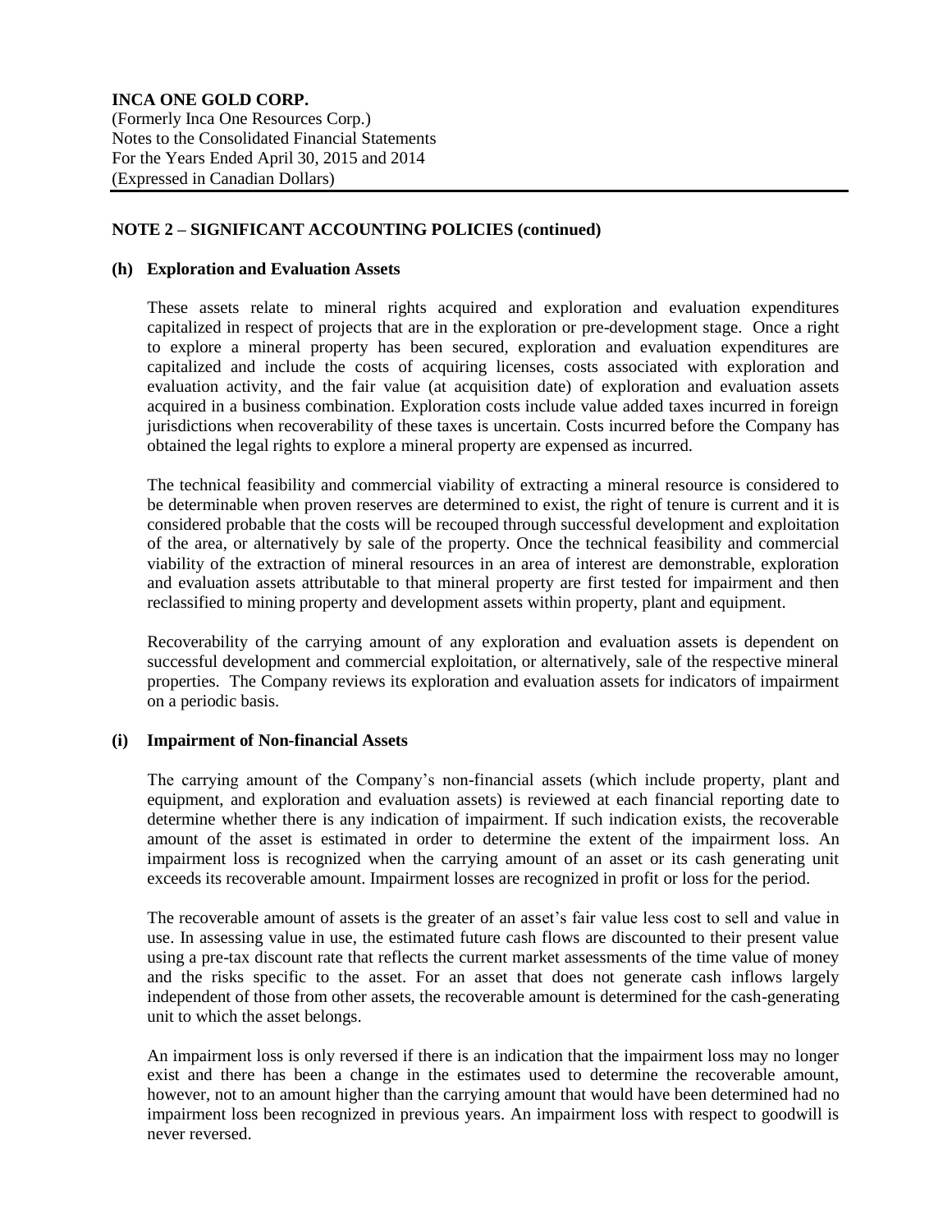## NOTE 2 – SIGNIFICANT ACCOUNTING POLICIES (continued)

### (h) Exploration and Evaluation Assets

These assets relate to mineral rights acquired and exploration and evaluation expenditures capitalized in respect of projects that are in the exploration or pre-development stage. Once a right to explore a mineral property has been secured, exploration and evaluation expenditures are capitalized and include the costs of acquiring licenses, costs associated with exploration and evaluation activity, and the fair value (at acquisition date) of exploration and evaluation assets acquired in a business combination. Exploration costs include value added taxes incurred in foreign jurisdictions when recoverability of these taxes is uncertain. Costs incurred before the Company has obtained the legal rights to explore a mineral property are expensed as incurred.

The technical feasibility and commercial viability of extracting a mineral resource is considered to be determinable when proven reserves are determined to exist, the right of tenure is current and it is considered probable that the costs will be recouped through successful development and exploitation of the area, or alternatively by sale of the property. Once the technical feasibility and commercial viability of the extraction of mineral resources in an area of interest are demonstrable, exploration and evaluation assets attributable to that mineral property are first tested for impairment and then reclassified to mining property and development assets within property, plant and equipment.

Recoverability of the carrying amount of any exploration and evaluation assets is dependent on successful development and commercial exploitation, or alternatively, sale of the respective mineral properties. The Company reviews its exploration and evaluation assets for indicators of impairment on a periodic basis.

### (i) Impairment of Non-financial Assets

The carrying amount of the Company's non-financial assets (which include property, plant and equipment, and exploration and evaluation assets) is reviewed at each financial reporting date to determine whether there is any indication of impairment. If such indication exists, the recoverable amount of the asset is estimated in order to determine the extent of the impairment loss. An impairment loss is recognized when the carrying amount of an asset or its cash generating unit exceeds its recoverable amount. Impairment losses are recognized in profit or loss for the period.

The recoverable amount of assets is the greater of an asset's fair value less cost to sell and value in use. In assessing value in use, the estimated future cash flows are discounted to their present value using a pre-tax discount rate that reflects the current market assessments of the time value of money and the risks specific to the asset. For an asset that does not generate cash inflows largely independent of those from other assets, the recoverable amount is determined for the cash-generating unit to which the asset belongs.

An impairment loss is only reversed if there is an indication that the impairment loss may no longer exist and there has been a change in the estimates used to determine the recoverable amount, however, not to an amount higher than the carrying amount that would have been determined had no impairment loss been recognized in previous years. An impairment loss with respect to goodwill is never reversed.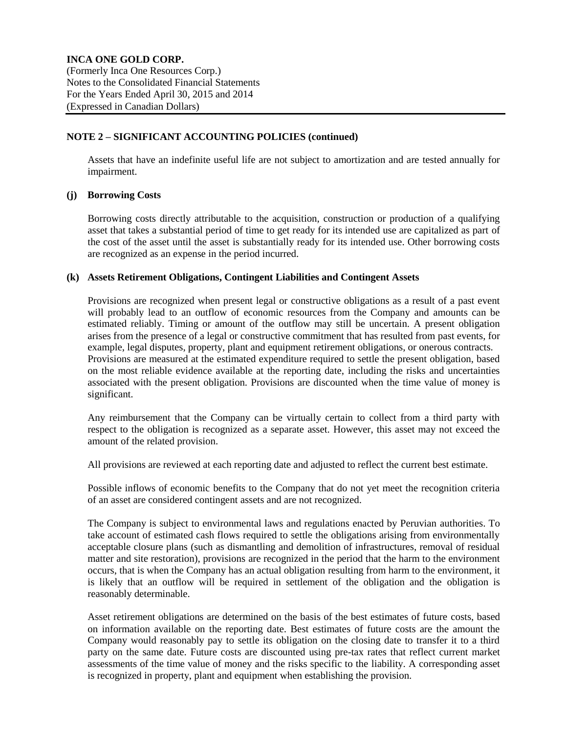## NOTE 2 – SIGNIFICANT ACCOUNTING POLICIES (continued)

Assets that have an indefinite useful life are not subject to amortization and are tested annually for impairment.

### (j) Borrowing Costs

Borrowing costs directly attributable to the acquisition, construction or production of a qualifying asset that takes a substantial period of time to get ready for its intended use are capitalized as part of the cost of the asset until the asset is substantially ready for its intended use. Other borrowing costs are recognized as an expense in the period incurred.

### (k) Assets Retirement Obligations, Contingent Liabilities and Contingent Assets

Provisions are recognized when present legal or constructive obligations as a result of a past event will probably lead to an outflow of economic resources from the Company and amounts can be estimated reliably. Timing or amount of the outflow may still be uncertain. A present obligation arises from the presence of a legal or constructive commitment that has resulted from past events, for example, legal disputes, property, plant and equipment retirement obligations, or onerous contracts. Provisions are measured at the estimated expenditure required to settle the present obligation, based on the most reliable evidence available at the reporting date, including the risks and uncertainties associated with the present obligation. Provisions are discounted when the time value of money is significant.

Any reimbursement that the Company can be virtually certain to collect from a third party with respect to the obligation is recognized as a separate asset. However, this asset may not exceed the amount of the related provision.

All provisions are reviewed at each reporting date and adjusted to reflect the current best estimate.

Possible inflows of economic benefits to the Company that do not yet meet the recognition criteria of an asset are considered contingent assets and are not recognized.

The Company is subject to environmental laws and regulations enacted by Peruvian authorities. To take account of estimated cash flows required to settle the obligations arising from environmentally acceptable closure plans (such as dismantling and demolition of infrastructures, removal of residual matter and site restoration), provisions are recognized in the period that the harm to the environment occurs, that is when the Company has an actual obligation resulting from harm to the environment, it is likely that an outflow will be required in settlement of the obligation and the obligation is reasonably determinable.

Asset retirement obligations are determined on the basis of the best estimates of future costs, based on information available on the reporting date. Best estimates of future costs are the amount the Company would reasonably pay to settle its obligation on the closing date to transfer it to a third party on the same date. Future costs are discounted using pre-tax rates that reflect current market assessments of the time value of money and the risks specific to the liability. A corresponding asset is recognized in property, plant and equipment when establishing the provision.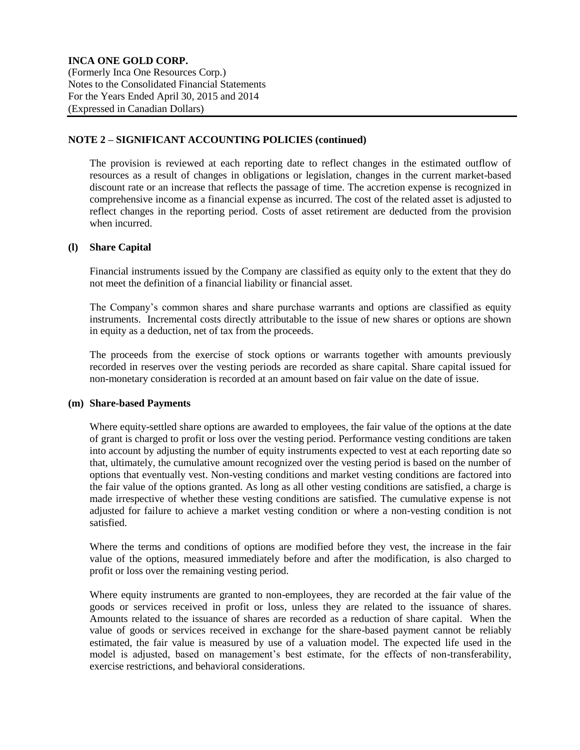## NOTE 2 – SIGNIFICANT ACCOUNTING POLICIES (continued)

The provision is reviewed at each reporting date to reflect changes in the estimated outflow of resources as a result of changes in obligations or legislation, changes in the current market-based discount rate or an increase that reflects the passage of time. The accretion expense is recognized in comprehensive income as a financial expense as incurred. The cost of the related asset is adjusted to reflect changes in the reporting period. Costs of asset retirement are deducted from the provision when incurred.

### (l) Share Capital

Financial instruments issued by the Company are classified as equity only to the extent that they do not meet the definition of a financial liability or financial asset.

The Company's common shares and share purchase warrants and options are classified as equity instruments. Incremental costs directly attributable to the issue of new shares or options are shown in equity as a deduction, net of tax from the proceeds.

The proceeds from the exercise of stock options or warrants together with amounts previously recorded in reserves over the vesting periods are recorded as share capital. Share capital issued for non-monetary consideration is recorded at an amount based on fair value on the date of issue.

### (m) Share-based Payments

Where equity-settled share options are awarded to employees, the fair value of the options at the date of grant is charged to profit or loss over the vesting period. Performance vesting conditions are taken into account by adjusting the number of equity instruments expected to vest at each reporting date so that, ultimately, the cumulative amount recognized over the vesting period is based on the number of options that eventually vest. Non-vesting conditions and market vesting conditions are factored into the fair value of the options granted. As long as all other vesting conditions are satisfied, a charge is made irrespective of whether these vesting conditions are satisfied. The cumulative expense is not adjusted for failure to achieve a market vesting condition or where a non-vesting condition is not satisfied.

Where the terms and conditions of options are modified before they vest, the increase in the fair value of the options, measured immediately before and after the modification, is also charged to profit or loss over the remaining vesting period.

Where equity instruments are granted to non-employees, they are recorded at the fair value of the goods or services received in profit or loss, unless they are related to the issuance of shares. Amounts related to the issuance of shares are recorded as a reduction of share capital. When the value of goods or services received in exchange for the share-based payment cannot be reliably estimated, the fair value is measured by use of a valuation model. The expected life used in the model is adjusted, based on management's best estimate, for the effects of non-transferability, exercise restrictions, and behavioral considerations.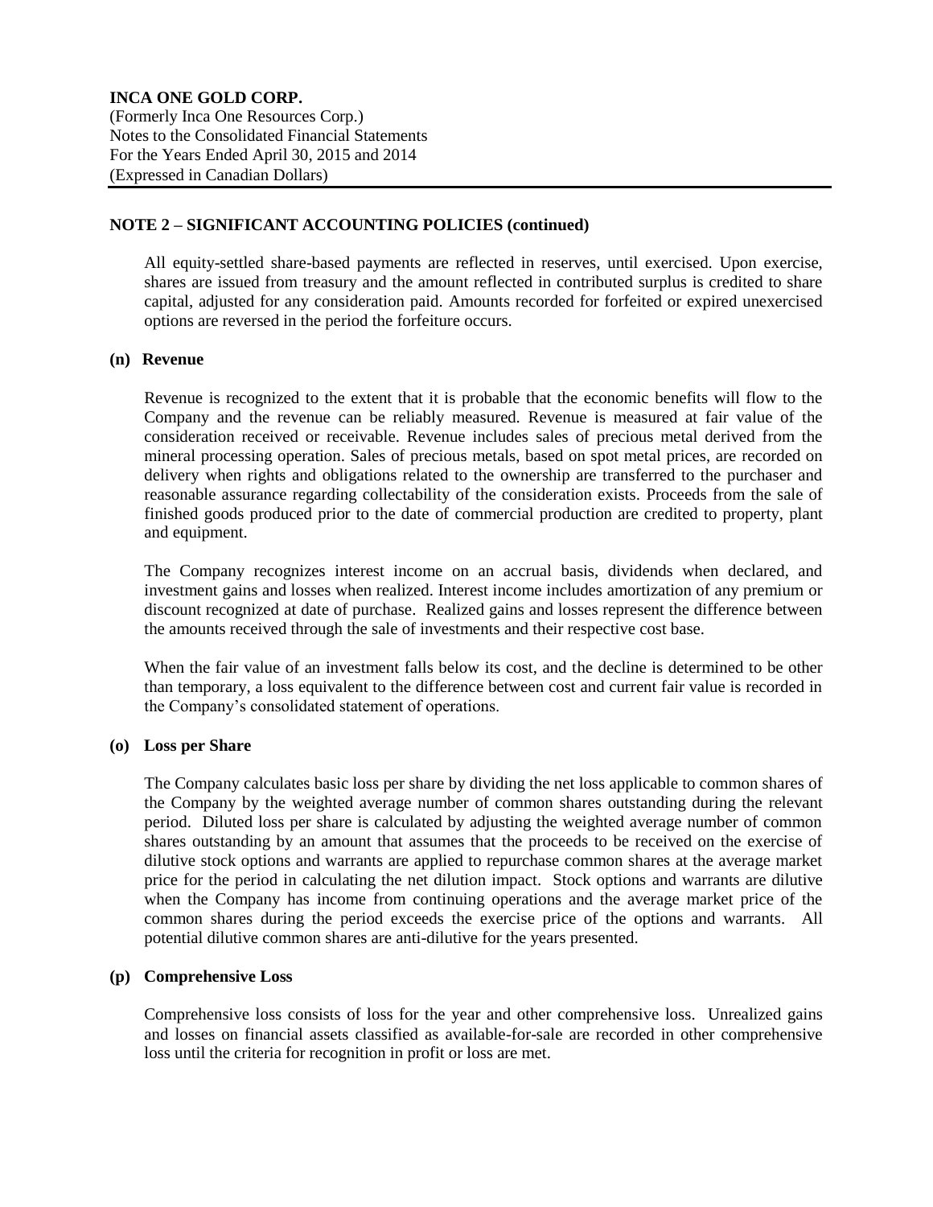## NOTE 2 – SIGNIFICANT ACCOUNTING POLICIES (continued)

All equity-settled share-based payments are reflected in reserves, until exercised. Upon exercise, shares are issued from treasury and the amount reflected in contributed surplus is credited to share capital, adjusted for any consideration paid. Amounts recorded for forfeited or expired unexercised options are reversed in the period the forfeiture occurs.

### (n) Revenue

Revenue is recognized to the extent that it is probable that the economic benefits will flow to the Company and the revenue can be reliably measured. Revenue is measured at fair value of the consideration received or receivable. Revenue includes sales of precious metal derived from the mineral processing operation. Sales of precious metals, based on spot metal prices, are recorded on delivery when rights and obligations related to the ownership are transferred to the purchaser and reasonable assurance regarding collectability of the consideration exists. Proceeds from the sale of finished goods produced prior to the date of commercial production are credited to property, plant and equipment.

The Company recognizes interest income on an accrual basis, dividends when declared, and investment gains and losses when realized. Interest income includes amortization of any premium or discount recognized at date of purchase. Realized gains and losses represent the difference between the amounts received through the sale of investments and their respective cost base.

When the fair value of an investment falls below its cost, and the decline is determined to be other than temporary, a loss equivalent to the difference between cost and current fair value is recorded in the Company's consolidated statement of operations.

### (o) Loss per Share

The Company calculates basic loss per share by dividing the net loss applicable to common shares of the Company by the weighted average number of common shares outstanding during the relevant period. Diluted loss per share is calculated by adjusting the weighted average number of common shares outstanding by an amount that assumes that the proceeds to be received on the exercise of dilutive stock options and warrants are applied to repurchase common shares at the average market price for the period in calculating the net dilution impact. Stock options and warrants are dilutive when the Company has income from continuing operations and the average market price of the common shares during the period exceeds the exercise price of the options and warrants. All potential dilutive common shares are anti-dilutive for the years presented.

### (p) Comprehensive Loss

Comprehensive loss consists of loss for the year and other comprehensive loss. Unrealized gains and losses on financial assets classified as available-for-sale are recorded in other comprehensive loss until the criteria for recognition in profit or loss are met.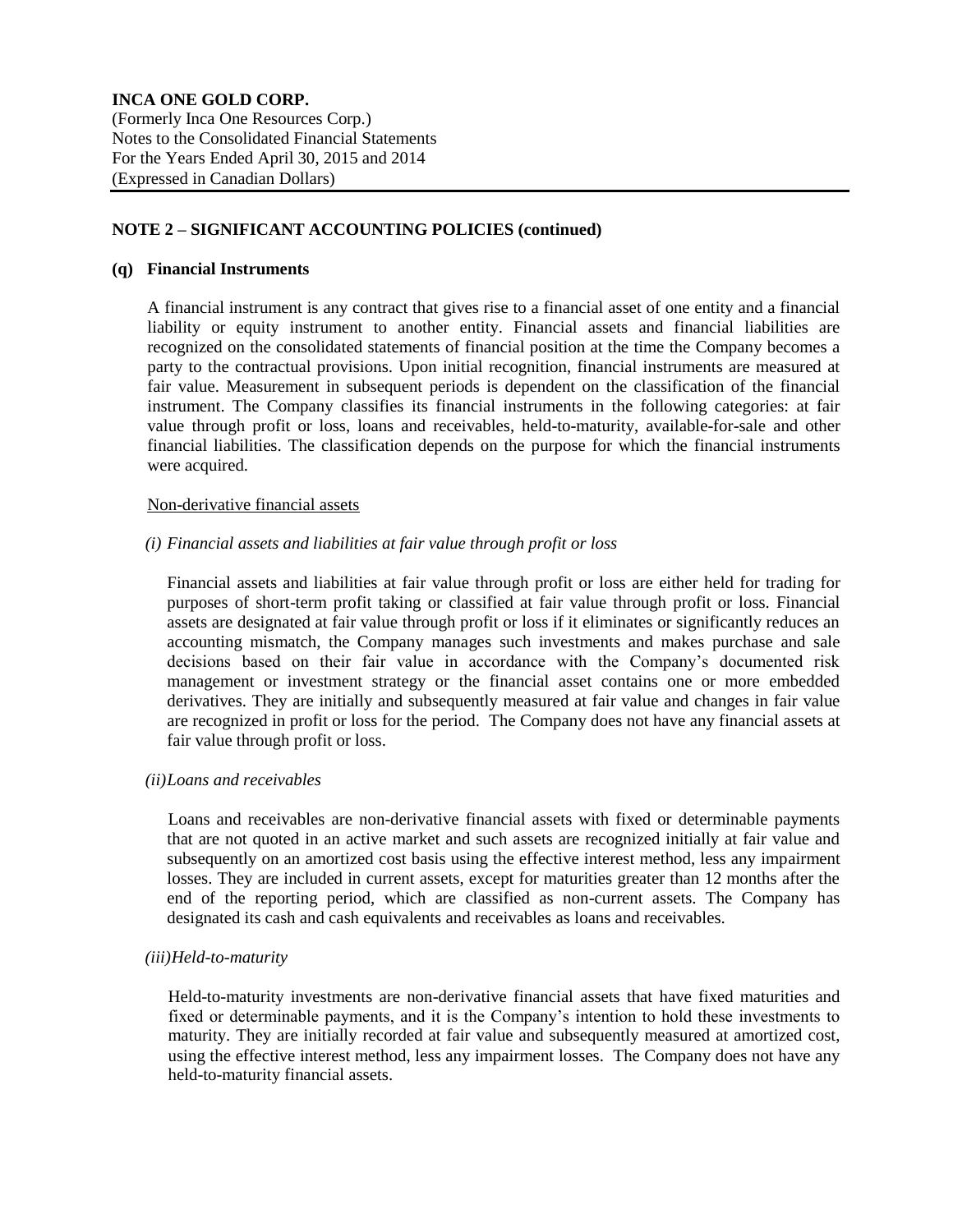## NOTE 2 – SIGNIFICANT ACCOUNTING POLICIES (continued)

### (q) Financial Instruments

A financial instrument is any contract that gives rise to a financial asset of one entity and a financial liability or equity instrument to another entity. Financial assets and financial liabilities are recognized on the consolidated statements of financial position at the time the Company becomes a party to the contractual provisions. Upon initial recognition, financial instruments are measured at fair value. Measurement in subsequent periods is dependent on the classification of the financial instrument. The Company classifies its financial instruments in the following categories: at fair value through profit or loss, loans and receivables, held-to-maturity, available-for-sale and other financial liabilities. The classification depends on the purpose for which the financial instruments were acquired.

Non-derivative financial assets

*(i) Financial assets and liabilities at fair value through profit or loss*

Financial assets and liabilities at fair value through profit or loss are either held for trading for purposes of short-term profit taking or classified at fair value through profit or loss. Financial assets are designated at fair value through profit or loss if it eliminates or significantly reduces an accounting mismatch, the Company manages such investments and makes purchase and sale decisions based on their fair value in accordance with the Company's documented risk management or investment strategy or the financial asset contains one or more embedded derivatives. They are initially and subsequently measured at fair value and changes in fair value are recognized in profit or loss for the period. The Company does not have any financial assets at fair value through profit or loss.

*(ii)Loans and receivables*

Loans and receivables are non-derivative financial assets with fixed or determinable payments that are not quoted in an active market and such assets are recognized initially at fair value and subsequently on an amortized cost basis using the effective interest method, less any impairment losses. They are included in current assets, except for maturities greater than 12 months after the end of the reporting period, which are classified as non-current assets. The Company has designated its cash and cash equivalents and receivables as loans and receivables.

*(iii)Held-to-maturity*

Held-to-maturity investments are non-derivative financial assets that have fixed maturities and fixed or determinable payments, and it is the Company's intention to hold these investments to maturity. They are initially recorded at fair value and subsequently measured at amortized cost, using the effective interest method, less any impairment losses. The Company does not have any held-to-maturity financial assets.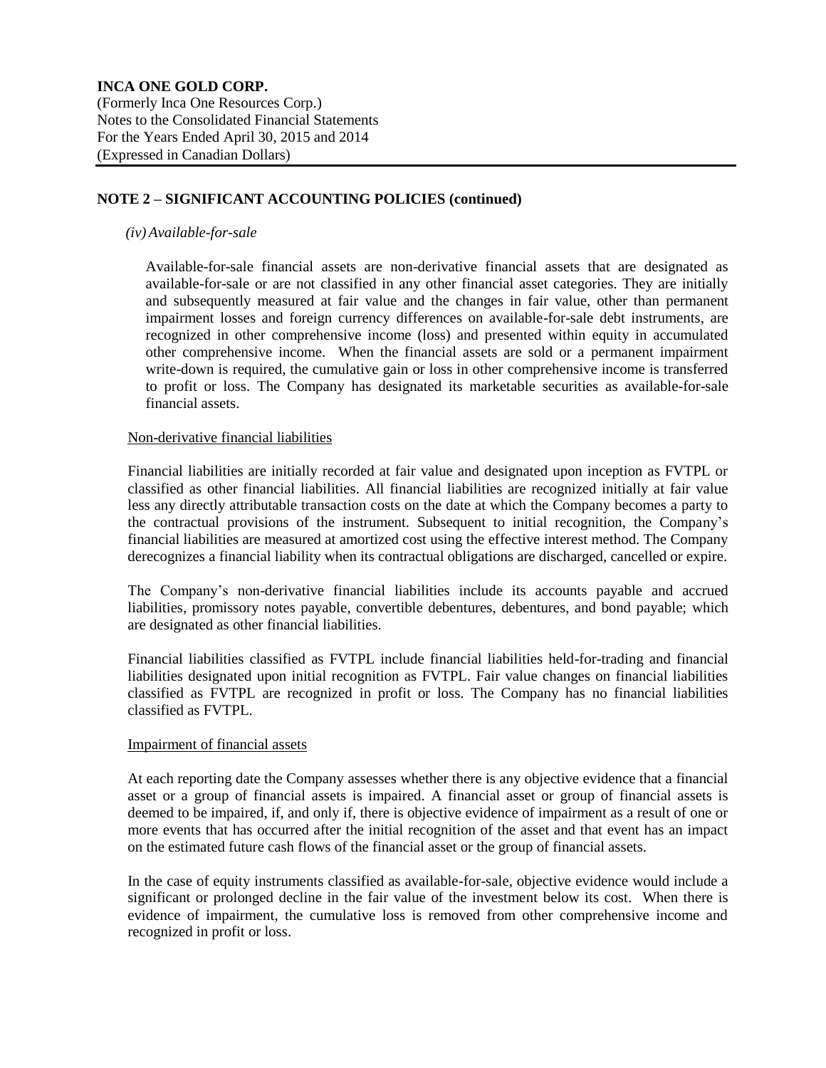## NOTE 2 – SIGNIFICANT ACCOUNTING POLICIES (continued)

*(iv) Available-for-sale*

Available-for-sale financial assets are non-derivative financial assets that are designated as available-for-sale or are not classified in any other financial asset categories. They are initially and subsequently measured at fair value and the changes in fair value, other than permanent impairment losses and foreign currency differences on available-for-sale debt instruments, are recognized in other comprehensive income (loss) and presented within equity in accumulated other comprehensive income. When the financial assets are sold or a permanent impairment write-down is required, the cumulative gain or loss in other comprehensive income is transferred to profit or loss. The Company has designated its marketable securities as available-for-sale financial assets.

Non-derivative financial liabilities

Financial liabilities are initially recorded at fair value and designated upon inception as FVTPL or classified as other financial liabilities. All financial liabilities are recognized initially at fair value less any directly attributable transaction costs on the date at which the Company becomes a party to the contractual provisions of the instrument. Subsequent to initial recognition, the Company's financial liabilities are measured at amortized cost using the effective interest method. The Company derecognizes a financial liability when its contractual obligations are discharged, cancelled or expire.

The Company's non-derivative financial liabilities include its accounts payable and accrued liabilities, promissory notes payable, convertible debentures, debentures, and bond payable; which are designated as other financial liabilities.

Financial liabilities classified as FVTPL include financial liabilities held-for-trading and financial liabilities designated upon initial recognition as FVTPL. Fair value changes on financial liabilities classified as FVTPL are recognized in profit or loss. The Company has no financial liabilities classified as FVTPL.

Impairment of financial assets

At each reporting date the Company assesses whether there is any objective evidence that a financial asset or a group of financial assets is impaired. A financial asset or group of financial assets is deemed to be impaired, if, and only if, there is objective evidence of impairment as a result of one or more events that has occurred after the initial recognition of the asset and that event has an impact on the estimated future cash flows of the financial asset or the group of financial assets.

In the case of equity instruments classified as available-for-sale, objective evidence would include a significant or prolonged decline in the fair value of the investment below its cost. When there is evidence of impairment, the cumulative loss is removed from other comprehensive income and recognized in profit or loss.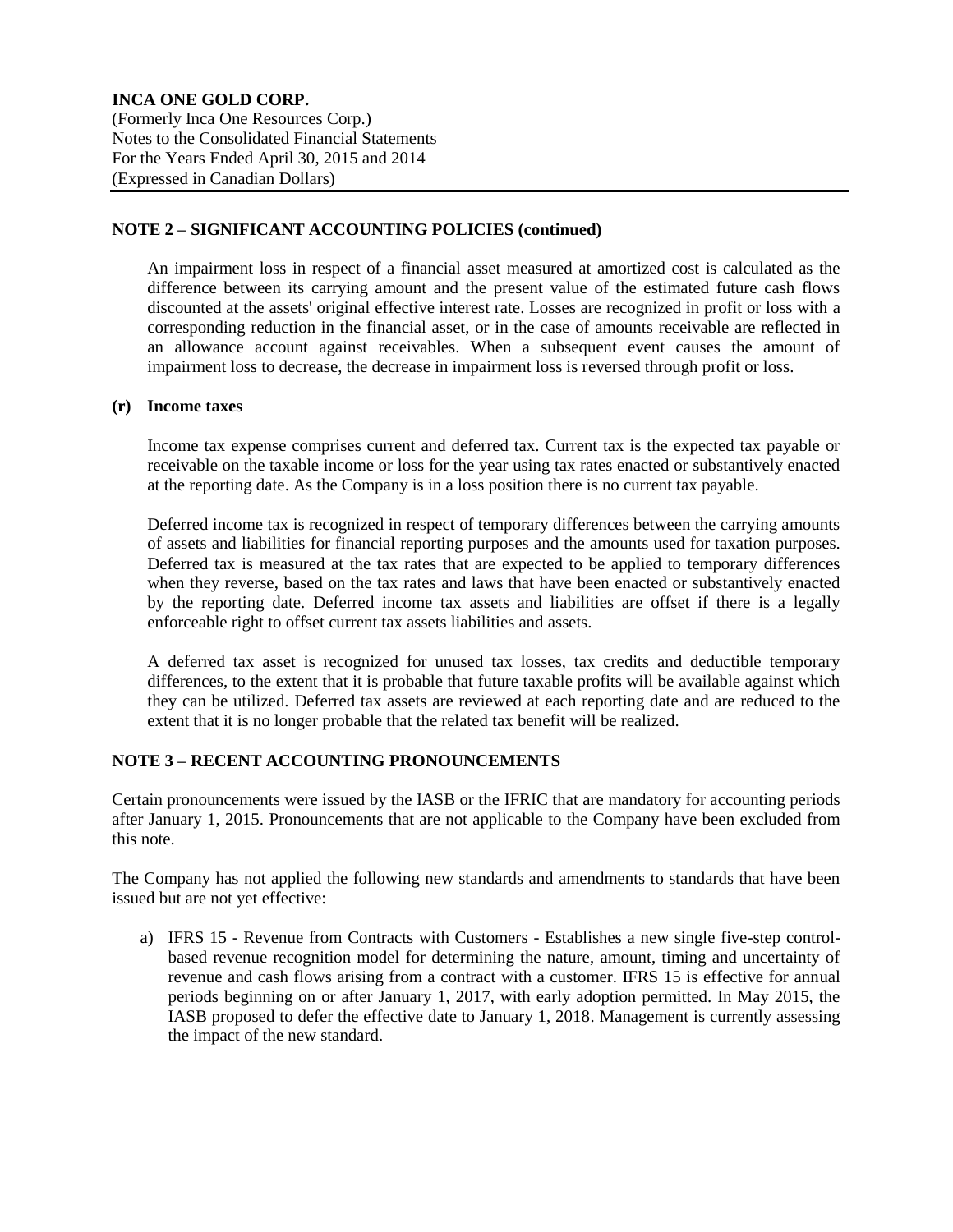## NOTE 2 – SIGNIFICANT ACCOUNTING POLICIES (continued)

An impairment loss in respect of a financial asset measured at amortized cost is calculated as the difference between its carrying amount and the present value of the estimated future cash flows discounted at the assets' original effective interest rate. Losses are recognized in profit or loss with a corresponding reduction in the financial asset, or in the case of amounts receivable are reflected in an allowance account against receivables. When a subsequent event causes the amount of impairment loss to decrease, the decrease in impairment loss is reversed through profit or loss.

### (r) Income taxes

Income tax expense comprises current and deferred tax. Current tax is the expected tax payable or receivable on the taxable income or loss for the year using tax rates enacted or substantively enacted at the reporting date. As the Company is in a loss position there is no current tax payable.

Deferred income tax is recognized in respect of temporary differences between the carrying amounts of assets and liabilities for financial reporting purposes and the amounts used for taxation purposes. Deferred tax is measured at the tax rates that are expected to be applied to temporary differences when they reverse, based on the tax rates and laws that have been enacted or substantively enacted by the reporting date. Deferred income tax assets and liabilities are offset if there is a legally enforceable right to offset current tax assets liabilities and assets.

A deferred tax asset is recognized for unused tax losses, tax credits and deductible temporary differences, to the extent that it is probable that future taxable profits will be available against which they can be utilized. Deferred tax assets are reviewed at each reporting date and are reduced to the extent that it is no longer probable that the related tax benefit will be realized.

## NOTE 3 – RECENT ACCOUNTING PRONOUNCEMENTS

Certain pronouncements were issued by the IASB or the IFRIC that are mandatory for accounting periods after January 1, 2015. Pronouncements that are not applicable to the Company have been excluded from this note.

The Company has not applied the following new standards and amendments to standards that have been issued but are not yet effective:

a) IFRS 15 - Revenue from Contracts with Customers - Establishes a new single five-step control-based revenue recognition model for determining the nature, amount, timing and uncertainty of revenue and cash flows arising from a contract with a customer. IFRS 15 is effective for annual periods beginning on or after January 1, 2017, with early adoption permitted. In May 2015, the IASB proposed to defer the effective date to January 1, 2018. Management is currently assessing the impact of the new standard.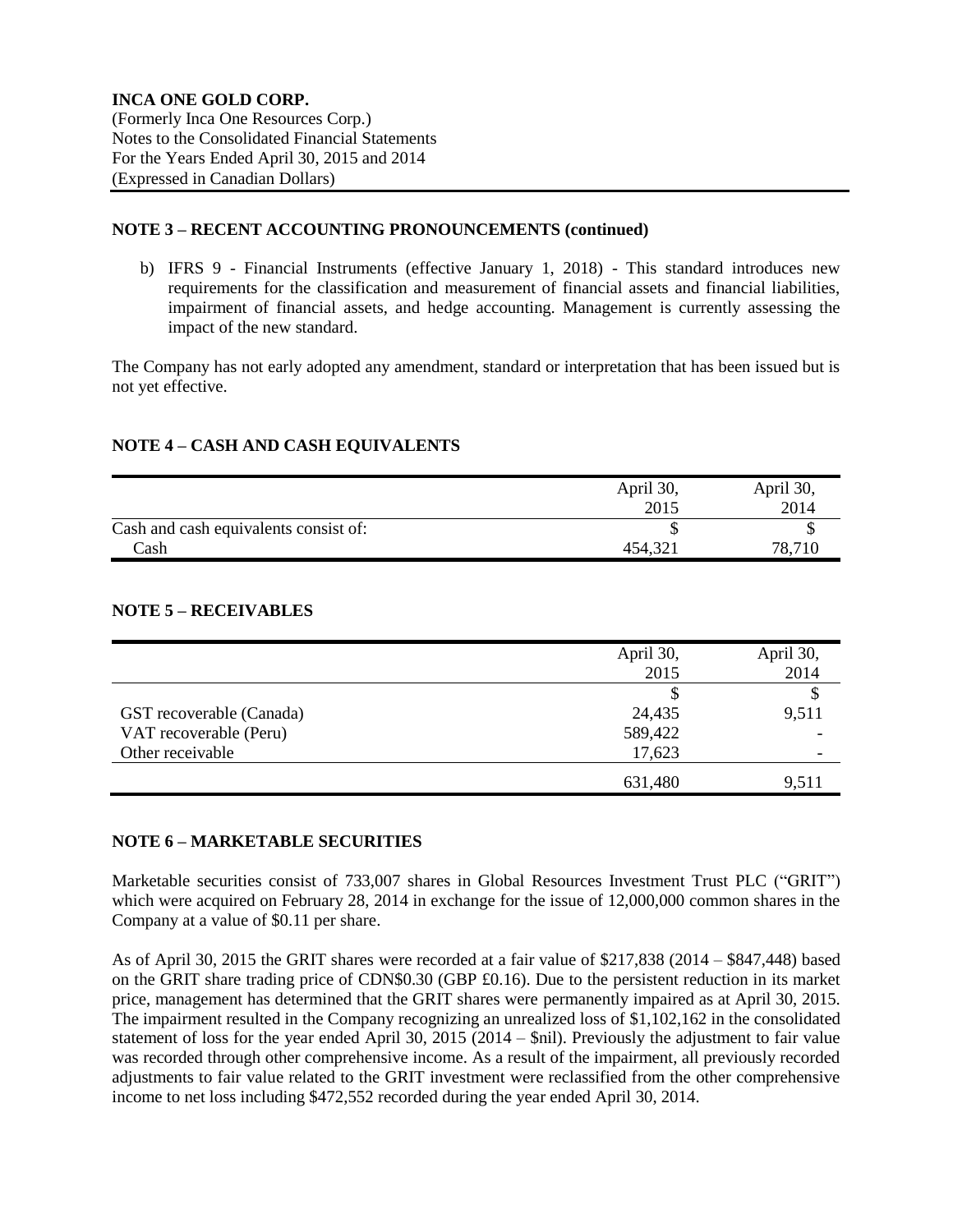## NOTE 3 – RECENT ACCOUNTING PRONOUNCEMENTS (continued)

b) IFRS 9 - Financial Instruments (effective January 1, 2018) - This standard introduces new requirements for the classification and measurement of financial assets and financial liabilities, impairment of financial assets, and hedge accounting. Management is currently assessing the impact of the new standard.

The Company has not early adopted any amendment, standard or interpretation that has been issued but is not yet effective.

## NOTE 4 – CASH AND CASH EQUIVALENTS

| | April 30, 2015 | April 30, 2014 |
|---|---|---|
| Cash and cash equivalents consist of: | $ | $ |
| Cash | 454,321 | 78,710 |

## NOTE 5 – RECEIVABLES

| | April 30, 2015 | April 30, 2014 |
|---|---|---|
| | $ | $ |
| GST recoverable (Canada) | 24,435 | 9,511 |
| VAT recoverable (Peru) | 589,422 | - |
| Other receivable | 17,623 | - |
| | 631,480 | 9,511 |

## NOTE 6 – MARKETABLE SECURITIES

Marketable securities consist of 733,007 shares in Global Resources Investment Trust PLC ("GRIT") which were acquired on February 28, 2014 in exchange for the issue of 12,000,000 common shares in the Company at a value of $0.11 per share.

As of April 30, 2015 the GRIT shares were recorded at a fair value of $217,838 (2014 – $847,448) based on the GRIT share trading price of CDN$0.30 (GBP £0.16). Due to the persistent reduction in its market price, management has determined that the GRIT shares were permanently impaired as at April 30, 2015. The impairment resulted in the Company recognizing an unrealized loss of $1,102,162 in the consolidated statement of loss for the year ended April 30, 2015 (2014 – $nil). Previously the adjustment to fair value was recorded through other comprehensive income. As a result of the impairment, all previously recorded adjustments to fair value related to the GRIT investment were reclassified from the other comprehensive income to net loss including $472,552 recorded during the year ended April 30, 2014.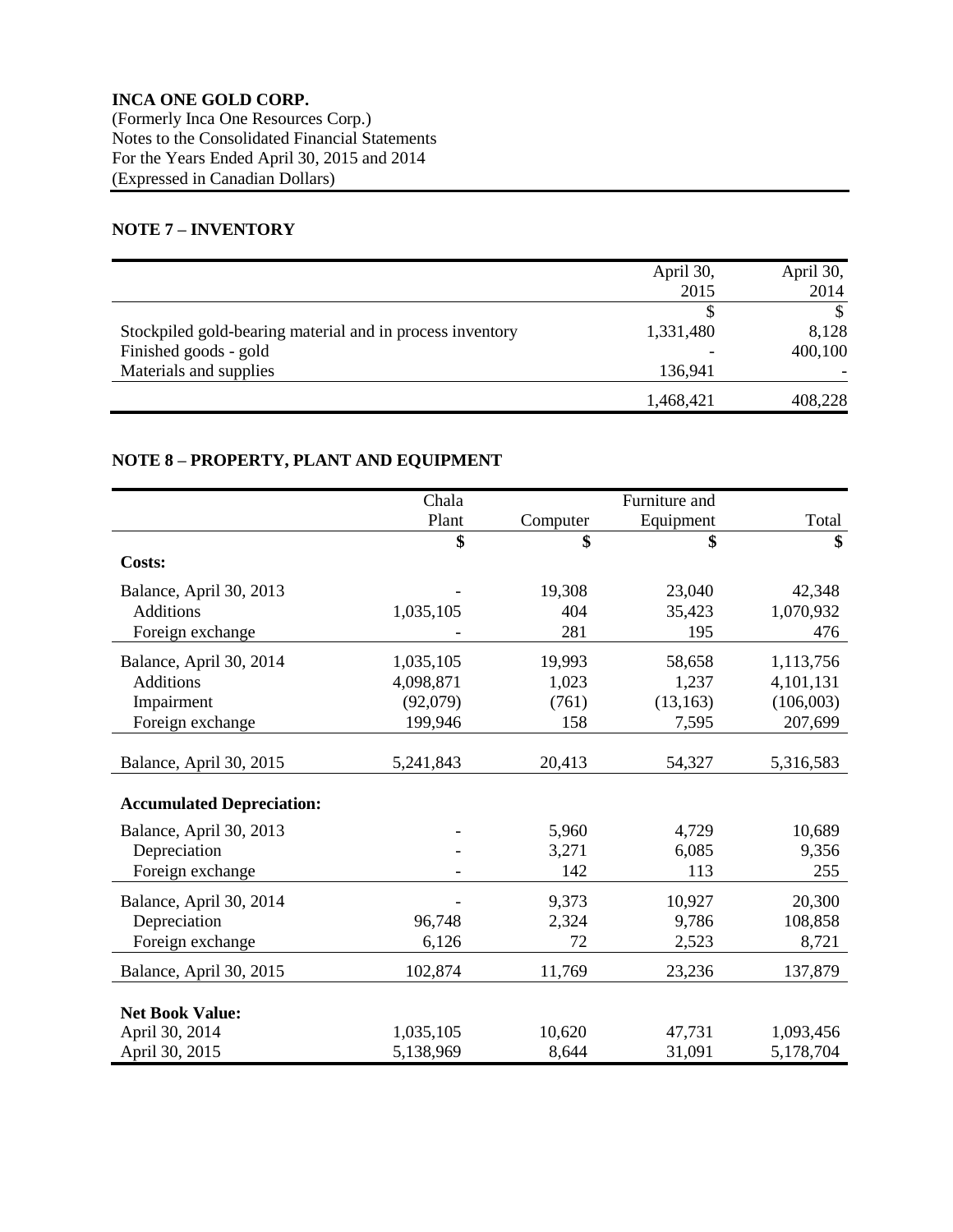**INCA ONE GOLD CORP.**
(Formerly Inca One Resources Corp.)
Notes to the Consolidated Financial Statements
For the Years Ended April 30, 2015 and 2014
(Expressed in Canadian Dollars)

## NOTE 7 – INVENTORY

| | April 30, 2015 | April 30, 2014 |
|---|---|---|
| | $ | $ |
| Stockpiled gold-bearing material and in process inventory | 1,331,480 | 8,128 |
| Finished goods - gold | - | 400,100 |
| Materials and supplies | 136,941 | - |
| | 1,468,421 | 408,228 |

## NOTE 8 – PROPERTY, PLANT AND EQUIPMENT

| | Chala Plant | Computer | Furniture and Equipment | Total |
|---|---|---|---|---|
| | **$** | **$** | **$** | **$** |
| **Costs:** | | | | |
| Balance, April 30, 2013 | - | 19,308 | 23,040 | 42,348 |
| Additions | 1,035,105 | 404 | 35,423 | 1,070,932 |
| Foreign exchange | - | 281 | 195 | 476 |
| Balance, April 30, 2014 | 1,035,105 | 19,993 | 58,658 | 1,113,756 |
| Additions | 4,098,871 | 1,023 | 1,237 | 4,101,131 |
| Impairment | (92,079) | (761) | (13,163) | (106,003) |
| Foreign exchange | 199,946 | 158 | 7,595 | 207,699 |
| Balance, April 30, 2015 | 5,241,843 | 20,413 | 54,327 | 5,316,583 |
| **Accumulated Depreciation:** | | | | |
| Balance, April 30, 2013 | - | 5,960 | 4,729 | 10,689 |
| Depreciation | - | 3,271 | 6,085 | 9,356 |
| Foreign exchange | - | 142 | 113 | 255 |
| Balance, April 30, 2014 | - | 9,373 | 10,927 | 20,300 |
| Depreciation | 96,748 | 2,324 | 9,786 | 108,858 |
| Foreign exchange | 6,126 | 72 | 2,523 | 8,721 |
| Balance, April 30, 2015 | 102,874 | 11,769 | 23,236 | 137,879 |
| **Net Book Value:** | | | | |
| April 30, 2014 | 1,035,105 | 10,620 | 47,731 | 1,093,456 |
| April 30, 2015 | 5,138,969 | 8,644 | 31,091 | 5,178,704 |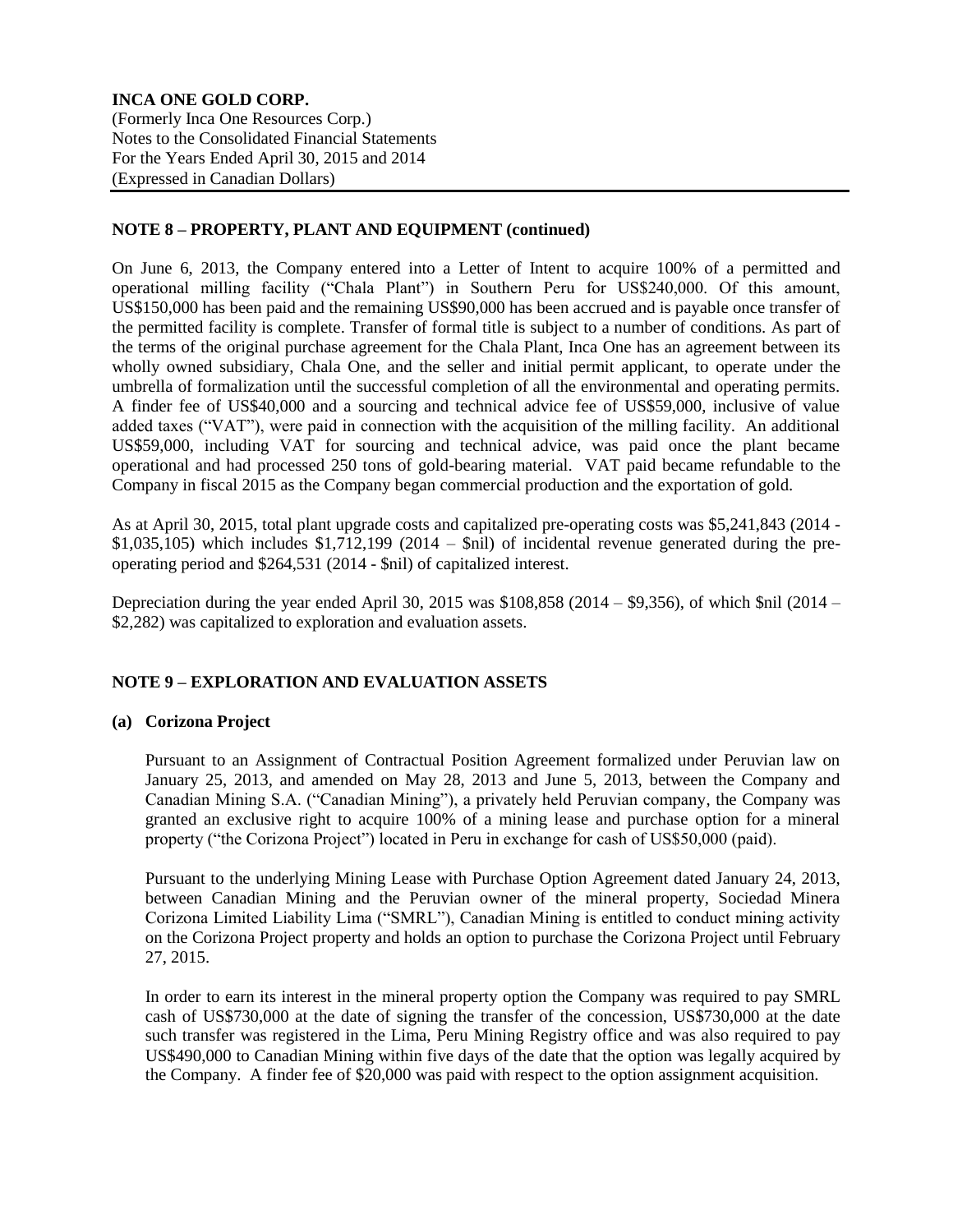## NOTE 8 – PROPERTY, PLANT AND EQUIPMENT (continued)

On June 6, 2013, the Company entered into a Letter of Intent to acquire 100% of a permitted and operational milling facility ("Chala Plant") in Southern Peru for US$240,000. Of this amount, US$150,000 has been paid and the remaining US$90,000 has been accrued and is payable once transfer of the permitted facility is complete. Transfer of formal title is subject to a number of conditions. As part of the terms of the original purchase agreement for the Chala Plant, Inca One has an agreement between its wholly owned subsidiary, Chala One, and the seller and initial permit applicant, to operate under the umbrella of formalization until the successful completion of all the environmental and operating permits. A finder fee of US$40,000 and a sourcing and technical advice fee of US$59,000, inclusive of value added taxes ("VAT"), were paid in connection with the acquisition of the milling facility. An additional US$59,000, including VAT for sourcing and technical advice, was paid once the plant became operational and had processed 250 tons of gold-bearing material. VAT paid became refundable to the Company in fiscal 2015 as the Company began commercial production and the exportation of gold.

As at April 30, 2015, total plant upgrade costs and capitalized pre-operating costs was $5,241,843 (2014 - $1,035,105) which includes $1,712,199 (2014 – $nil) of incidental revenue generated during the pre-operating period and $264,531 (2014 - $nil) of capitalized interest.

Depreciation during the year ended April 30, 2015 was $108,858 (2014 – $9,356), of which $nil (2014 – $2,282) was capitalized to exploration and evaluation assets.

## NOTE 9 – EXPLORATION AND EVALUATION ASSETS

### (a) Corizona Project

Pursuant to an Assignment of Contractual Position Agreement formalized under Peruvian law on January 25, 2013, and amended on May 28, 2013 and June 5, 2013, between the Company and Canadian Mining S.A. ("Canadian Mining"), a privately held Peruvian company, the Company was granted an exclusive right to acquire 100% of a mining lease and purchase option for a mineral property ("the Corizona Project") located in Peru in exchange for cash of US$50,000 (paid).

Pursuant to the underlying Mining Lease with Purchase Option Agreement dated January 24, 2013, between Canadian Mining and the Peruvian owner of the mineral property, Sociedad Minera Corizona Limited Liability Lima ("SMRL"), Canadian Mining is entitled to conduct mining activity on the Corizona Project property and holds an option to purchase the Corizona Project until February 27, 2015.

In order to earn its interest in the mineral property option the Company was required to pay SMRL cash of US$730,000 at the date of signing the transfer of the concession, US$730,000 at the date such transfer was registered in the Lima, Peru Mining Registry office and was also required to pay US$490,000 to Canadian Mining within five days of the date that the option was legally acquired by the Company. A finder fee of $20,000 was paid with respect to the option assignment acquisition.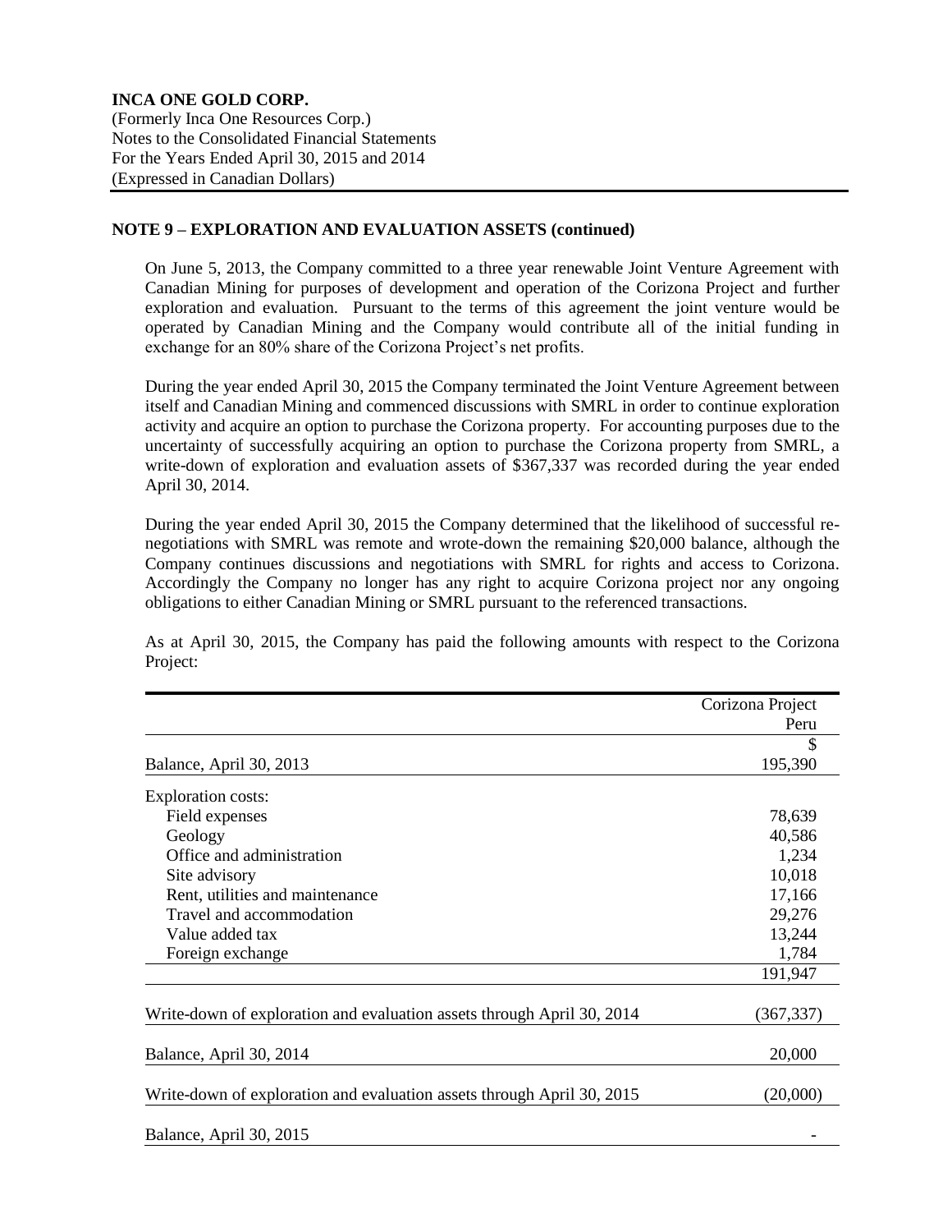**INCA ONE GOLD CORP.**
(Formerly Inca One Resources Corp.)
Notes to the Consolidated Financial Statements
For the Years Ended April 30, 2015 and 2014
(Expressed in Canadian Dollars)

## NOTE 9 – EXPLORATION AND EVALUATION ASSETS (continued)

On June 5, 2013, the Company committed to a three year renewable Joint Venture Agreement with Canadian Mining for purposes of development and operation of the Corizona Project and further exploration and evaluation. Pursuant to the terms of this agreement the joint venture would be operated by Canadian Mining and the Company would contribute all of the initial funding in exchange for an 80% share of the Corizona Project's net profits.

During the year ended April 30, 2015 the Company terminated the Joint Venture Agreement between itself and Canadian Mining and commenced discussions with SMRL in order to continue exploration activity and acquire an option to purchase the Corizona property. For accounting purposes due to the uncertainty of successfully acquiring an option to purchase the Corizona property from SMRL, a write-down of exploration and evaluation assets of $367,337 was recorded during the year ended April 30, 2014.

During the year ended April 30, 2015 the Company determined that the likelihood of successful re-negotiations with SMRL was remote and wrote-down the remaining $20,000 balance, although the Company continues discussions and negotiations with SMRL for rights and access to Corizona. Accordingly the Company no longer has any right to acquire Corizona project nor any ongoing obligations to either Canadian Mining or SMRL pursuant to the referenced transactions.

As at April 30, 2015, the Company has paid the following amounts with respect to the Corizona Project:

| | Corizona Project Peru |
|---|---|
| | $ |
| Balance, April 30, 2013 | 195,390 |
| Exploration costs: | |
| Field expenses | 78,639 |
| Geology | 40,586 |
| Office and administration | 1,234 |
| Site advisory | 10,018 |
| Rent, utilities and maintenance | 17,166 |
| Travel and accommodation | 29,276 |
| Value added tax | 13,244 |
| Foreign exchange | 1,784 |
| | 191,947 |
| Write-down of exploration and evaluation assets through April 30, 2014 | (367,337) |
| Balance, April 30, 2014 | 20,000 |
| Write-down of exploration and evaluation assets through April 30, 2015 | (20,000) |
| Balance, April 30, 2015 | - |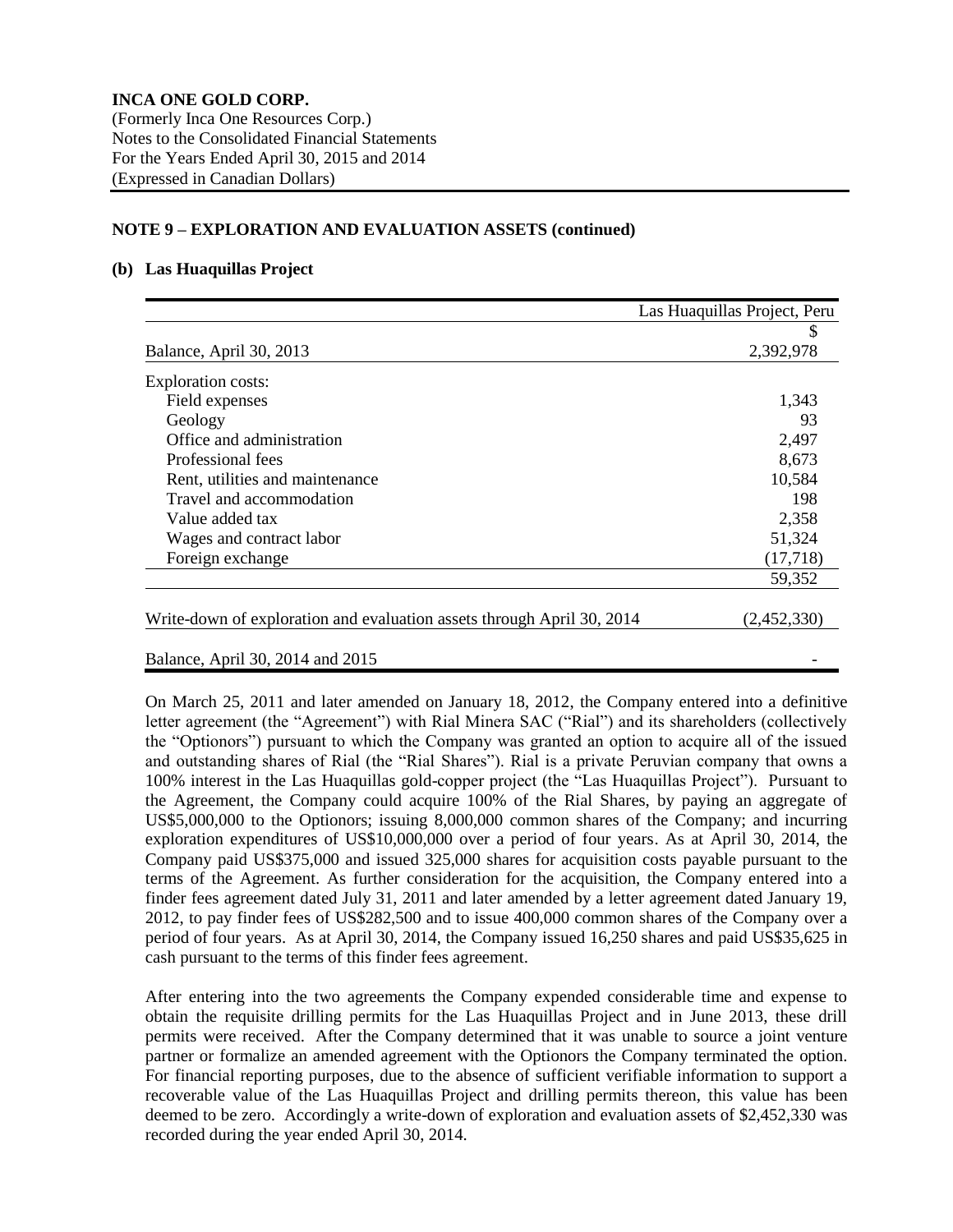**NOTE 9 – EXPLORATION AND EVALUATION ASSETS (continued)**

**(b) Las Huaquillas Project**

| | Las Huaquillas Project, Peru |
|---|---|
| | $ |
| Balance, April 30, 2013 | 2,392,978 |
| Exploration costs: | |
| Field expenses | 1,343 |
| Geology | 93 |
| Office and administration | 2,497 |
| Professional fees | 8,673 |
| Rent, utilities and maintenance | 10,584 |
| Travel and accommodation | 198 |
| Value added tax | 2,358 |
| Wages and contract labor | 51,324 |
| Foreign exchange | (17,718) |
| | 59,352 |
| Write-down of exploration and evaluation assets through April 30, 2014 | (2,452,330) |
| Balance, April 30, 2014 and 2015 | - |

On March 25, 2011 and later amended on January 18, 2012, the Company entered into a definitive letter agreement (the "Agreement") with Rial Minera SAC ("Rial") and its shareholders (collectively the "Optionors") pursuant to which the Company was granted an option to acquire all of the issued and outstanding shares of Rial (the "Rial Shares"). Rial is a private Peruvian company that owns a 100% interest in the Las Huaquillas gold-copper project (the "Las Huaquillas Project"). Pursuant to the Agreement, the Company could acquire 100% of the Rial Shares, by paying an aggregate of US$5,000,000 to the Optionors; issuing 8,000,000 common shares of the Company; and incurring exploration expenditures of US$10,000,000 over a period of four years. As at April 30, 2014, the Company paid US$375,000 and issued 325,000 shares for acquisition costs payable pursuant to the terms of the Agreement. As further consideration for the acquisition, the Company entered into a finder fees agreement dated July 31, 2011 and later amended by a letter agreement dated January 19, 2012, to pay finder fees of US$282,500 and to issue 400,000 common shares of the Company over a period of four years. As at April 30, 2014, the Company issued 16,250 shares and paid US$35,625 in cash pursuant to the terms of this finder fees agreement.

After entering into the two agreements the Company expended considerable time and expense to obtain the requisite drilling permits for the Las Huaquillas Project and in June 2013, these drill permits were received. After the Company determined that it was unable to source a joint venture partner or formalize an amended agreement with the Optionors the Company terminated the option. For financial reporting purposes, due to the absence of sufficient verifiable information to support a recoverable value of the Las Huaquillas Project and drilling permits thereon, this value has been deemed to be zero. Accordingly a write-down of exploration and evaluation assets of $2,452,330 was recorded during the year ended April 30, 2014.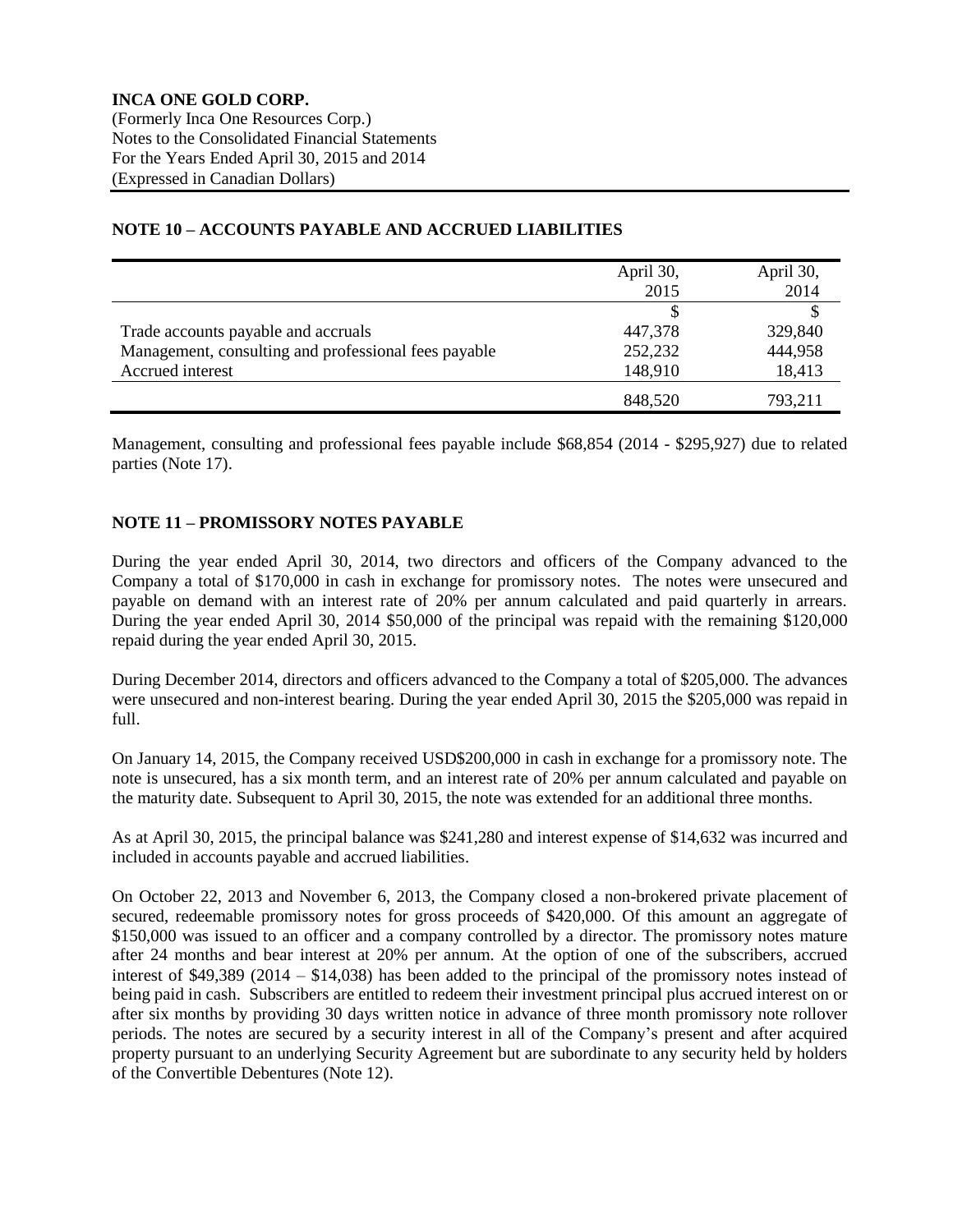**INCA ONE GOLD CORP.**
(Formerly Inca One Resources Corp.)
Notes to the Consolidated Financial Statements
For the Years Ended April 30, 2015 and 2014
(Expressed in Canadian Dollars)

## NOTE 10 – ACCOUNTS PAYABLE AND ACCRUED LIABILITIES

| | April 30, 2015 | April 30, 2014 |
|---|---|---|
| | $ | $ |
| Trade accounts payable and accruals | 447,378 | 329,840 |
| Management, consulting and professional fees payable | 252,232 | 444,958 |
| Accrued interest | 148,910 | 18,413 |
| | 848,520 | 793,211 |

Management, consulting and professional fees payable include $68,854 (2014 - $295,927) due to related parties (Note 17).

## NOTE 11 – PROMISSORY NOTES PAYABLE

During the year ended April 30, 2014, two directors and officers of the Company advanced to the Company a total of $170,000 in cash in exchange for promissory notes. The notes were unsecured and payable on demand with an interest rate of 20% per annum calculated and paid quarterly in arrears. During the year ended April 30, 2014 $50,000 of the principal was repaid with the remaining $120,000 repaid during the year ended April 30, 2015.

During December 2014, directors and officers advanced to the Company a total of $205,000. The advances were unsecured and non-interest bearing. During the year ended April 30, 2015 the $205,000 was repaid in full.

On January 14, 2015, the Company received USD$200,000 in cash in exchange for a promissory note. The note is unsecured, has a six month term, and an interest rate of 20% per annum calculated and payable on the maturity date. Subsequent to April 30, 2015, the note was extended for an additional three months.

As at April 30, 2015, the principal balance was $241,280 and interest expense of $14,632 was incurred and included in accounts payable and accrued liabilities.

On October 22, 2013 and November 6, 2013, the Company closed a non-brokered private placement of secured, redeemable promissory notes for gross proceeds of $420,000. Of this amount an aggregate of $150,000 was issued to an officer and a company controlled by a director. The promissory notes mature after 24 months and bear interest at 20% per annum. At the option of one of the subscribers, accrued interest of $49,389 (2014 – $14,038) has been added to the principal of the promissory notes instead of being paid in cash. Subscribers are entitled to redeem their investment principal plus accrued interest on or after six months by providing 30 days written notice in advance of three month promissory note rollover periods. The notes are secured by a security interest in all of the Company's present and after acquired property pursuant to an underlying Security Agreement but are subordinate to any security held by holders of the Convertible Debentures (Note 12).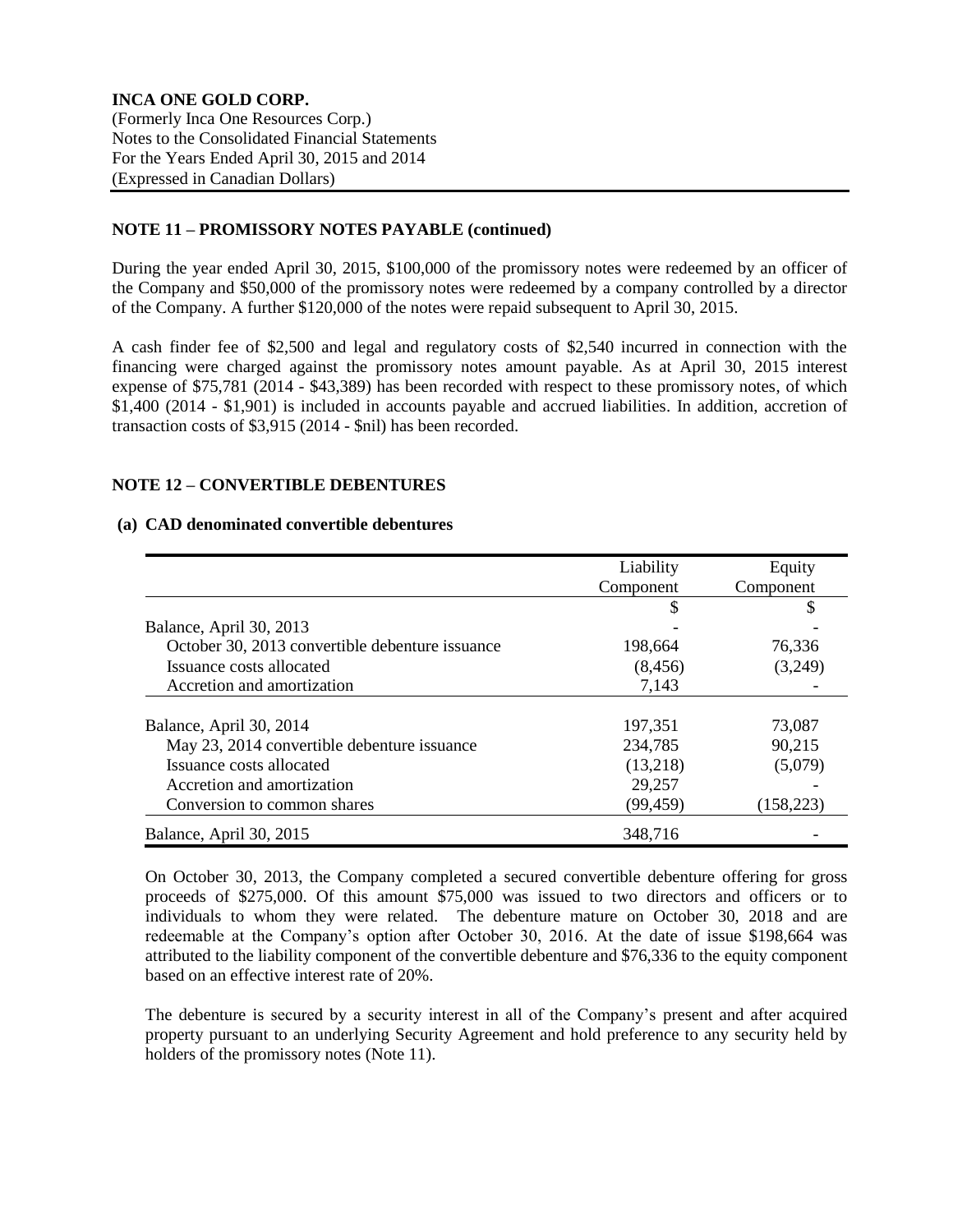**INCA ONE GOLD CORP.**
(Formerly Inca One Resources Corp.)
Notes to the Consolidated Financial Statements
For the Years Ended April 30, 2015 and 2014
(Expressed in Canadian Dollars)

## NOTE 11 – PROMISSORY NOTES PAYABLE (continued)

During the year ended April 30, 2015, \$100,000 of the promissory notes were redeemed by an officer of the Company and \$50,000 of the promissory notes were redeemed by a company controlled by a director of the Company. A further \$120,000 of the notes were repaid subsequent to April 30, 2015.

A cash finder fee of \$2,500 and legal and regulatory costs of \$2,540 incurred in connection with the financing were charged against the promissory notes amount payable. As at April 30, 2015 interest expense of \$75,781 (2014 - \$43,389) has been recorded with respect to these promissory notes, of which \$1,400 (2014 - \$1,901) is included in accounts payable and accrued liabilities. In addition, accretion of transaction costs of \$3,915 (2014 - \$nil) has been recorded.

## NOTE 12 – CONVERTIBLE DEBENTURES

### (a) CAD denominated convertible debentures

| | Liability Component | Equity Component |
|---|---|---|
| | $ | $ |
| Balance, April 30, 2013 | - | - |
| October 30, 2013 convertible debenture issuance | 198,664 | 76,336 |
| Issuance costs allocated | (8,456) | (3,249) |
| Accretion and amortization | 7,143 | - |
| Balance, April 30, 2014 | 197,351 | 73,087 |
| May 23, 2014 convertible debenture issuance | 234,785 | 90,215 |
| Issuance costs allocated | (13,218) | (5,079) |
| Accretion and amortization | 29,257 | - |
| Conversion to common shares | (99,459) | (158,223) |
| Balance, April 30, 2015 | 348,716 | - |

On October 30, 2013, the Company completed a secured convertible debenture offering for gross proceeds of \$275,000. Of this amount \$75,000 was issued to two directors and officers or to individuals to whom they were related. The debenture mature on October 30, 2018 and are redeemable at the Company's option after October 30, 2016. At the date of issue \$198,664 was attributed to the liability component of the convertible debenture and \$76,336 to the equity component based on an effective interest rate of 20%.

The debenture is secured by a security interest in all of the Company's present and after acquired property pursuant to an underlying Security Agreement and hold preference to any security held by holders of the promissory notes (Note 11).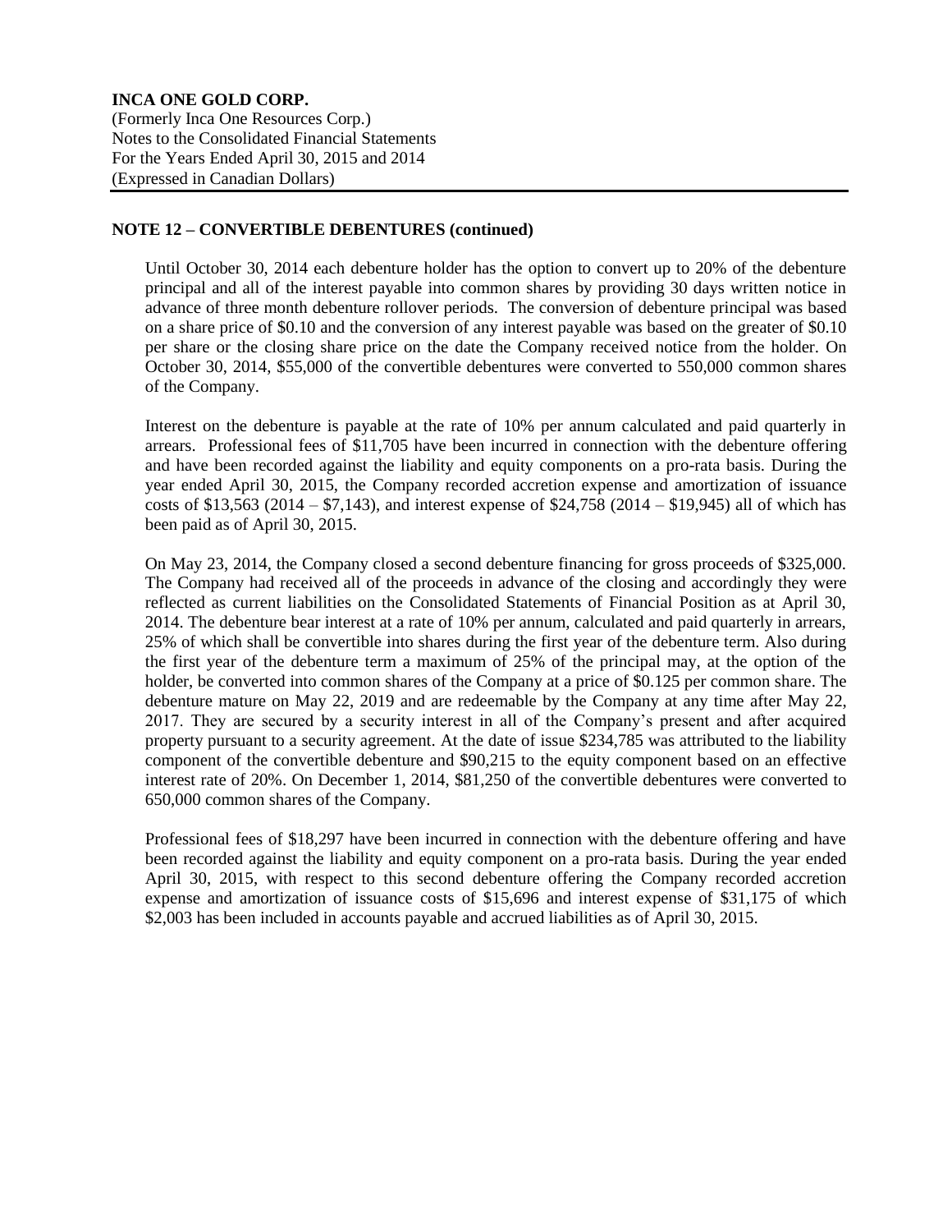## NOTE 12 – CONVERTIBLE DEBENTURES (continued)

Until October 30, 2014 each debenture holder has the option to convert up to 20% of the debenture principal and all of the interest payable into common shares by providing 30 days written notice in advance of three month debenture rollover periods. The conversion of debenture principal was based on a share price of $0.10 and the conversion of any interest payable was based on the greater of $0.10 per share or the closing share price on the date the Company received notice from the holder. On October 30, 2014, $55,000 of the convertible debentures were converted to 550,000 common shares of the Company.

Interest on the debenture is payable at the rate of 10% per annum calculated and paid quarterly in arrears. Professional fees of $11,705 have been incurred in connection with the debenture offering and have been recorded against the liability and equity components on a pro-rata basis. During the year ended April 30, 2015, the Company recorded accretion expense and amortization of issuance costs of $13,563 (2014 – $7,143), and interest expense of $24,758 (2014 – $19,945) all of which has been paid as of April 30, 2015.

On May 23, 2014, the Company closed a second debenture financing for gross proceeds of $325,000. The Company had received all of the proceeds in advance of the closing and accordingly they were reflected as current liabilities on the Consolidated Statements of Financial Position as at April 30, 2014. The debenture bear interest at a rate of 10% per annum, calculated and paid quarterly in arrears, 25% of which shall be convertible into shares during the first year of the debenture term. Also during the first year of the debenture term a maximum of 25% of the principal may, at the option of the holder, be converted into common shares of the Company at a price of $0.125 per common share. The debenture mature on May 22, 2019 and are redeemable by the Company at any time after May 22, 2017. They are secured by a security interest in all of the Company's present and after acquired property pursuant to a security agreement. At the date of issue $234,785 was attributed to the liability component of the convertible debenture and $90,215 to the equity component based on an effective interest rate of 20%. On December 1, 2014, $81,250 of the convertible debentures were converted to 650,000 common shares of the Company.

Professional fees of $18,297 have been incurred in connection with the debenture offering and have been recorded against the liability and equity component on a pro-rata basis. During the year ended April 30, 2015, with respect to this second debenture offering the Company recorded accretion expense and amortization of issuance costs of $15,696 and interest expense of $31,175 of which $2,003 has been included in accounts payable and accrued liabilities as of April 30, 2015.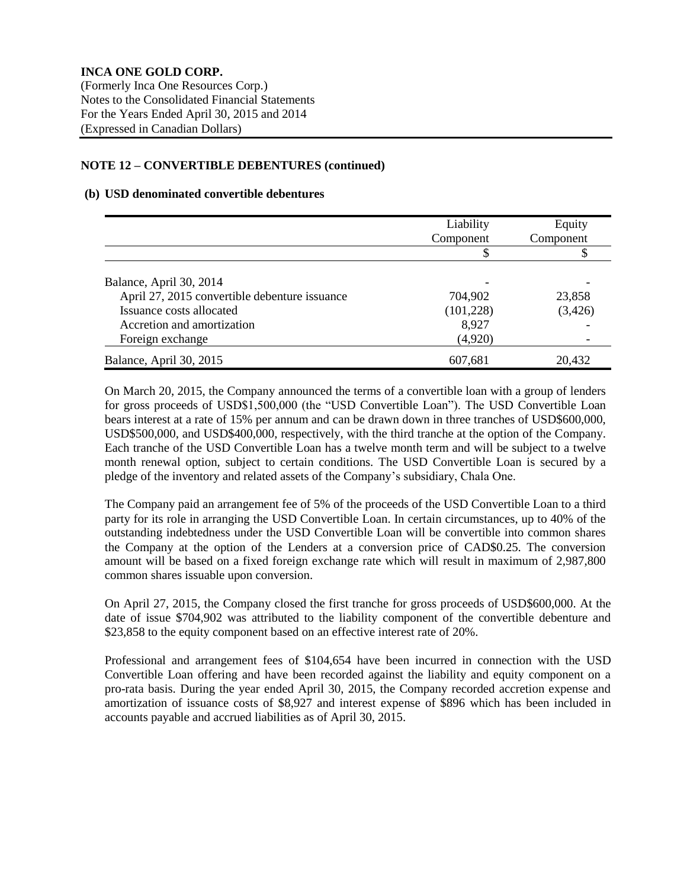**INCA ONE GOLD CORP.**
(Formerly Inca One Resources Corp.)
Notes to the Consolidated Financial Statements
For the Years Ended April 30, 2015 and 2014
(Expressed in Canadian Dollars)

**NOTE 12 – CONVERTIBLE DEBENTURES (continued)**

**(b) USD denominated convertible debentures**

| | Liability Component | Equity Component |
|---|---|---|
| | $ | $ |
| Balance, April 30, 2014 | - | - |
| April 27, 2015 convertible debenture issuance | 704,902 | 23,858 |
| Issuance costs allocated | (101,228) | (3,426) |
| Accretion and amortization | 8,927 | - |
| Foreign exchange | (4,920) | - |
| Balance, April 30, 2015 | 607,681 | 20,432 |

On March 20, 2015, the Company announced the terms of a convertible loan with a group of lenders for gross proceeds of USD$1,500,000 (the "USD Convertible Loan"). The USD Convertible Loan bears interest at a rate of 15% per annum and can be drawn down in three tranches of USD$600,000, USD$500,000, and USD$400,000, respectively, with the third tranche at the option of the Company. Each tranche of the USD Convertible Loan has a twelve month term and will be subject to a twelve month renewal option, subject to certain conditions. The USD Convertible Loan is secured by a pledge of the inventory and related assets of the Company's subsidiary, Chala One.

The Company paid an arrangement fee of 5% of the proceeds of the USD Convertible Loan to a third party for its role in arranging the USD Convertible Loan. In certain circumstances, up to 40% of the outstanding indebtedness under the USD Convertible Loan will be convertible into common shares the Company at the option of the Lenders at a conversion price of CAD$0.25. The conversion amount will be based on a fixed foreign exchange rate which will result in maximum of 2,987,800 common shares issuable upon conversion.

On April 27, 2015, the Company closed the first tranche for gross proceeds of USD$600,000. At the date of issue $704,902 was attributed to the liability component of the convertible debenture and $23,858 to the equity component based on an effective interest rate of 20%.

Professional and arrangement fees of $104,654 have been incurred in connection with the USD Convertible Loan offering and have been recorded against the liability and equity component on a pro-rata basis. During the year ended April 30, 2015, the Company recorded accretion expense and amortization of issuance costs of $8,927 and interest expense of $896 which has been included in accounts payable and accrued liabilities as of April 30, 2015.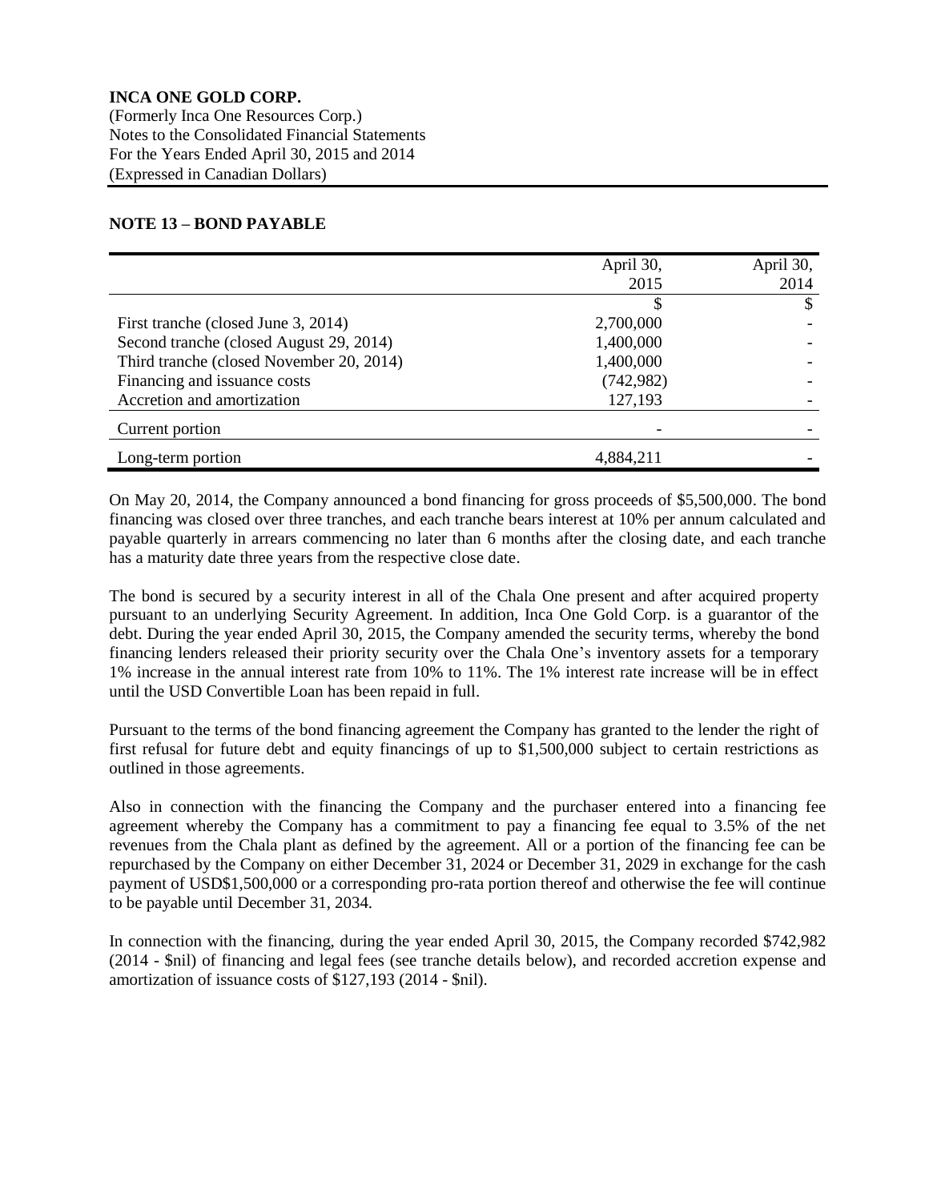**INCA ONE GOLD CORP.**
(Formerly Inca One Resources Corp.)
Notes to the Consolidated Financial Statements
For the Years Ended April 30, 2015 and 2014
(Expressed in Canadian Dollars)

## NOTE 13 – BOND PAYABLE

| | April 30, 2015 | April 30, 2014 |
|---|---|---|
| | $ | $ |
| First tranche (closed June 3, 2014) | 2,700,000 | - |
| Second tranche (closed August 29, 2014) | 1,400,000 | - |
| Third tranche (closed November 20, 2014) | 1,400,000 | - |
| Financing and issuance costs | (742,982) | - |
| Accretion and amortization | 127,193 | - |
| Current portion | - | - |
| Long-term portion | 4,884,211 | - |

On May 20, 2014, the Company announced a bond financing for gross proceeds of $5,500,000. The bond financing was closed over three tranches, and each tranche bears interest at 10% per annum calculated and payable quarterly in arrears commencing no later than 6 months after the closing date, and each tranche has a maturity date three years from the respective close date.

The bond is secured by a security interest in all of the Chala One present and after acquired property pursuant to an underlying Security Agreement. In addition, Inca One Gold Corp. is a guarantor of the debt. During the year ended April 30, 2015, the Company amended the security terms, whereby the bond financing lenders released their priority security over the Chala One's inventory assets for a temporary 1% increase in the annual interest rate from 10% to 11%. The 1% interest rate increase will be in effect until the USD Convertible Loan has been repaid in full.

Pursuant to the terms of the bond financing agreement the Company has granted to the lender the right of first refusal for future debt and equity financings of up to $1,500,000 subject to certain restrictions as outlined in those agreements.

Also in connection with the financing the Company and the purchaser entered into a financing fee agreement whereby the Company has a commitment to pay a financing fee equal to 3.5% of the net revenues from the Chala plant as defined by the agreement. All or a portion of the financing fee can be repurchased by the Company on either December 31, 2024 or December 31, 2029 in exchange for the cash payment of USD$1,500,000 or a corresponding pro-rata portion thereof and otherwise the fee will continue to be payable until December 31, 2034.

In connection with the financing, during the year ended April 30, 2015, the Company recorded $742,982 (2014 - $nil) of financing and legal fees (see tranche details below), and recorded accretion expense and amortization of issuance costs of $127,193 (2014 - $nil).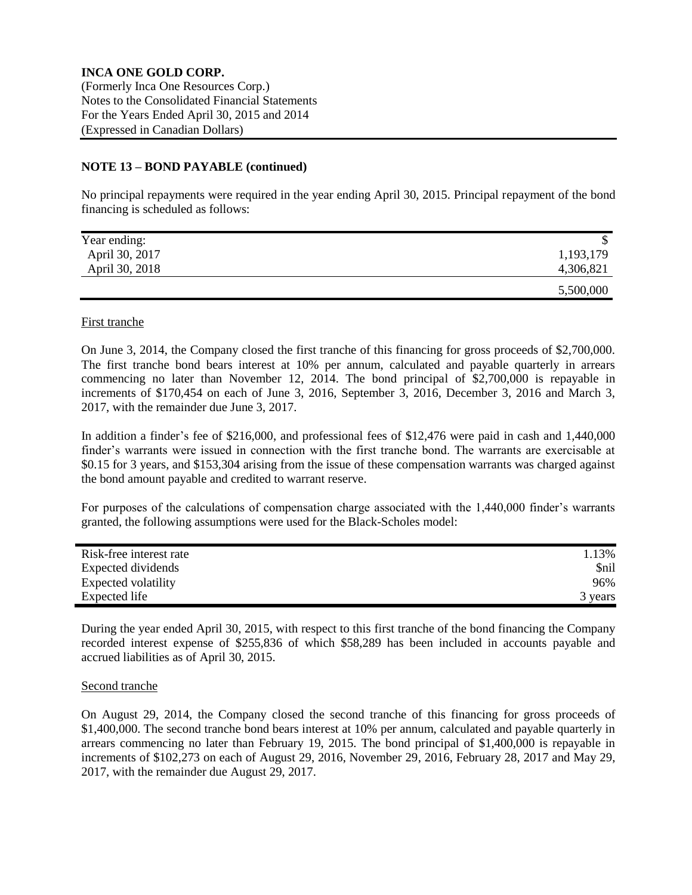## NOTE 13 – BOND PAYABLE (continued)

No principal repayments were required in the year ending April 30, 2015. Principal repayment of the bond financing is scheduled as follows:

| Year ending: | $ |
|---|---|
| April 30, 2017 | 1,193,179 |
| April 30, 2018 | 4,306,821 |
| | 5,500,000 |

First tranche

On June 3, 2014, the Company closed the first tranche of this financing for gross proceeds of $2,700,000. The first tranche bond bears interest at 10% per annum, calculated and payable quarterly in arrears commencing no later than November 12, 2014. The bond principal of $2,700,000 is repayable in increments of $170,454 on each of June 3, 2016, September 3, 2016, December 3, 2016 and March 3, 2017, with the remainder due June 3, 2017.

In addition a finder's fee of $216,000, and professional fees of $12,476 were paid in cash and 1,440,000 finder's warrants were issued in connection with the first tranche bond. The warrants are exercisable at $0.15 for 3 years, and $153,304 arising from the issue of these compensation warrants was charged against the bond amount payable and credited to warrant reserve.

For purposes of the calculations of compensation charge associated with the 1,440,000 finder's warrants granted, the following assumptions were used for the Black-Scholes model:

| | |
|---|---|
| Risk-free interest rate | 1.13% |
| Expected dividends | $nil |
| Expected volatility | 96% |
| Expected life | 3 years |

During the year ended April 30, 2015, with respect to this first tranche of the bond financing the Company recorded interest expense of $255,836 of which $58,289 has been included in accounts payable and accrued liabilities as of April 30, 2015.

Second tranche

On August 29, 2014, the Company closed the second tranche of this financing for gross proceeds of $1,400,000. The second tranche bond bears interest at 10% per annum, calculated and payable quarterly in arrears commencing no later than February 19, 2015. The bond principal of $1,400,000 is repayable in increments of $102,273 on each of August 29, 2016, November 29, 2016, February 28, 2017 and May 29, 2017, with the remainder due August 29, 2017.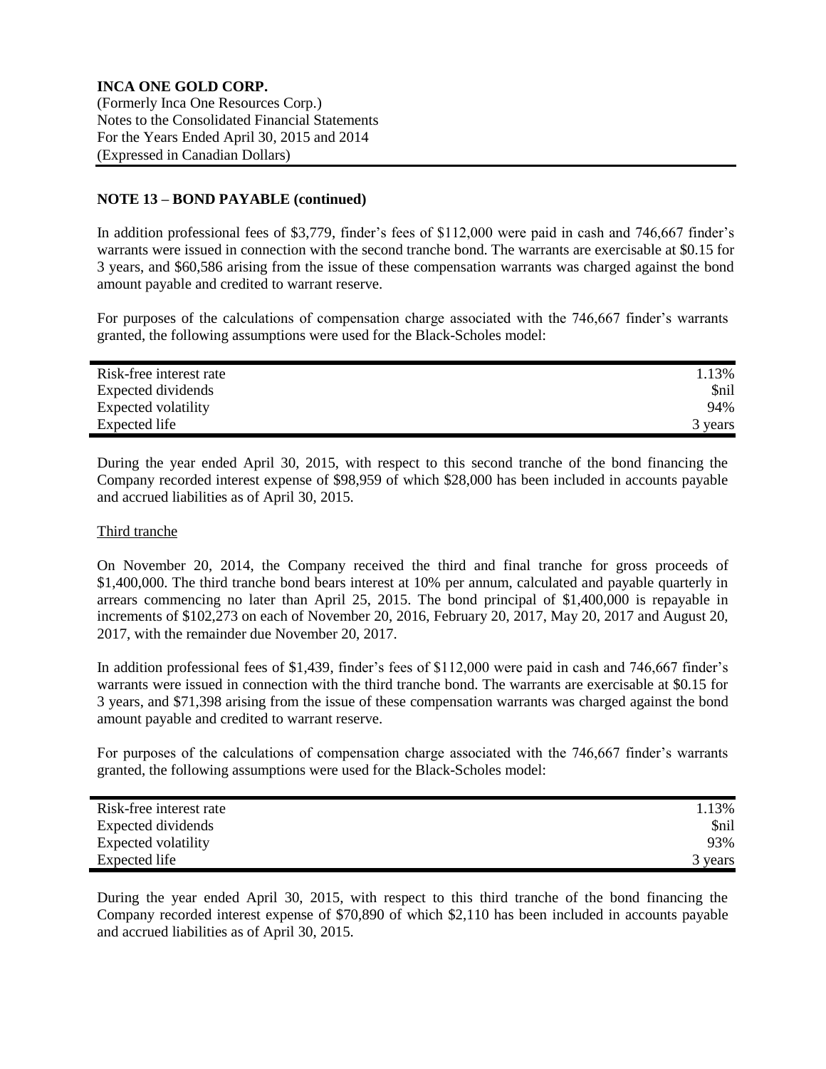## NOTE 13 – BOND PAYABLE (continued)

In addition professional fees of $3,779, finder's fees of $112,000 were paid in cash and 746,667 finder's warrants were issued in connection with the second tranche bond. The warrants are exercisable at $0.15 for 3 years, and $60,586 arising from the issue of these compensation warrants was charged against the bond amount payable and credited to warrant reserve.

For purposes of the calculations of compensation charge associated with the 746,667 finder's warrants granted, the following assumptions were used for the Black-Scholes model:

| | |
|---|---:|
| Risk-free interest rate | 1.13% |
| Expected dividends | $nil |
| Expected volatility | 94% |
| Expected life | 3 years |

During the year ended April 30, 2015, with respect to this second tranche of the bond financing the Company recorded interest expense of $98,959 of which $28,000 has been included in accounts payable and accrued liabilities as of April 30, 2015.

Third tranche

On November 20, 2014, the Company received the third and final tranche for gross proceeds of $1,400,000. The third tranche bond bears interest at 10% per annum, calculated and payable quarterly in arrears commencing no later than April 25, 2015. The bond principal of $1,400,000 is repayable in increments of $102,273 on each of November 20, 2016, February 20, 2017, May 20, 2017 and August 20, 2017, with the remainder due November 20, 2017.

In addition professional fees of $1,439, finder's fees of $112,000 were paid in cash and 746,667 finder's warrants were issued in connection with the third tranche bond. The warrants are exercisable at $0.15 for 3 years, and $71,398 arising from the issue of these compensation warrants was charged against the bond amount payable and credited to warrant reserve.

For purposes of the calculations of compensation charge associated with the 746,667 finder's warrants granted, the following assumptions were used for the Black-Scholes model:

| | |
|---|---:|
| Risk-free interest rate | 1.13% |
| Expected dividends | $nil |
| Expected volatility | 93% |
| Expected life | 3 years |

During the year ended April 30, 2015, with respect to this third tranche of the bond financing the Company recorded interest expense of $70,890 of which $2,110 has been included in accounts payable and accrued liabilities as of April 30, 2015.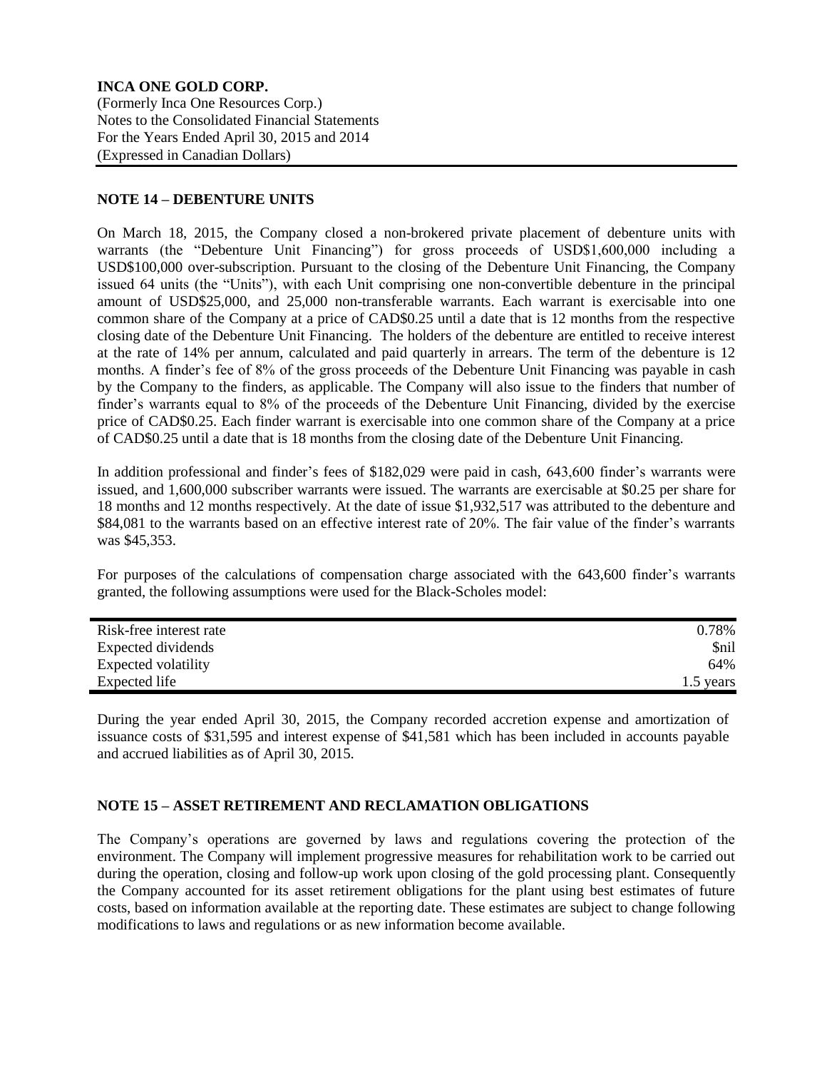**INCA ONE GOLD CORP.**
(Formerly Inca One Resources Corp.)
Notes to the Consolidated Financial Statements
For the Years Ended April 30, 2015 and 2014
(Expressed in Canadian Dollars)

## NOTE 14 – DEBENTURE UNITS

On March 18, 2015, the Company closed a non-brokered private placement of debenture units with warrants (the "Debenture Unit Financing") for gross proceeds of USD$1,600,000 including a USD$100,000 over-subscription. Pursuant to the closing of the Debenture Unit Financing, the Company issued 64 units (the "Units"), with each Unit comprising one non-convertible debenture in the principal amount of USD$25,000, and 25,000 non-transferable warrants. Each warrant is exercisable into one common share of the Company at a price of CAD$0.25 until a date that is 12 months from the respective closing date of the Debenture Unit Financing. The holders of the debenture are entitled to receive interest at the rate of 14% per annum, calculated and paid quarterly in arrears. The term of the debenture is 12 months. A finder's fee of 8% of the gross proceeds of the Debenture Unit Financing was payable in cash by the Company to the finders, as applicable. The Company will also issue to the finders that number of finder's warrants equal to 8% of the proceeds of the Debenture Unit Financing, divided by the exercise price of CAD$0.25. Each finder warrant is exercisable into one common share of the Company at a price of CAD$0.25 until a date that is 18 months from the closing date of the Debenture Unit Financing.

In addition professional and finder's fees of $182,029 were paid in cash, 643,600 finder's warrants were issued, and 1,600,000 subscriber warrants were issued. The warrants are exercisable at $0.25 per share for 18 months and 12 months respectively. At the date of issue $1,932,517 was attributed to the debenture and $84,081 to the warrants based on an effective interest rate of 20%. The fair value of the finder's warrants was $45,353.

For purposes of the calculations of compensation charge associated with the 643,600 finder's warrants granted, the following assumptions were used for the Black-Scholes model:

| | |
|---|---|
| Risk-free interest rate | 0.78% |
| Expected dividends | $nil |
| Expected volatility | 64% |
| Expected life | 1.5 years |

During the year ended April 30, 2015, the Company recorded accretion expense and amortization of issuance costs of $31,595 and interest expense of $41,581 which has been included in accounts payable and accrued liabilities as of April 30, 2015.

## NOTE 15 – ASSET RETIREMENT AND RECLAMATION OBLIGATIONS

The Company's operations are governed by laws and regulations covering the protection of the environment. The Company will implement progressive measures for rehabilitation work to be carried out during the operation, closing and follow-up work upon closing of the gold processing plant. Consequently the Company accounted for its asset retirement obligations for the plant using best estimates of future costs, based on information available at the reporting date. These estimates are subject to change following modifications to laws and regulations or as new information become available.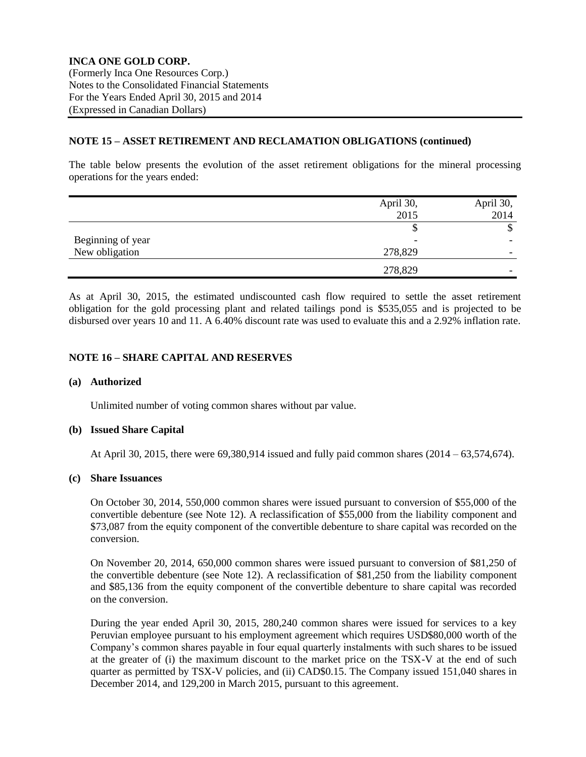**INCA ONE GOLD CORP.**
(Formerly Inca One Resources Corp.)
Notes to the Consolidated Financial Statements
For the Years Ended April 30, 2015 and 2014
(Expressed in Canadian Dollars)

## NOTE 15 – ASSET RETIREMENT AND RECLAMATION OBLIGATIONS (continued)

The table below presents the evolution of the asset retirement obligations for the mineral processing operations for the years ended:

| | April 30, 2015 | April 30, 2014 |
|---|---|---|
| | $ | $ |
| Beginning of year | - | - |
| New obligation | 278,829 | - |
| | 278,829 | - |

As at April 30, 2015, the estimated undiscounted cash flow required to settle the asset retirement obligation for the gold processing plant and related tailings pond is $535,055 and is projected to be disbursed over years 10 and 11. A 6.40% discount rate was used to evaluate this and a 2.92% inflation rate.

## NOTE 16 – SHARE CAPITAL AND RESERVES

### (a) Authorized

Unlimited number of voting common shares without par value.

### (b) Issued Share Capital

At April 30, 2015, there were 69,380,914 issued and fully paid common shares (2014 – 63,574,674).

### (c) Share Issuances

On October 30, 2014, 550,000 common shares were issued pursuant to conversion of $55,000 of the convertible debenture (see Note 12). A reclassification of $55,000 from the liability component and $73,087 from the equity component of the convertible debenture to share capital was recorded on the conversion.

On November 20, 2014, 650,000 common shares were issued pursuant to conversion of $81,250 of the convertible debenture (see Note 12). A reclassification of $81,250 from the liability component and $85,136 from the equity component of the convertible debenture to share capital was recorded on the conversion.

During the year ended April 30, 2015, 280,240 common shares were issued for services to a key Peruvian employee pursuant to his employment agreement which requires USD$80,000 worth of the Company's common shares payable in four equal quarterly instalments with such shares to be issued at the greater of (i) the maximum discount to the market price on the TSX-V at the end of such quarter as permitted by TSX-V policies, and (ii) CAD$0.15. The Company issued 151,040 shares in December 2014, and 129,200 in March 2015, pursuant to this agreement.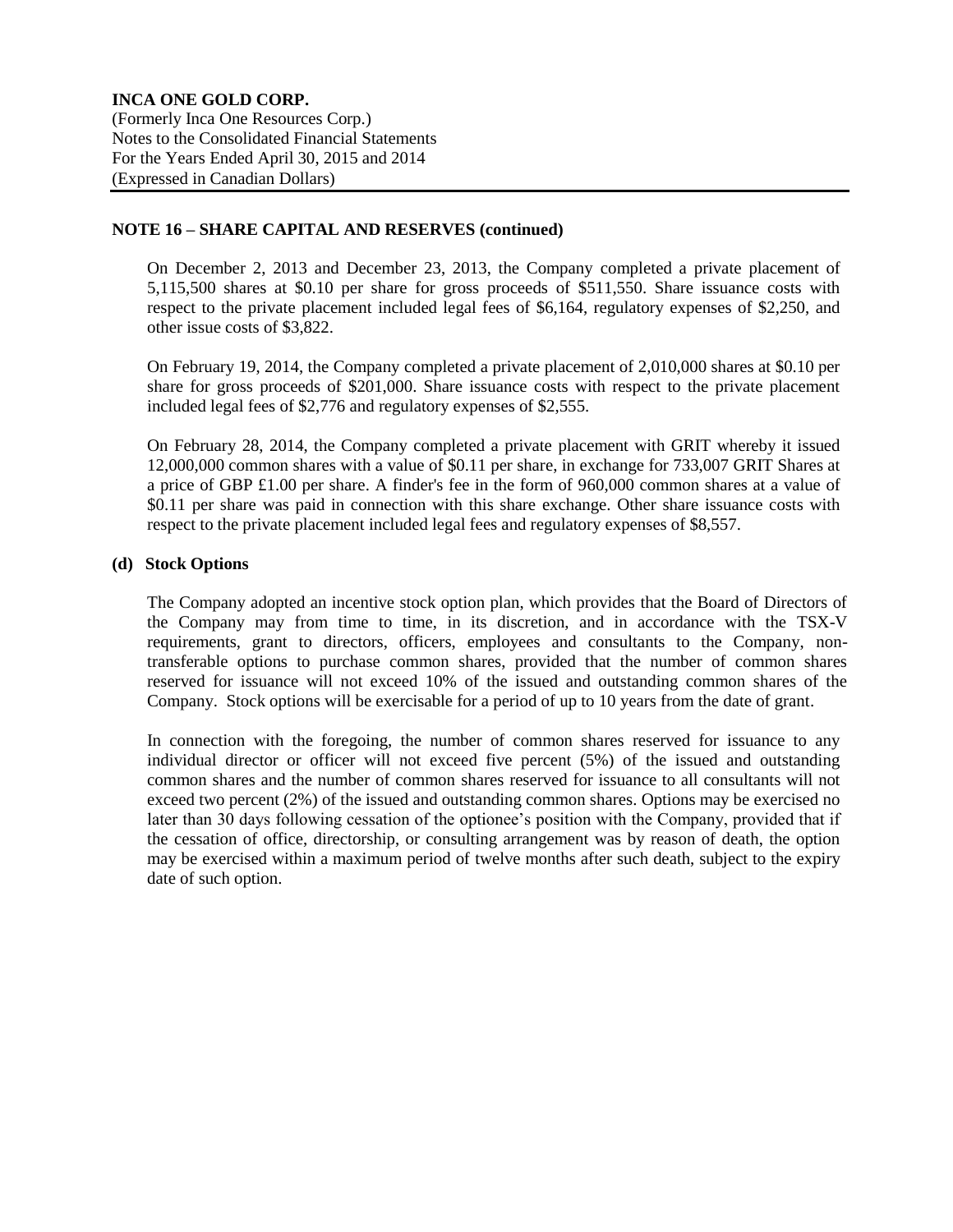## NOTE 16 – SHARE CAPITAL AND RESERVES (continued)

On December 2, 2013 and December 23, 2013, the Company completed a private placement of 5,115,500 shares at $0.10 per share for gross proceeds of $511,550. Share issuance costs with respect to the private placement included legal fees of $6,164, regulatory expenses of $2,250, and other issue costs of $3,822.

On February 19, 2014, the Company completed a private placement of 2,010,000 shares at $0.10 per share for gross proceeds of $201,000. Share issuance costs with respect to the private placement included legal fees of $2,776 and regulatory expenses of $2,555.

On February 28, 2014, the Company completed a private placement with GRIT whereby it issued 12,000,000 common shares with a value of $0.11 per share, in exchange for 733,007 GRIT Shares at a price of GBP £1.00 per share. A finder's fee in the form of 960,000 common shares at a value of $0.11 per share was paid in connection with this share exchange. Other share issuance costs with respect to the private placement included legal fees and regulatory expenses of $8,557.

### (d) Stock Options

The Company adopted an incentive stock option plan, which provides that the Board of Directors of the Company may from time to time, in its discretion, and in accordance with the TSX-V requirements, grant to directors, officers, employees and consultants to the Company, non-transferable options to purchase common shares, provided that the number of common shares reserved for issuance will not exceed 10% of the issued and outstanding common shares of the Company. Stock options will be exercisable for a period of up to 10 years from the date of grant.

In connection with the foregoing, the number of common shares reserved for issuance to any individual director or officer will not exceed five percent (5%) of the issued and outstanding common shares and the number of common shares reserved for issuance to all consultants will not exceed two percent (2%) of the issued and outstanding common shares. Options may be exercised no later than 30 days following cessation of the optionee's position with the Company, provided that if the cessation of office, directorship, or consulting arrangement was by reason of death, the option may be exercised within a maximum period of twelve months after such death, subject to the expiry date of such option.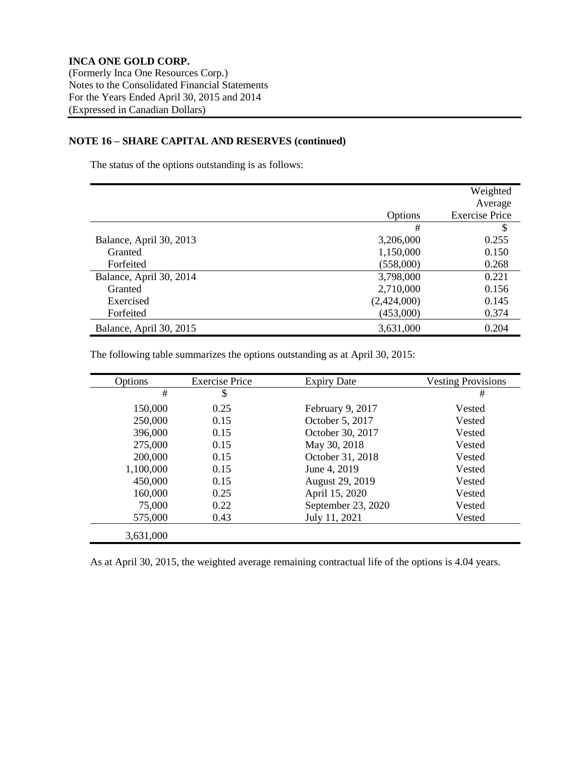**INCA ONE GOLD CORP.**
(Formerly Inca One Resources Corp.)
Notes to the Consolidated Financial Statements
For the Years Ended April 30, 2015 and 2014
(Expressed in Canadian Dollars)

**NOTE 16 – SHARE CAPITAL AND RESERVES (continued)**

The status of the options outstanding is as follows:

| | Options | Weighted Average Exercise Price |
|---|---|---|
| | # | $ |
| Balance, April 30, 2013 | 3,206,000 | 0.255 |
| Granted | 1,150,000 | 0.150 |
| Forfeited | (558,000) | 0.268 |
| Balance, April 30, 2014 | 3,798,000 | 0.221 |
| Granted | 2,710,000 | 0.156 |
| Exercised | (2,424,000) | 0.145 |
| Forfeited | (453,000) | 0.374 |
| Balance, April 30, 2015 | 3,631,000 | 0.204 |

The following table summarizes the options outstanding as at April 30, 2015:

| Options | Exercise Price | Expiry Date | Vesting Provisions |
|---|---|---|---|
| # | $ | | # |
| 150,000 | 0.25 | February 9, 2017 | Vested |
| 250,000 | 0.15 | October 5, 2017 | Vested |
| 396,000 | 0.15 | October 30, 2017 | Vested |
| 275,000 | 0.15 | May 30, 2018 | Vested |
| 200,000 | 0.15 | October 31, 2018 | Vested |
| 1,100,000 | 0.15 | June 4, 2019 | Vested |
| 450,000 | 0.15 | August 29, 2019 | Vested |
| 160,000 | 0.25 | April 15, 2020 | Vested |
| 75,000 | 0.22 | September 23, 2020 | Vested |
| 575,000 | 0.43 | July 11, 2021 | Vested |
| 3,631,000 | | | |

As at April 30, 2015, the weighted average remaining contractual life of the options is 4.04 years.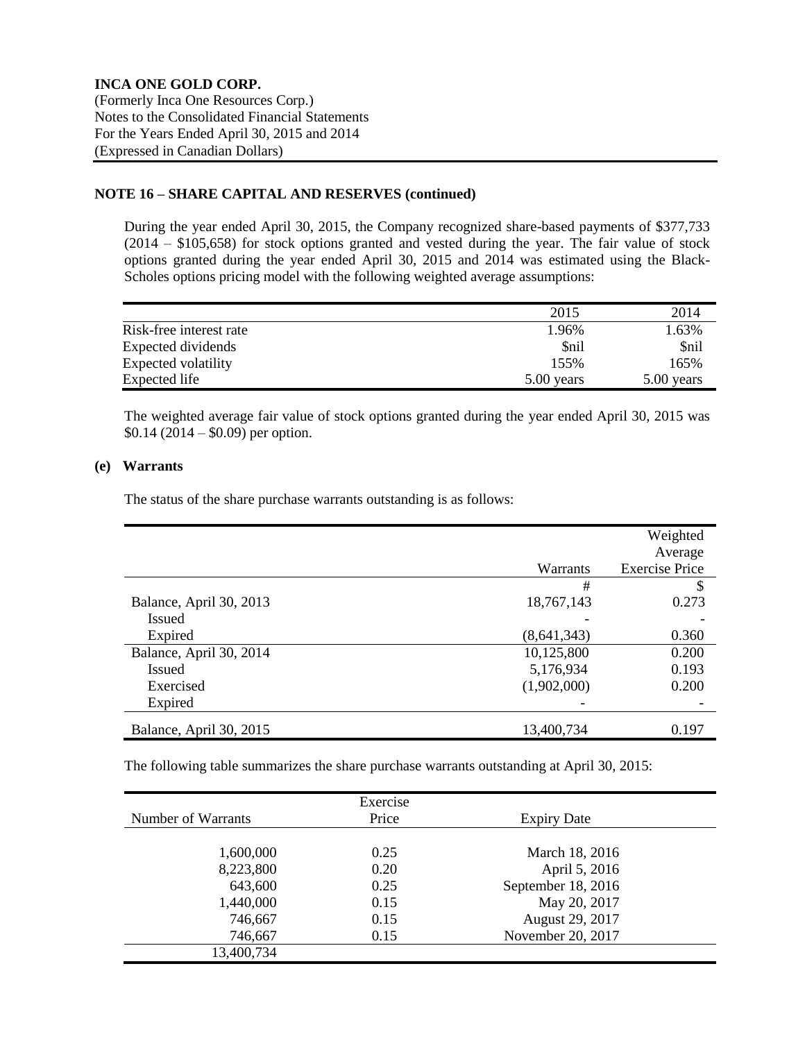**INCA ONE GOLD CORP.**
(Formerly Inca One Resources Corp.)
Notes to the Consolidated Financial Statements
For the Years Ended April 30, 2015 and 2014
(Expressed in Canadian Dollars)

**NOTE 16 – SHARE CAPITAL AND RESERVES (continued)**

During the year ended April 30, 2015, the Company recognized share-based payments of $377,733 (2014 – $105,658) for stock options granted and vested during the year. The fair value of stock options granted during the year ended April 30, 2015 and 2014 was estimated using the Black-Scholes options pricing model with the following weighted average assumptions:

| | 2015 | 2014 |
|---|---|---|
| Risk-free interest rate | 1.96% | 1.63% |
| Expected dividends | $nil | $nil |
| Expected volatility | 155% | 165% |
| Expected life | 5.00 years | 5.00 years |

The weighted average fair value of stock options granted during the year ended April 30, 2015 was $0.14 (2014 – $0.09) per option.

**(e) Warrants**

The status of the share purchase warrants outstanding is as follows:

| | Warrants | Weighted Average Exercise Price |
|---|---|---|
| | # | $ |
| Balance, April 30, 2013 | 18,767,143 | 0.273 |
| Issued | - | - |
| Expired | (8,641,343) | 0.360 |
| Balance, April 30, 2014 | 10,125,800 | 0.200 |
| Issued | 5,176,934 | 0.193 |
| Exercised | (1,902,000) | 0.200 |
| Expired | - | - |
| Balance, April 30, 2015 | 13,400,734 | 0.197 |

The following table summarizes the share purchase warrants outstanding at April 30, 2015:

| Number of Warrants | Exercise Price | Expiry Date |
|---|---|---|
| 1,600,000 | 0.25 | March 18, 2016 |
| 8,223,800 | 0.20 | April 5, 2016 |
| 643,600 | 0.25 | September 18, 2016 |
| 1,440,000 | 0.15 | May 20, 2017 |
| 746,667 | 0.15 | August 29, 2017 |
| 746,667 | 0.15 | November 20, 2017 |
| 13,400,734 | | |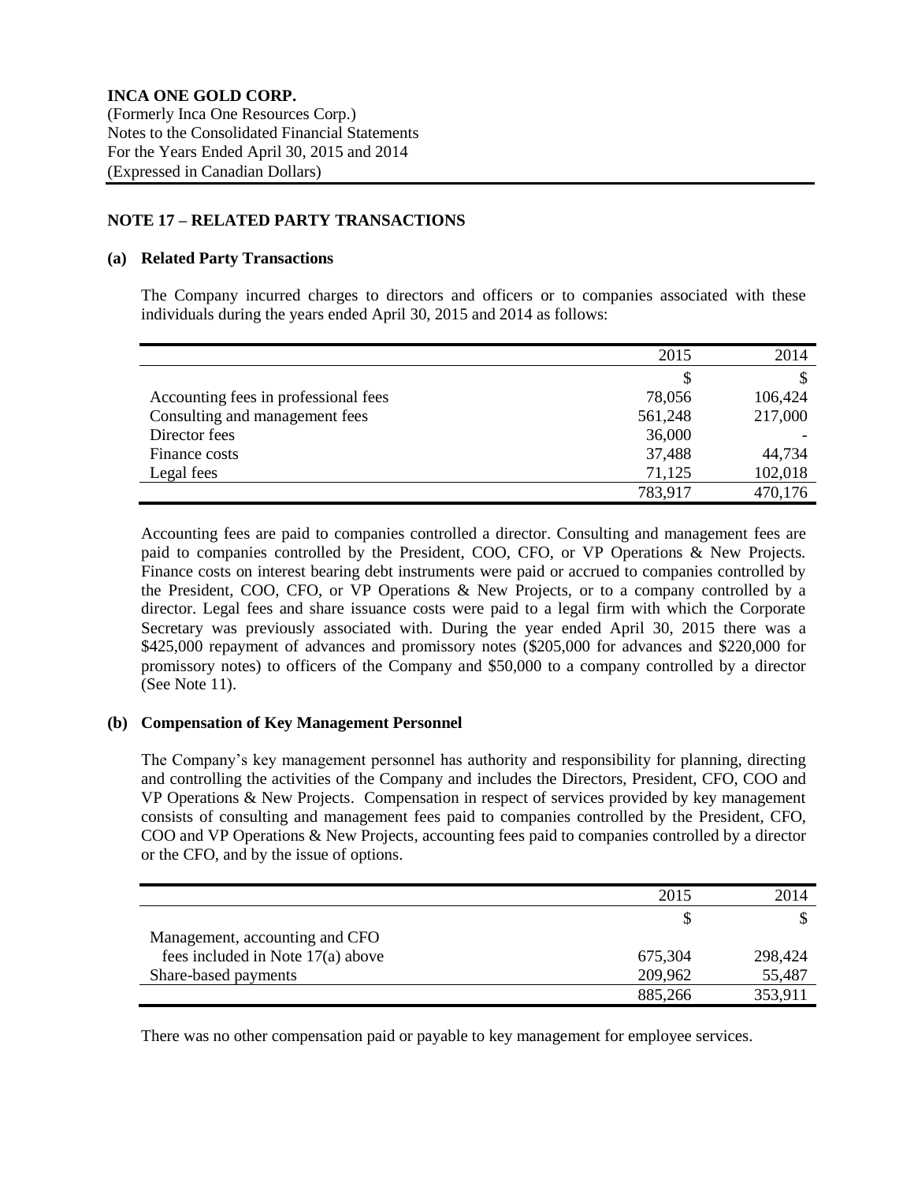**INCA ONE GOLD CORP.**
(Formerly Inca One Resources Corp.)
Notes to the Consolidated Financial Statements
For the Years Ended April 30, 2015 and 2014
(Expressed in Canadian Dollars)

## NOTE 17 – RELATED PARTY TRANSACTIONS

### (a) Related Party Transactions

The Company incurred charges to directors and officers or to companies associated with these individuals during the years ended April 30, 2015 and 2014 as follows:

| | 2015 | 2014 |
|---|---|---|
| | $ | $ |
| Accounting fees in professional fees | 78,056 | 106,424 |
| Consulting and management fees | 561,248 | 217,000 |
| Director fees | 36,000 | - |
| Finance costs | 37,488 | 44,734 |
| Legal fees | 71,125 | 102,018 |
| | 783,917 | 470,176 |

Accounting fees are paid to companies controlled a director. Consulting and management fees are paid to companies controlled by the President, COO, CFO, or VP Operations & New Projects. Finance costs on interest bearing debt instruments were paid or accrued to companies controlled by the President, COO, CFO, or VP Operations & New Projects, or to a company controlled by a director. Legal fees and share issuance costs were paid to a legal firm with which the Corporate Secretary was previously associated with. During the year ended April 30, 2015 there was a $425,000 repayment of advances and promissory notes ($205,000 for advances and $220,000 for promissory notes) to officers of the Company and $50,000 to a company controlled by a director (See Note 11).

### (b) Compensation of Key Management Personnel

The Company's key management personnel has authority and responsibility for planning, directing and controlling the activities of the Company and includes the Directors, President, CFO, COO and VP Operations & New Projects. Compensation in respect of services provided by key management consists of consulting and management fees paid to companies controlled by the President, CFO, COO and VP Operations & New Projects, accounting fees paid to companies controlled by a director or the CFO, and by the issue of options.

| | 2015 | 2014 |
|---|---|---|
| | $ | $ |
| Management, accounting and CFO fees included in Note 17(a) above | 675,304 | 298,424 |
| Share-based payments | 209,962 | 55,487 |
| | 885,266 | 353,911 |

There was no other compensation paid or payable to key management for employee services.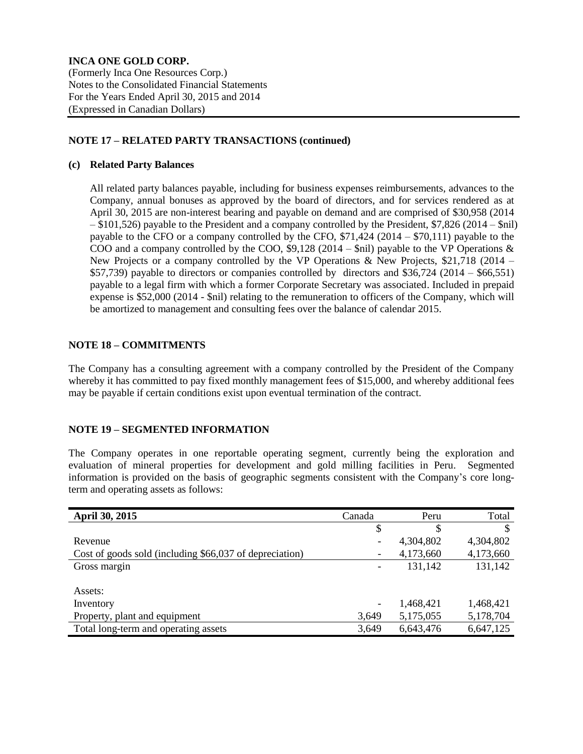**INCA ONE GOLD CORP.**
(Formerly Inca One Resources Corp.)
Notes to the Consolidated Financial Statements
For the Years Ended April 30, 2015 and 2014
(Expressed in Canadian Dollars)

## NOTE 17 – RELATED PARTY TRANSACTIONS (continued)

### (c) Related Party Balances

All related party balances payable, including for business expenses reimbursements, advances to the Company, annual bonuses as approved by the board of directors, and for services rendered as at April 30, 2015 are non-interest bearing and payable on demand and are comprised of $30,958 (2014 – $101,526) payable to the President and a company controlled by the President, $7,826 (2014 – $nil) payable to the CFO or a company controlled by the CFO, $71,424 (2014 – $70,111) payable to the COO and a company controlled by the COO, $9,128 (2014 – $nil) payable to the VP Operations & New Projects or a company controlled by the VP Operations & New Projects, $21,718 (2014 – $57,739) payable to directors or companies controlled by directors and $36,724 (2014 – $66,551) payable to a legal firm with which a former Corporate Secretary was associated. Included in prepaid expense is $52,000 (2014 - $nil) relating to the remuneration to officers of the Company, which will be amortized to management and consulting fees over the balance of calendar 2015.

## NOTE 18 – COMMITMENTS

The Company has a consulting agreement with a company controlled by the President of the Company whereby it has committed to pay fixed monthly management fees of $15,000, and whereby additional fees may be payable if certain conditions exist upon eventual termination of the contract.

## NOTE 19 – SEGMENTED INFORMATION

The Company operates in one reportable operating segment, currently being the exploration and evaluation of mineral properties for development and gold milling facilities in Peru. Segmented information is provided on the basis of geographic segments consistent with the Company's core long-term and operating assets as follows:

| April 30, 2015 | Canada | Peru | Total |
|---|---|---|---|
| | $ | $ | $ |
| Revenue | - | 4,304,802 | 4,304,802 |
| Cost of goods sold (including $66,037 of depreciation) | - | 4,173,660 | 4,173,660 |
| Gross margin | - | 131,142 | 131,142 |
| | | | |
| Assets: | | | |
| Inventory | - | 1,468,421 | 1,468,421 |
| Property, plant and equipment | 3,649 | 5,175,055 | 5,178,704 |
| Total long-term and operating assets | 3,649 | 6,643,476 | 6,647,125 |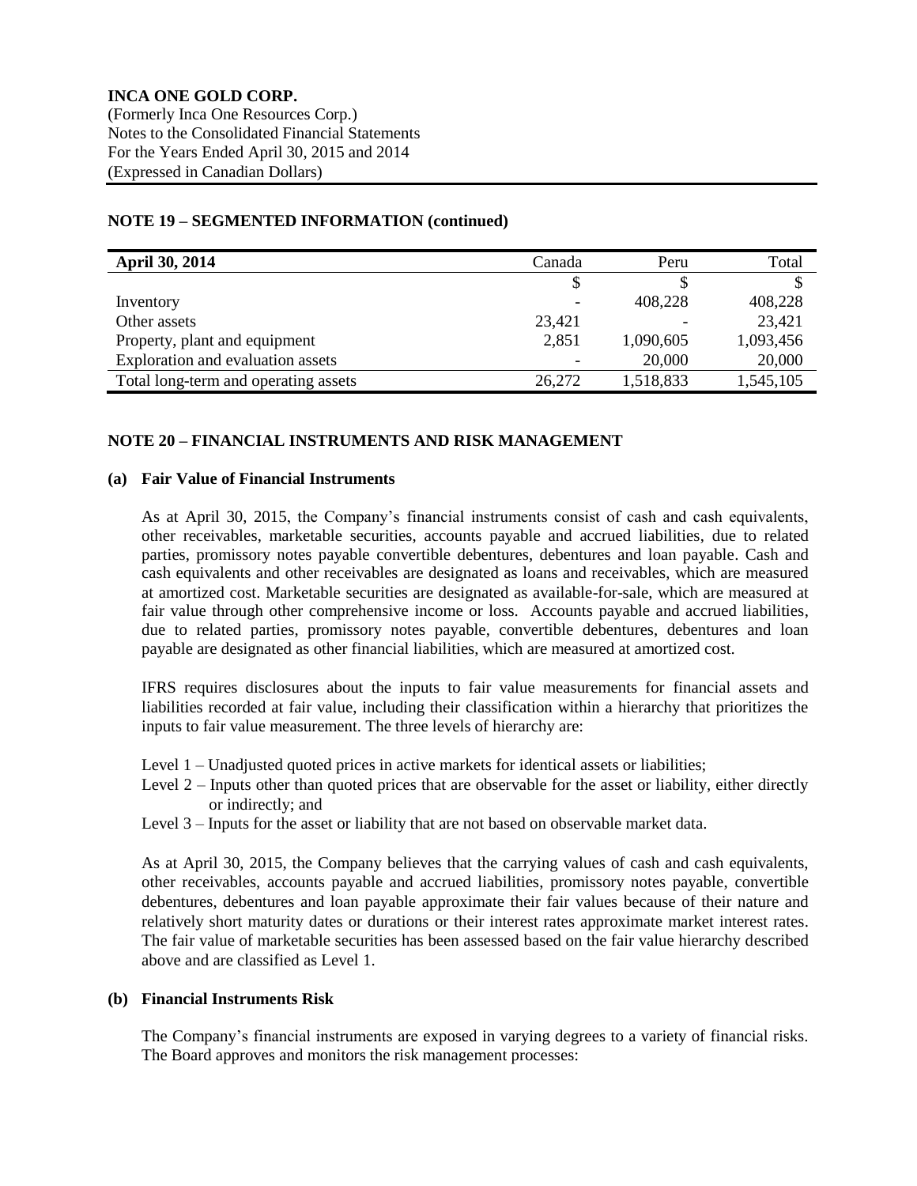**INCA ONE GOLD CORP.**
(Formerly Inca One Resources Corp.)
Notes to the Consolidated Financial Statements
For the Years Ended April 30, 2015 and 2014
(Expressed in Canadian Dollars)

## NOTE 19 – SEGMENTED INFORMATION (continued)

| **April 30, 2014** | Canada | Peru | Total |
|---|---|---|---|
| | $ | $ | $ |
| Inventory | - | 408,228 | 408,228 |
| Other assets | 23,421 | - | 23,421 |
| Property, plant and equipment | 2,851 | 1,090,605 | 1,093,456 |
| Exploration and evaluation assets | - | 20,000 | 20,000 |
| Total long-term and operating assets | 26,272 | 1,518,833 | 1,545,105 |

## NOTE 20 – FINANCIAL INSTRUMENTS AND RISK MANAGEMENT

### (a) Fair Value of Financial Instruments

As at April 30, 2015, the Company's financial instruments consist of cash and cash equivalents, other receivables, marketable securities, accounts payable and accrued liabilities, due to related parties, promissory notes payable convertible debentures, debentures and loan payable. Cash and cash equivalents and other receivables are designated as loans and receivables, which are measured at amortized cost. Marketable securities are designated as available-for-sale, which are measured at fair value through other comprehensive income or loss. Accounts payable and accrued liabilities, due to related parties, promissory notes payable, convertible debentures, debentures and loan payable are designated as other financial liabilities, which are measured at amortized cost.

IFRS requires disclosures about the inputs to fair value measurements for financial assets and liabilities recorded at fair value, including their classification within a hierarchy that prioritizes the inputs to fair value measurement. The three levels of hierarchy are:

- Level 1 – Unadjusted quoted prices in active markets for identical assets or liabilities;
- Level 2 – Inputs other than quoted prices that are observable for the asset or liability, either directly or indirectly; and
- Level 3 – Inputs for the asset or liability that are not based on observable market data.

As at April 30, 2015, the Company believes that the carrying values of cash and cash equivalents, other receivables, accounts payable and accrued liabilities, promissory notes payable, convertible debentures, debentures and loan payable approximate their fair values because of their nature and relatively short maturity dates or durations or their interest rates approximate market interest rates. The fair value of marketable securities has been assessed based on the fair value hierarchy described above and are classified as Level 1.

### (b) Financial Instruments Risk

The Company's financial instruments are exposed in varying degrees to a variety of financial risks. The Board approves and monitors the risk management processes: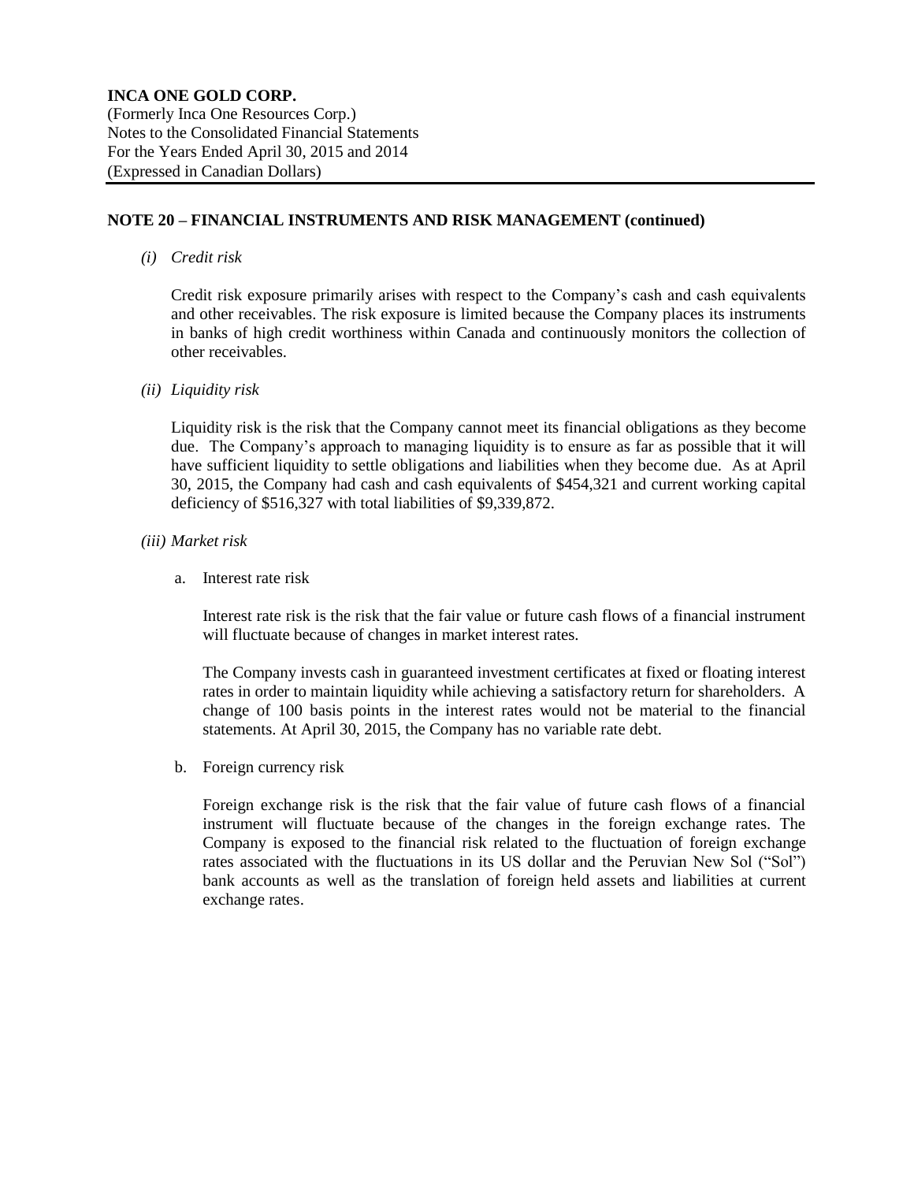## NOTE 20 – FINANCIAL INSTRUMENTS AND RISK MANAGEMENT (continued)

*(i) Credit risk*

Credit risk exposure primarily arises with respect to the Company's cash and cash equivalents and other receivables. The risk exposure is limited because the Company places its instruments in banks of high credit worthiness within Canada and continuously monitors the collection of other receivables.

*(ii) Liquidity risk*

Liquidity risk is the risk that the Company cannot meet its financial obligations as they become due. The Company's approach to managing liquidity is to ensure as far as possible that it will have sufficient liquidity to settle obligations and liabilities when they become due. As at April 30, 2015, the Company had cash and cash equivalents of $454,321 and current working capital deficiency of $516,327 with total liabilities of $9,339,872.

*(iii) Market risk*

a. Interest rate risk

Interest rate risk is the risk that the fair value or future cash flows of a financial instrument will fluctuate because of changes in market interest rates.

The Company invests cash in guaranteed investment certificates at fixed or floating interest rates in order to maintain liquidity while achieving a satisfactory return for shareholders. A change of 100 basis points in the interest rates would not be material to the financial statements. At April 30, 2015, the Company has no variable rate debt.

b. Foreign currency risk

Foreign exchange risk is the risk that the fair value of future cash flows of a financial instrument will fluctuate because of the changes in the foreign exchange rates. The Company is exposed to the financial risk related to the fluctuation of foreign exchange rates associated with the fluctuations in its US dollar and the Peruvian New Sol ("Sol") bank accounts as well as the translation of foreign held assets and liabilities at current exchange rates.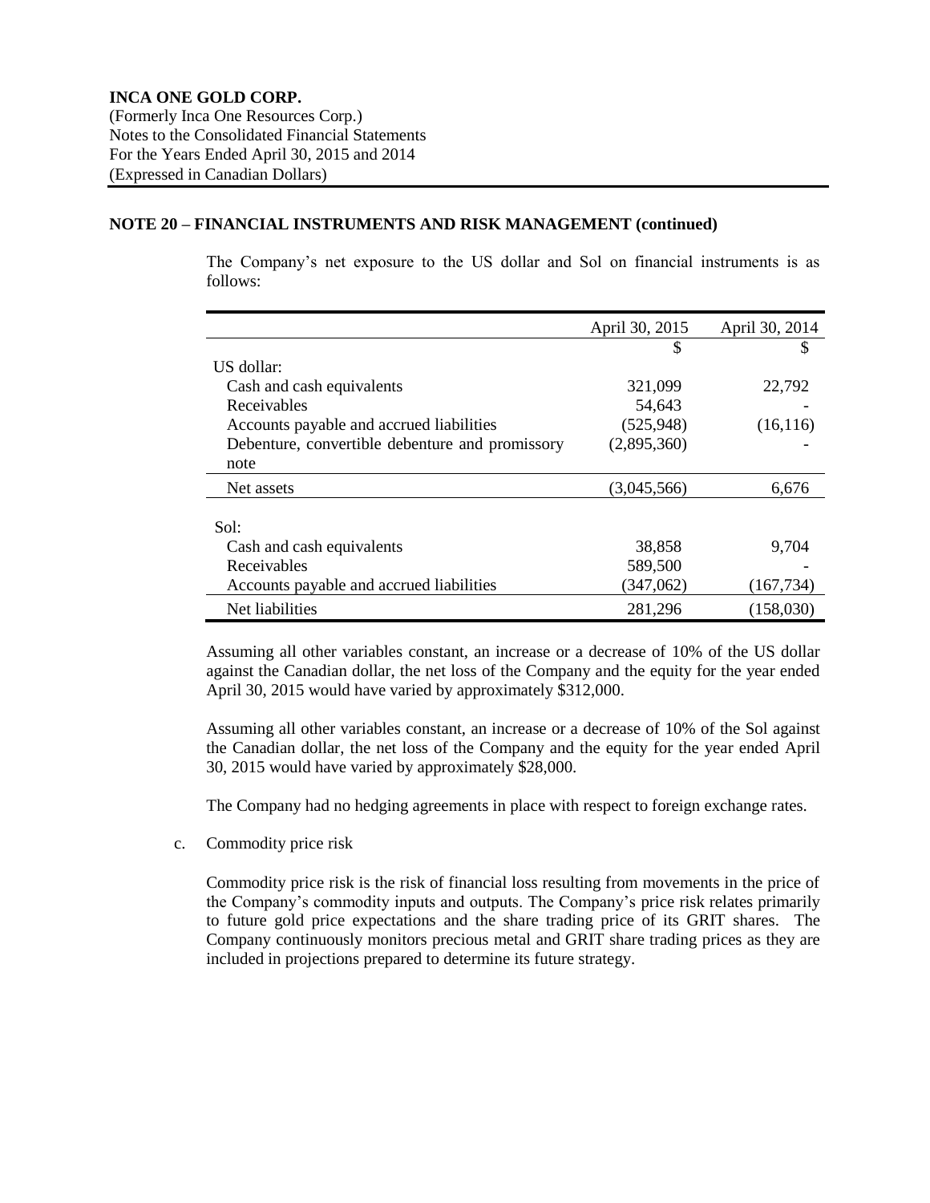**INCA ONE GOLD CORP.**
(Formerly Inca One Resources Corp.)
Notes to the Consolidated Financial Statements
For the Years Ended April 30, 2015 and 2014
(Expressed in Canadian Dollars)

## NOTE 20 – FINANCIAL INSTRUMENTS AND RISK MANAGEMENT (continued)

The Company's net exposure to the US dollar and Sol on financial instruments is as follows:

| | April 30, 2015 | April 30, 2014 |
|---|---|---|
| | $ | $ |
| US dollar: | | |
| Cash and cash equivalents | 321,099 | 22,792 |
| Receivables | 54,643 | - |
| Accounts payable and accrued liabilities | (525,948) | (16,116) |
| Debenture, convertible debenture and promissory note | (2,895,360) | - |
| Net assets | (3,045,566) | 6,676 |
| Sol: | | |
| Cash and cash equivalents | 38,858 | 9,704 |
| Receivables | 589,500 | - |
| Accounts payable and accrued liabilities | (347,062) | (167,734) |
| Net liabilities | 281,296 | (158,030) |

Assuming all other variables constant, an increase or a decrease of 10% of the US dollar against the Canadian dollar, the net loss of the Company and the equity for the year ended April 30, 2015 would have varied by approximately $312,000.

Assuming all other variables constant, an increase or a decrease of 10% of the Sol against the Canadian dollar, the net loss of the Company and the equity for the year ended April 30, 2015 would have varied by approximately $28,000.

The Company had no hedging agreements in place with respect to foreign exchange rates.

c. Commodity price risk

Commodity price risk is the risk of financial loss resulting from movements in the price of the Company's commodity inputs and outputs. The Company's price risk relates primarily to future gold price expectations and the share trading price of its GRIT shares. The Company continuously monitors precious metal and GRIT share trading prices as they are included in projections prepared to determine its future strategy.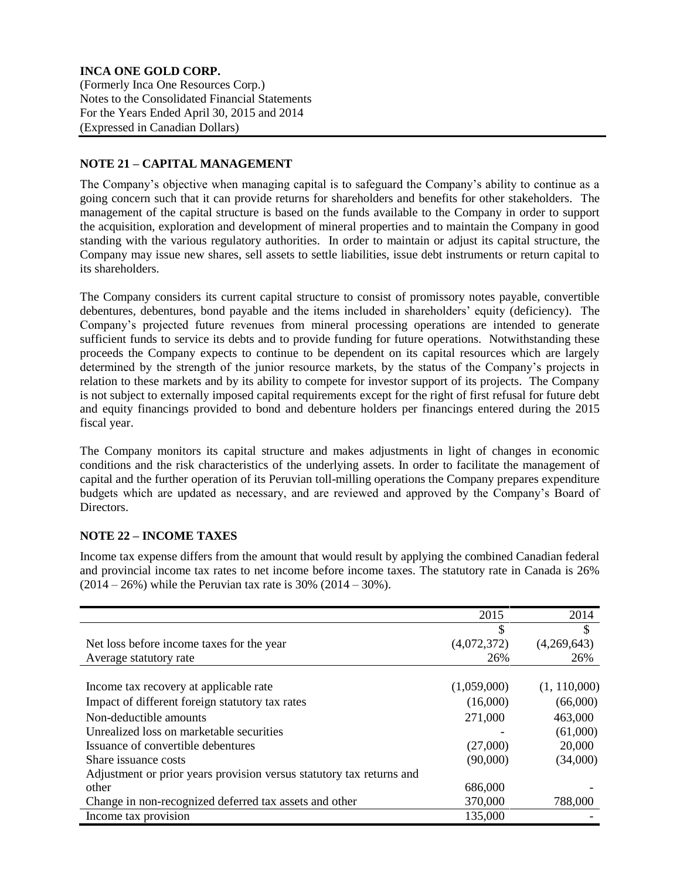**INCA ONE GOLD CORP.**
(Formerly Inca One Resources Corp.)
Notes to the Consolidated Financial Statements
For the Years Ended April 30, 2015 and 2014
(Expressed in Canadian Dollars)

## NOTE 21 – CAPITAL MANAGEMENT

The Company's objective when managing capital is to safeguard the Company's ability to continue as a going concern such that it can provide returns for shareholders and benefits for other stakeholders. The management of the capital structure is based on the funds available to the Company in order to support the acquisition, exploration and development of mineral properties and to maintain the Company in good standing with the various regulatory authorities. In order to maintain or adjust its capital structure, the Company may issue new shares, sell assets to settle liabilities, issue debt instruments or return capital to its shareholders.

The Company considers its current capital structure to consist of promissory notes payable, convertible debentures, debentures, bond payable and the items included in shareholders' equity (deficiency). The Company's projected future revenues from mineral processing operations are intended to generate sufficient funds to service its debts and to provide funding for future operations. Notwithstanding these proceeds the Company expects to continue to be dependent on its capital resources which are largely determined by the strength of the junior resource markets, by the status of the Company's projects in relation to these markets and by its ability to compete for investor support of its projects. The Company is not subject to externally imposed capital requirements except for the right of first refusal for future debt and equity financings provided to bond and debenture holders per financings entered during the 2015 fiscal year.

The Company monitors its capital structure and makes adjustments in light of changes in economic conditions and the risk characteristics of the underlying assets. In order to facilitate the management of capital and the further operation of its Peruvian toll-milling operations the Company prepares expenditure budgets which are updated as necessary, and are reviewed and approved by the Company's Board of Directors.

## NOTE 22 – INCOME TAXES

Income tax expense differs from the amount that would result by applying the combined Canadian federal and provincial income tax rates to net income before income taxes. The statutory rate in Canada is 26% (2014 – 26%) while the Peruvian tax rate is 30% (2014 – 30%).

| | 2015 | 2014 |
|---|---|---|
| | $ | $ |
| Net loss before income taxes for the year | (4,072,372) | (4,269,643) |
| Average statutory rate | 26% | 26% |
| | | |
| Income tax recovery at applicable rate | (1,059,000) | (1, 110,000) |
| Impact of different foreign statutory tax rates | (16,000) | (66,000) |
| Non-deductible amounts | 271,000 | 463,000 |
| Unrealized loss on marketable securities | - | (61,000) |
| Issuance of convertible debentures | (27,000) | 20,000 |
| Share issuance costs | (90,000) | (34,000) |
| Adjustment or prior years provision versus statutory tax returns and other | 686,000 | - |
| Change in non-recognized deferred tax assets and other | 370,000 | 788,000 |
| Income tax provision | 135,000 | - |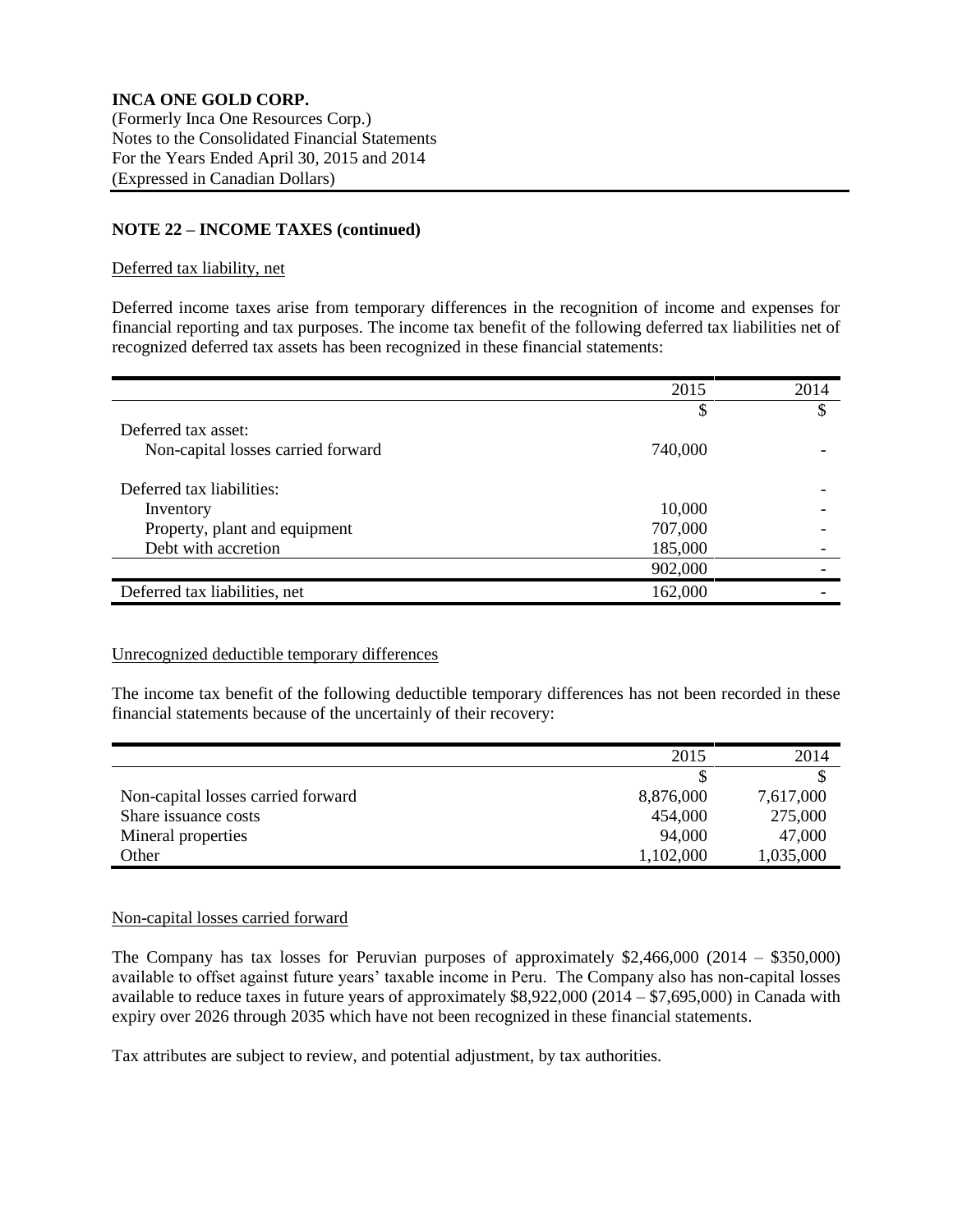**INCA ONE GOLD CORP.**
(Formerly Inca One Resources Corp.)
Notes to the Consolidated Financial Statements
For the Years Ended April 30, 2015 and 2014
(Expressed in Canadian Dollars)

**NOTE 22 – INCOME TAXES (continued)**

Deferred tax liability, net

Deferred income taxes arise from temporary differences in the recognition of income and expenses for financial reporting and tax purposes. The income tax benefit of the following deferred tax liabilities net of recognized deferred tax assets has been recognized in these financial statements:

| | 2015 | 2014 |
|---|---|---|
| | $ | $ |
| Deferred tax asset: | | |
| Non-capital losses carried forward | 740,000 | - |
| | | |
| Deferred tax liabilities: | | - |
| Inventory | 10,000 | - |
| Property, plant and equipment | 707,000 | - |
| Debt with accretion | 185,000 | - |
| | 902,000 | - |
| Deferred tax liabilities, net | 162,000 | - |

Unrecognized deductible temporary differences

The income tax benefit of the following deductible temporary differences has not been recorded in these financial statements because of the uncertainly of their recovery:

| | 2015 | 2014 |
|---|---|---|
| | $ | $ |
| Non-capital losses carried forward | 8,876,000 | 7,617,000 |
| Share issuance costs | 454,000 | 275,000 |
| Mineral properties | 94,000 | 47,000 |
| Other | 1,102,000 | 1,035,000 |

Non-capital losses carried forward

The Company has tax losses for Peruvian purposes of approximately $2,466,000 (2014 – $350,000) available to offset against future years' taxable income in Peru. The Company also has non-capital losses available to reduce taxes in future years of approximately $8,922,000 (2014 – $7,695,000) in Canada with expiry over 2026 through 2035 which have not been recognized in these financial statements.

Tax attributes are subject to review, and potential adjustment, by tax authorities.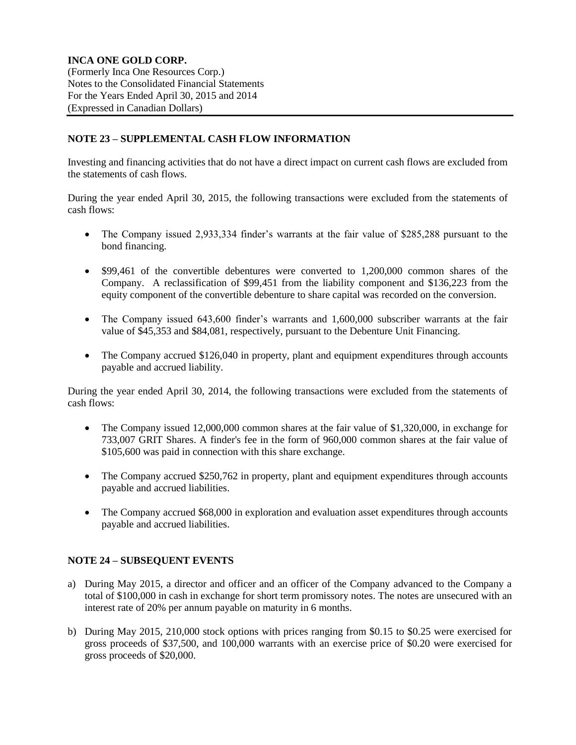## NOTE 23 – SUPPLEMENTAL CASH FLOW INFORMATION

Investing and financing activities that do not have a direct impact on current cash flows are excluded from the statements of cash flows.

During the year ended April 30, 2015, the following transactions were excluded from the statements of cash flows:

- The Company issued 2,933,334 finder's warrants at the fair value of $285,288 pursuant to the bond financing.
- $99,461 of the convertible debentures were converted to 1,200,000 common shares of the Company. A reclassification of $99,451 from the liability component and $136,223 from the equity component of the convertible debenture to share capital was recorded on the conversion.
- The Company issued 643,600 finder's warrants and 1,600,000 subscriber warrants at the fair value of $45,353 and $84,081, respectively, pursuant to the Debenture Unit Financing.
- The Company accrued $126,040 in property, plant and equipment expenditures through accounts payable and accrued liability.

During the year ended April 30, 2014, the following transactions were excluded from the statements of cash flows:

- The Company issued 12,000,000 common shares at the fair value of $1,320,000, in exchange for 733,007 GRIT Shares. A finder's fee in the form of 960,000 common shares at the fair value of $105,600 was paid in connection with this share exchange.
- The Company accrued $250,762 in property, plant and equipment expenditures through accounts payable and accrued liabilities.
- The Company accrued $68,000 in exploration and evaluation asset expenditures through accounts payable and accrued liabilities.

## NOTE 24 – SUBSEQUENT EVENTS

a) During May 2015, a director and officer and an officer of the Company advanced to the Company a total of $100,000 in cash in exchange for short term promissory notes. The notes are unsecured with an interest rate of 20% per annum payable on maturity in 6 months.

b) During May 2015, 210,000 stock options with prices ranging from $0.15 to $0.25 were exercised for gross proceeds of $37,500, and 100,000 warrants with an exercise price of $0.20 were exercised for gross proceeds of $20,000.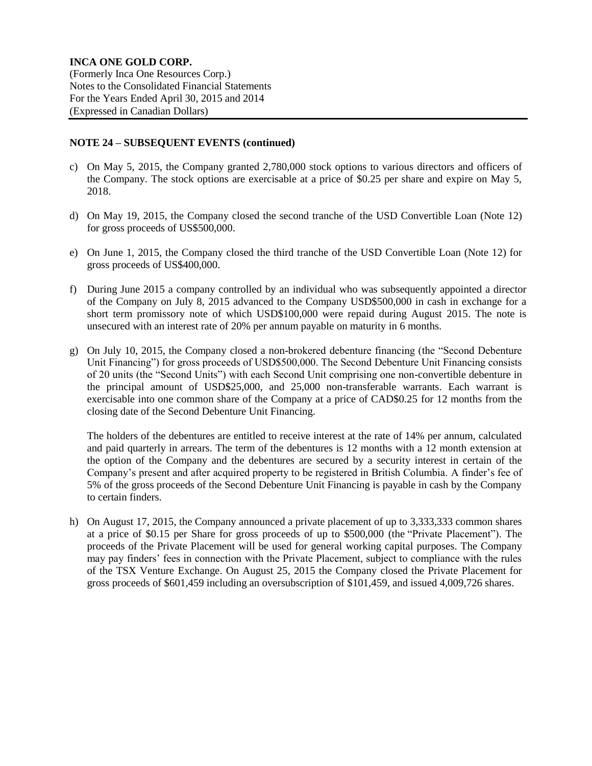**INCA ONE GOLD CORP.**
(Formerly Inca One Resources Corp.)
Notes to the Consolidated Financial Statements
For the Years Ended April 30, 2015 and 2014
(Expressed in Canadian Dollars)

## NOTE 24 – SUBSEQUENT EVENTS (continued)

c) On May 5, 2015, the Company granted 2,780,000 stock options to various directors and officers of the Company. The stock options are exercisable at a price of $0.25 per share and expire on May 5, 2018.

d) On May 19, 2015, the Company closed the second tranche of the USD Convertible Loan (Note 12) for gross proceeds of US$500,000.

e) On June 1, 2015, the Company closed the third tranche of the USD Convertible Loan (Note 12) for gross proceeds of US$400,000.

f) During June 2015 a company controlled by an individual who was subsequently appointed a director of the Company on July 8, 2015 advanced to the Company USD$500,000 in cash in exchange for a short term promissory note of which USD$100,000 were repaid during August 2015. The note is unsecured with an interest rate of 20% per annum payable on maturity in 6 months.

g) On July 10, 2015, the Company closed a non-brokered debenture financing (the "Second Debenture Unit Financing") for gross proceeds of USD$500,000. The Second Debenture Unit Financing consists of 20 units (the "Second Units") with each Second Unit comprising one non-convertible debenture in the principal amount of USD$25,000, and 25,000 non-transferable warrants. Each warrant is exercisable into one common share of the Company at a price of CAD$0.25 for 12 months from the closing date of the Second Debenture Unit Financing.

   The holders of the debentures are entitled to receive interest at the rate of 14% per annum, calculated and paid quarterly in arrears. The term of the debentures is 12 months with a 12 month extension at the option of the Company and the debentures are secured by a security interest in certain of the Company's present and after acquired property to be registered in British Columbia. A finder's fee of 5% of the gross proceeds of the Second Debenture Unit Financing is payable in cash by the Company to certain finders.

h) On August 17, 2015, the Company announced a private placement of up to 3,333,333 common shares at a price of $0.15 per Share for gross proceeds of up to $500,000 (the "Private Placement"). The proceeds of the Private Placement will be used for general working capital purposes. The Company may pay finders' fees in connection with the Private Placement, subject to compliance with the rules of the TSX Venture Exchange. On August 25, 2015 the Company closed the Private Placement for gross proceeds of $601,459 including an oversubscription of $101,459, and issued 4,009,726 shares.